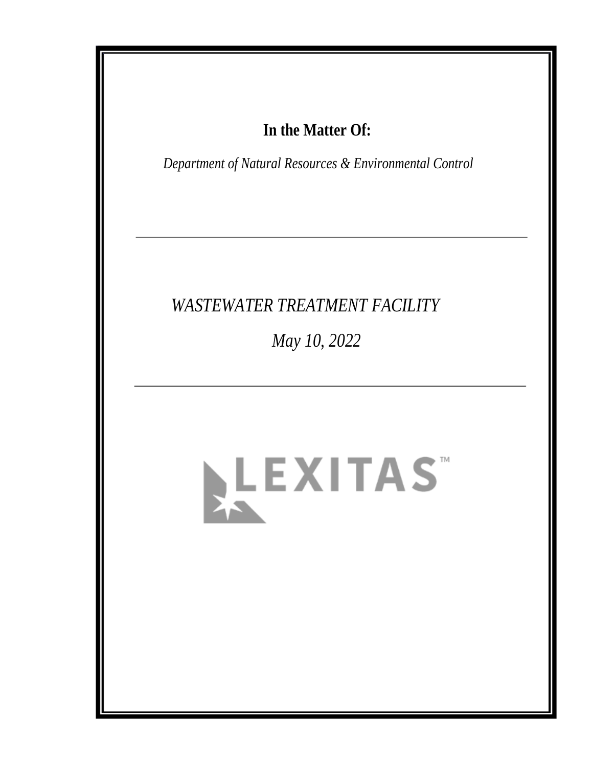**In the Matter Of:**

*Department of Natural Resources & Environmental Control*

---

*WASTEWATER TREATMENT FACILITY*

*May 10, 2022*

---

LEXITAS™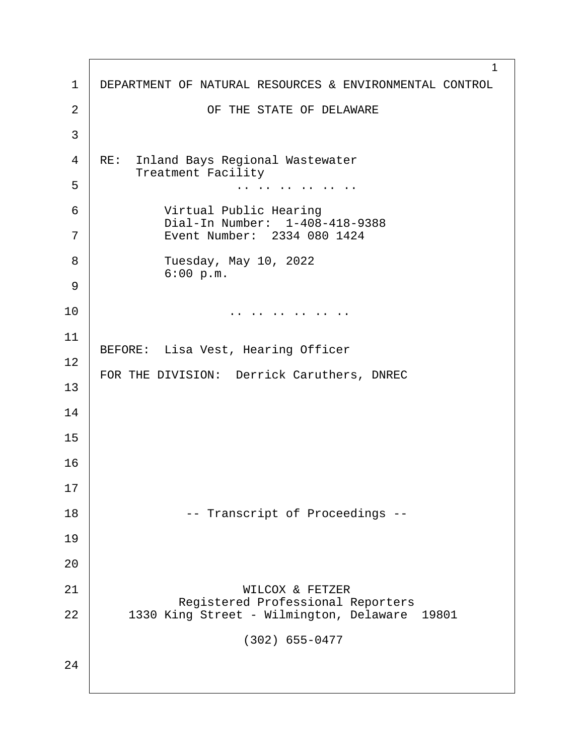DEPARTMENT OF NATURAL RESOURCES & ENVIRONMENTAL CONTROL

OF THE STATE OF DELAWARE

RE: Inland Bays Regional Wastewater Treatment Facility

.. .. .. .. .. ..

Virtual Public Hearing
Dial-In Number: 1-408-418-9388
Event Number: 2334 080 1424

Tuesday, May 10, 2022
6:00 p.m.

.. .. .. .. .. ..

BEFORE: Lisa Vest, Hearing Officer

FOR THE DIVISION: Derrick Caruthers, DNREC

-- Transcript of Proceedings --

WILCOX & FETZER
Registered Professional Reporters
1330 King Street - Wilmington, Delaware 19801

(302) 655-0477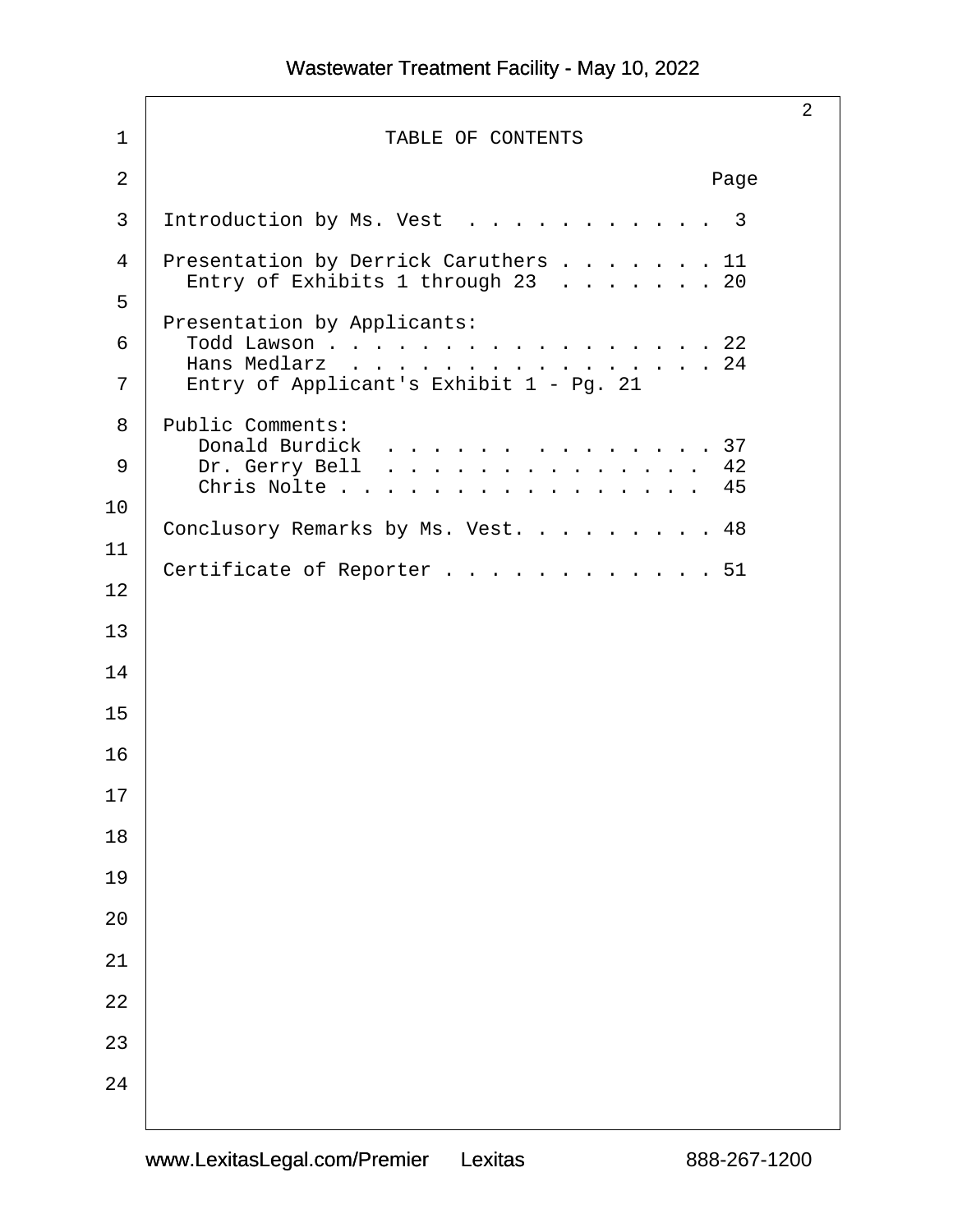# TABLE OF CONTENTS

| | Page |
|---|---|
| Introduction by Ms. Vest | 3 |
| Presentation by Derrick Caruthers | 11 |
| Entry of Exhibits 1 through 23 | 20 |
| Presentation by Applicants: | |
| Todd Lawson | 22 |
| Hans Medlarz | 24 |
| Entry of Applicant's Exhibit 1 - Pg. 21 | |
| Public Comments: | |
| Donald Burdick | 37 |
| Dr. Gerry Bell | 42 |
| Chris Nolte | 45 |
| Conclusory Remarks by Ms. Vest | 48 |
| Certificate of Reporter | 51 |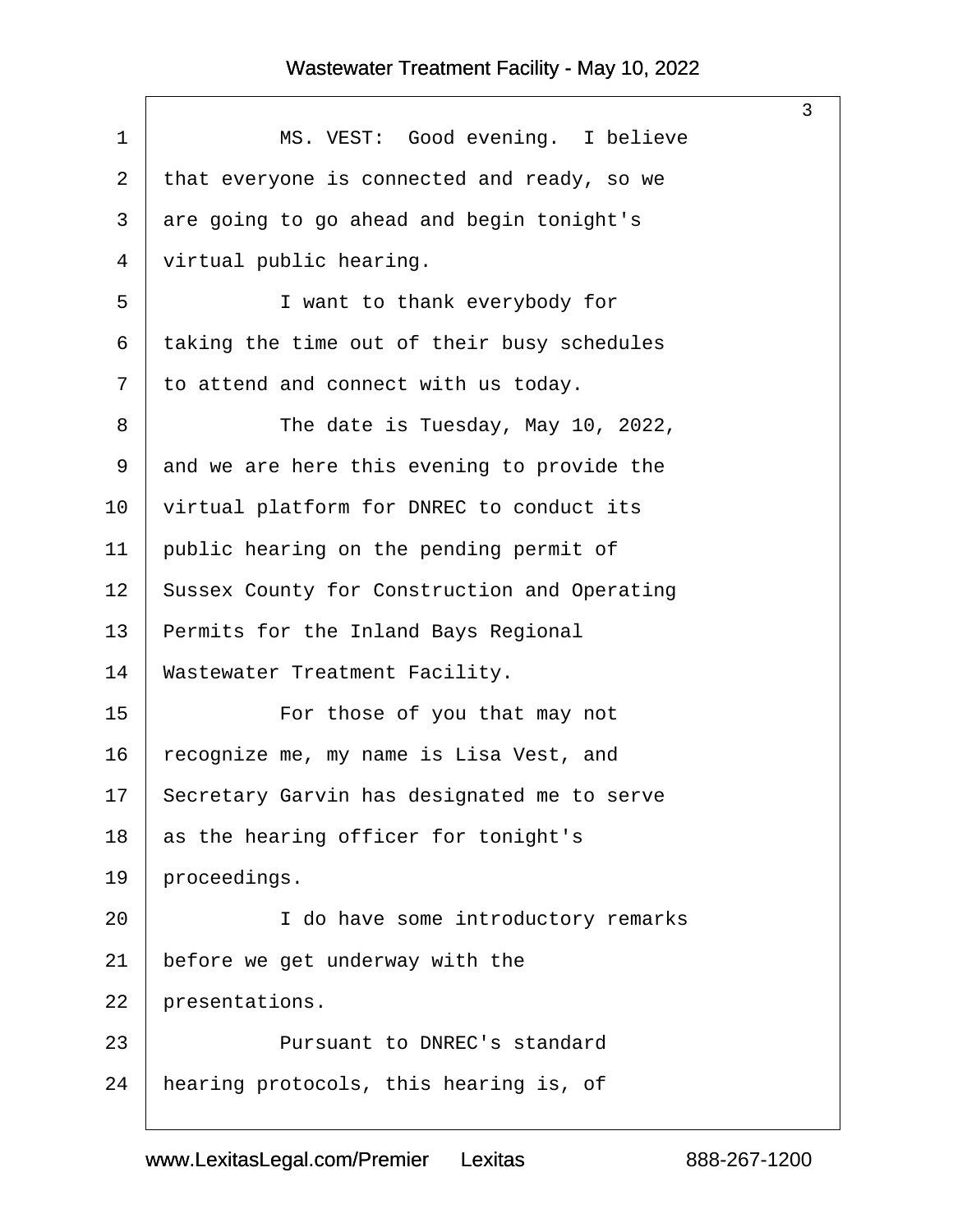1 MS. VEST: Good evening. I believe
2 that everyone is connected and ready, so we
3 are going to go ahead and begin tonight's
4 virtual public hearing.
5 I want to thank everybody for
6 taking the time out of their busy schedules
7 to attend and connect with us today.
8 The date is Tuesday, May 10, 2022,
9 and we are here this evening to provide the
10 virtual platform for DNREC to conduct its
11 public hearing on the pending permit of
12 Sussex County for Construction and Operating
13 Permits for the Inland Bays Regional
14 Wastewater Treatment Facility.
15 For those of you that may not
16 recognize me, my name is Lisa Vest, and
17 Secretary Garvin has designated me to serve
18 as the hearing officer for tonight's
19 proceedings.
20 I do have some introductory remarks
21 before we get underway with the
22 presentations.
23 Pursuant to DNREC's standard
24 hearing protocols, this hearing is, of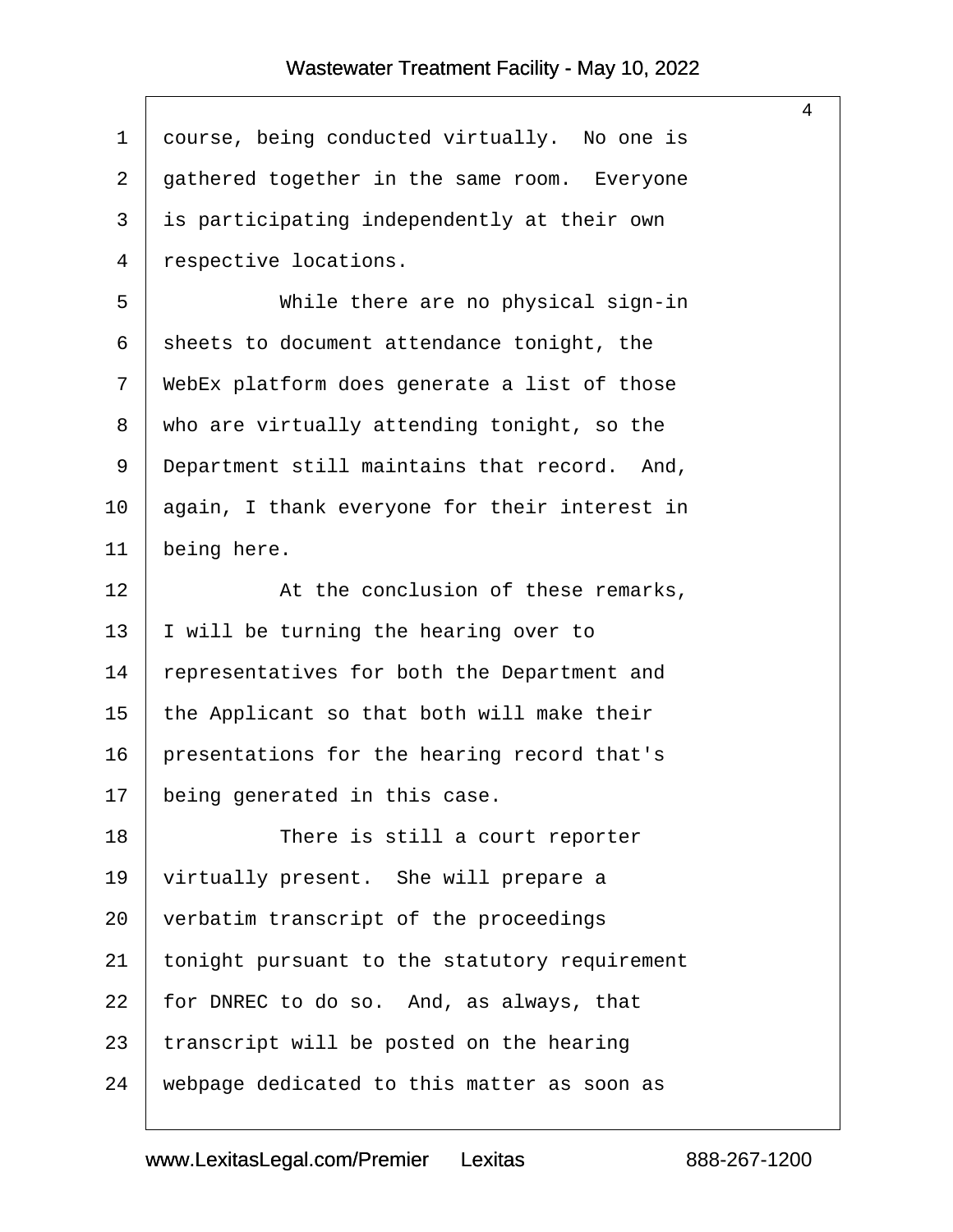course, being conducted virtually. No one is gathered together in the same room. Everyone is participating independently at their own respective locations.

While there are no physical sign-in sheets to document attendance tonight, the WebEx platform does generate a list of those who are virtually attending tonight, so the Department still maintains that record. And, again, I thank everyone for their interest in being here.

At the conclusion of these remarks, I will be turning the hearing over to representatives for both the Department and the Applicant so that both will make their presentations for the hearing record that's being generated in this case.

There is still a court reporter virtually present. She will prepare a verbatim transcript of the proceedings tonight pursuant to the statutory requirement for DNREC to do so. And, as always, that transcript will be posted on the hearing webpage dedicated to this matter as soon as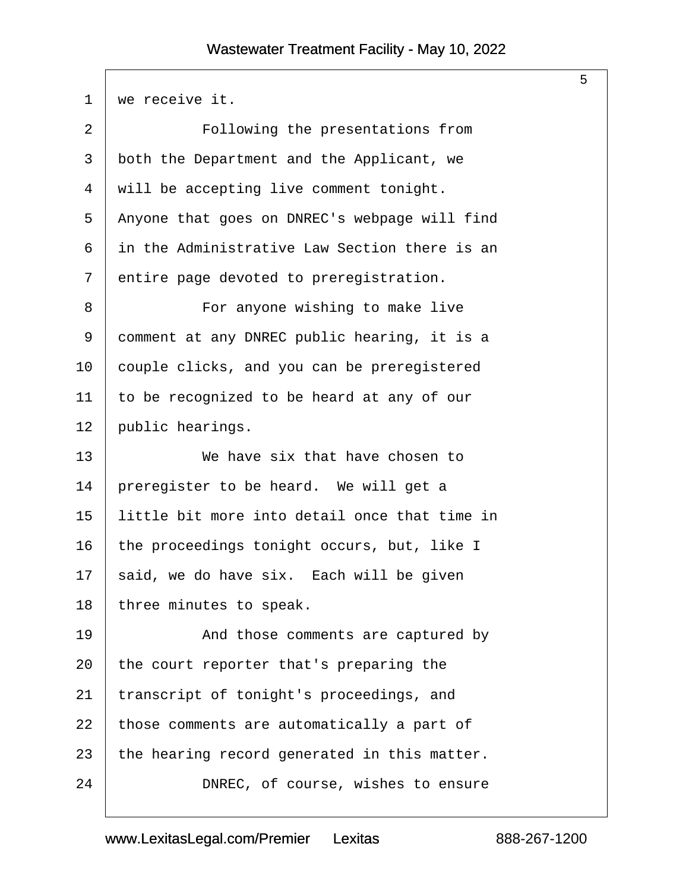we receive it.

Following the presentations from both the Department and the Applicant, we will be accepting live comment tonight. Anyone that goes on DNREC's webpage will find in the Administrative Law Section there is an entire page devoted to preregistration.

For anyone wishing to make live comment at any DNREC public hearing, it is a couple clicks, and you can be preregistered to be recognized to be heard at any of our public hearings.

We have six that have chosen to preregister to be heard. We will get a little bit more into detail once that time in the proceedings tonight occurs, but, like I said, we do have six. Each will be given three minutes to speak.

And those comments are captured by the court reporter that's preparing the transcript of tonight's proceedings, and those comments are automatically a part of the hearing record generated in this matter.

DNREC, of course, wishes to ensure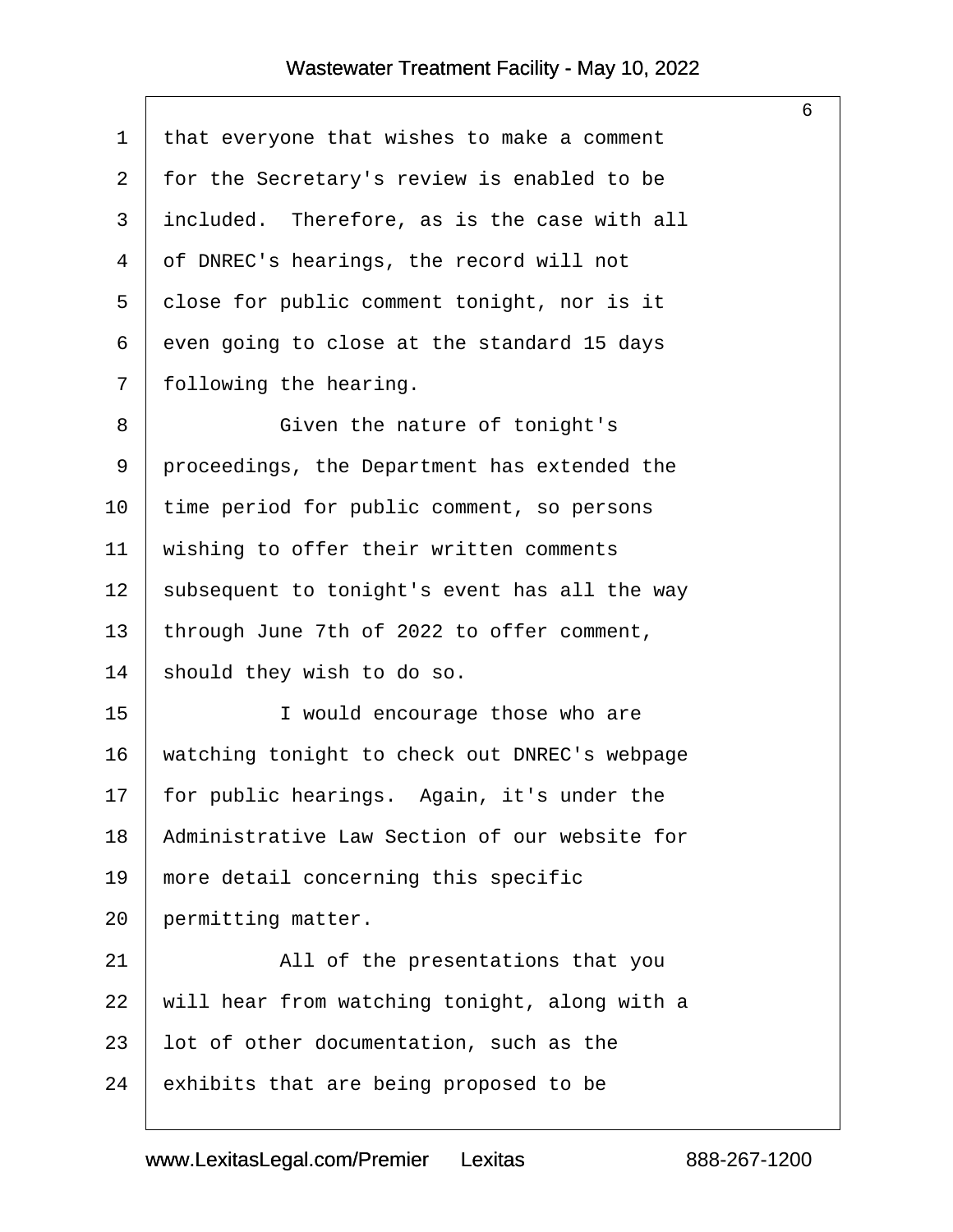that everyone that wishes to make a comment for the Secretary's review is enabled to be included. Therefore, as is the case with all of DNREC's hearings, the record will not close for public comment tonight, nor is it even going to close at the standard 15 days following the hearing.

Given the nature of tonight's proceedings, the Department has extended the time period for public comment, so persons wishing to offer their written comments subsequent to tonight's event has all the way through June 7th of 2022 to offer comment, should they wish to do so.

I would encourage those who are watching tonight to check out DNREC's webpage for public hearings. Again, it's under the Administrative Law Section of our website for more detail concerning this specific permitting matter.

All of the presentations that you will hear from watching tonight, along with a lot of other documentation, such as the exhibits that are being proposed to be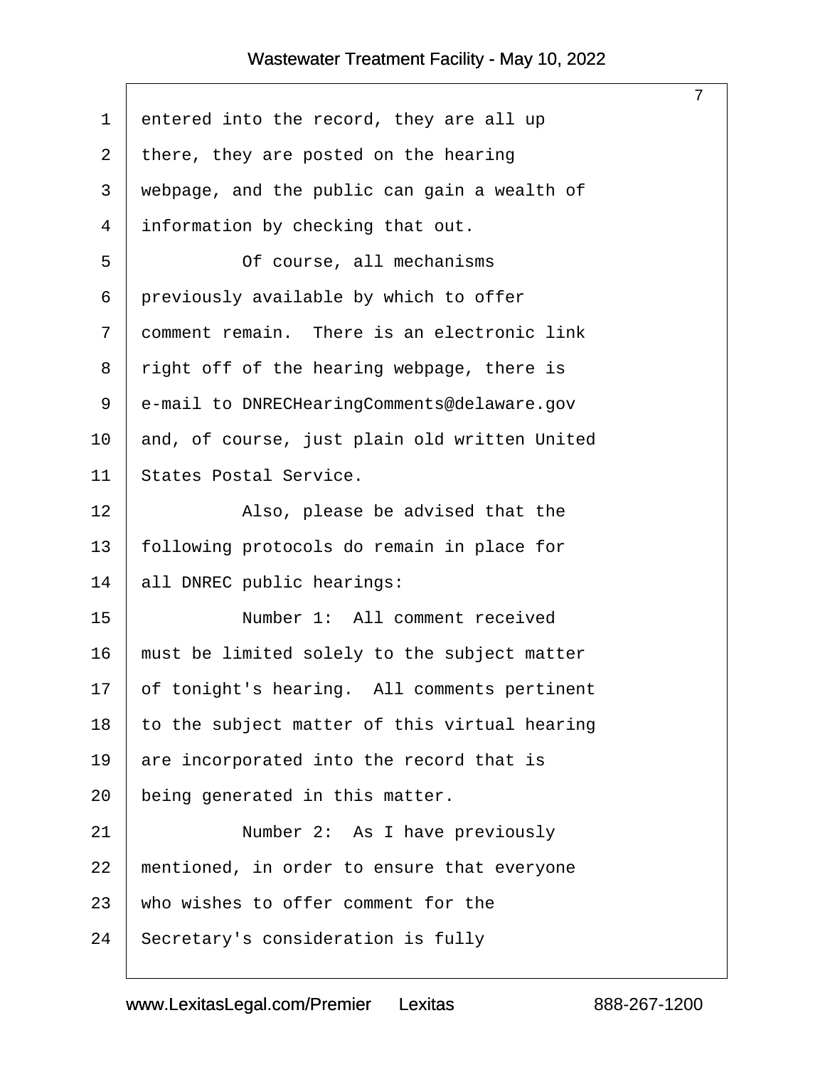entered into the record, they are all up there, they are posted on the hearing webpage, and the public can gain a wealth of information by checking that out.

Of course, all mechanisms previously available by which to offer comment remain. There is an electronic link right off of the hearing webpage, there is e-mail to DNRECHearingComments@delaware.gov and, of course, just plain old written United States Postal Service.

Also, please be advised that the following protocols do remain in place for all DNREC public hearings:

Number 1: All comment received must be limited solely to the subject matter of tonight's hearing. All comments pertinent to the subject matter of this virtual hearing are incorporated into the record that is being generated in this matter.

Number 2: As I have previously mentioned, in order to ensure that everyone who wishes to offer comment for the Secretary's consideration is fully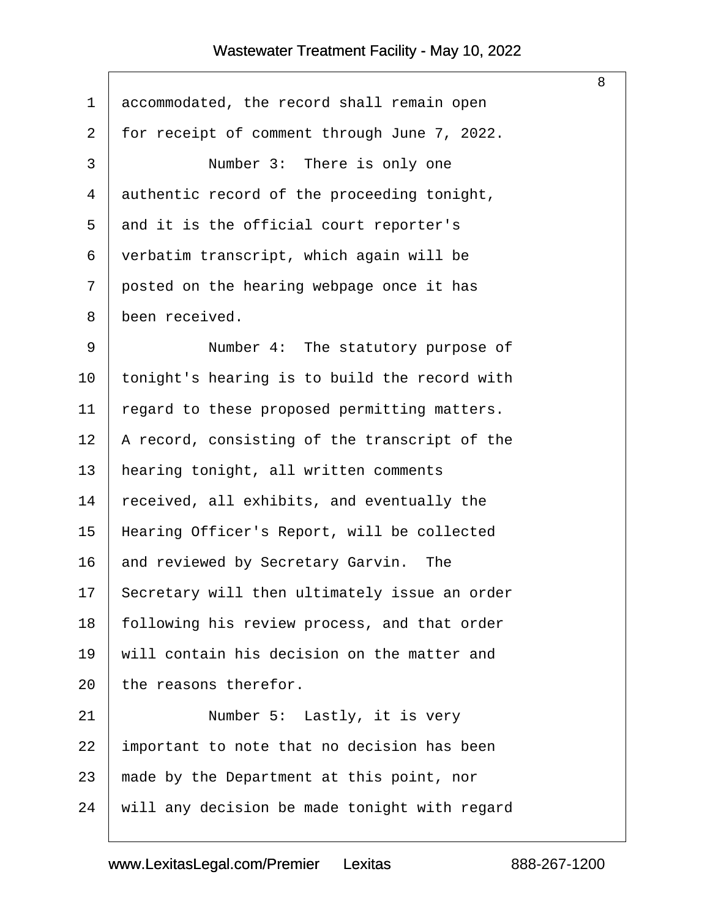accommodated, the record shall remain open for receipt of comment through June 7, 2022.

Number 3: There is only one authentic record of the proceeding tonight, and it is the official court reporter's verbatim transcript, which again will be posted on the hearing webpage once it has been received.

Number 4: The statutory purpose of tonight's hearing is to build the record with regard to these proposed permitting matters. A record, consisting of the transcript of the hearing tonight, all written comments received, all exhibits, and eventually the Hearing Officer's Report, will be collected and reviewed by Secretary Garvin. The Secretary will then ultimately issue an order following his review process, and that order will contain his decision on the matter and the reasons therefor.

Number 5: Lastly, it is very important to note that no decision has been made by the Department at this point, nor will any decision be made tonight with regard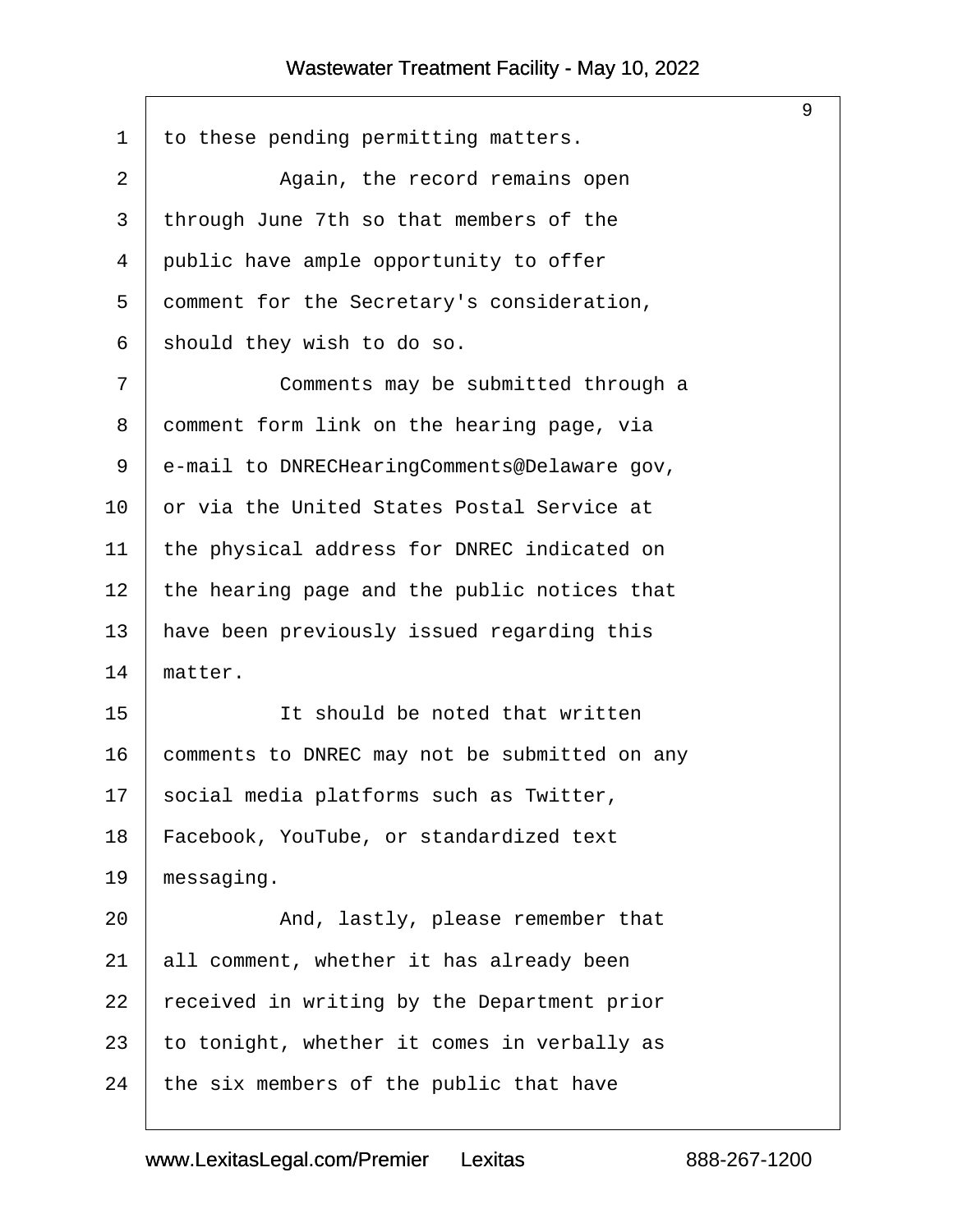to these pending permitting matters.

Again, the record remains open through June 7th so that members of the public have ample opportunity to offer comment for the Secretary's consideration, should they wish to do so.

Comments may be submitted through a comment form link on the hearing page, via e-mail to DNRECHearingComments@Delaware gov, or via the United States Postal Service at the physical address for DNREC indicated on the hearing page and the public notices that have been previously issued regarding this matter.

It should be noted that written comments to DNREC may not be submitted on any social media platforms such as Twitter, Facebook, YouTube, or standardized text messaging.

And, lastly, please remember that all comment, whether it has already been received in writing by the Department prior to tonight, whether it comes in verbally as the six members of the public that have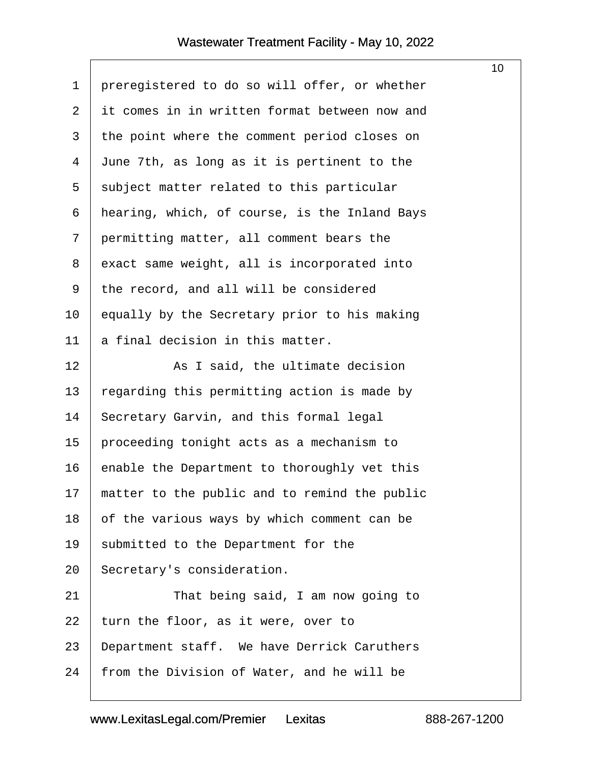preregistered to do so will offer, or whether it comes in in written format between now and the point where the comment period closes on June 7th, as long as it is pertinent to the subject matter related to this particular hearing, which, of course, is the Inland Bays permitting matter, all comment bears the exact same weight, all is incorporated into the record, and all will be considered equally by the Secretary prior to his making a final decision in this matter.

As I said, the ultimate decision regarding this permitting action is made by Secretary Garvin, and this formal legal proceeding tonight acts as a mechanism to enable the Department to thoroughly vet this matter to the public and to remind the public of the various ways by which comment can be submitted to the Department for the Secretary's consideration.

That being said, I am now going to turn the floor, as it were, over to Department staff. We have Derrick Caruthers from the Division of Water, and he will be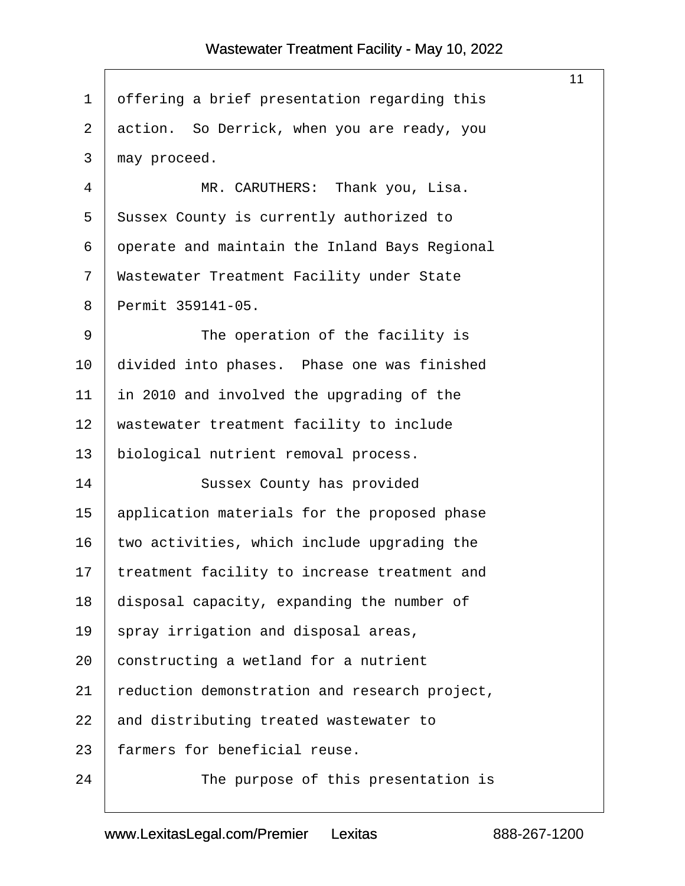offering a brief presentation regarding this action. So Derrick, when you are ready, you may proceed.

MR. CARUTHERS: Thank you, Lisa. Sussex County is currently authorized to operate and maintain the Inland Bays Regional Wastewater Treatment Facility under State Permit 359141-05.

The operation of the facility is divided into phases. Phase one was finished in 2010 and involved the upgrading of the wastewater treatment facility to include biological nutrient removal process.

Sussex County has provided application materials for the proposed phase two activities, which include upgrading the treatment facility to increase treatment and disposal capacity, expanding the number of spray irrigation and disposal areas, constructing a wetland for a nutrient reduction demonstration and research project, and distributing treated wastewater to farmers for beneficial reuse.

The purpose of this presentation is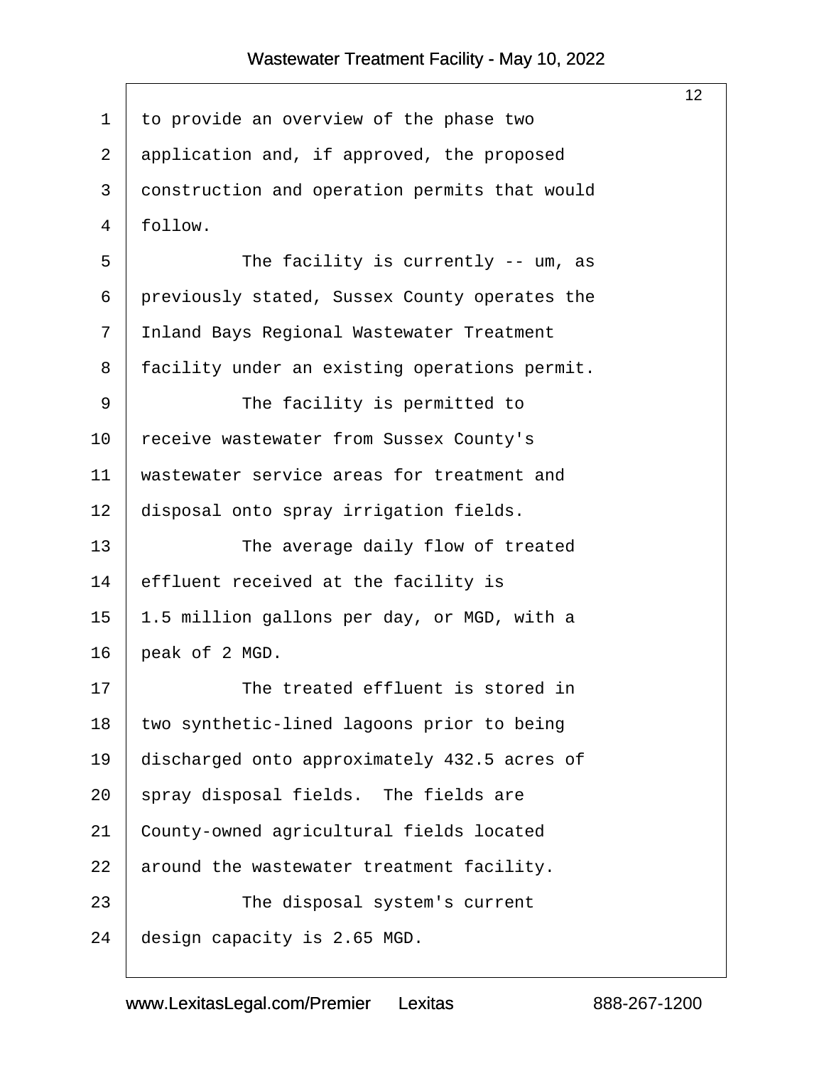to provide an overview of the phase two application and, if approved, the proposed construction and operation permits that would follow.

The facility is currently -- um, as previously stated, Sussex County operates the Inland Bays Regional Wastewater Treatment facility under an existing operations permit.

The facility is permitted to receive wastewater from Sussex County's wastewater service areas for treatment and disposal onto spray irrigation fields.

The average daily flow of treated effluent received at the facility is 1.5 million gallons per day, or MGD, with a peak of 2 MGD.

The treated effluent is stored in two synthetic-lined lagoons prior to being discharged onto approximately 432.5 acres of spray disposal fields. The fields are County-owned agricultural fields located around the wastewater treatment facility.

The disposal system's current design capacity is 2.65 MGD.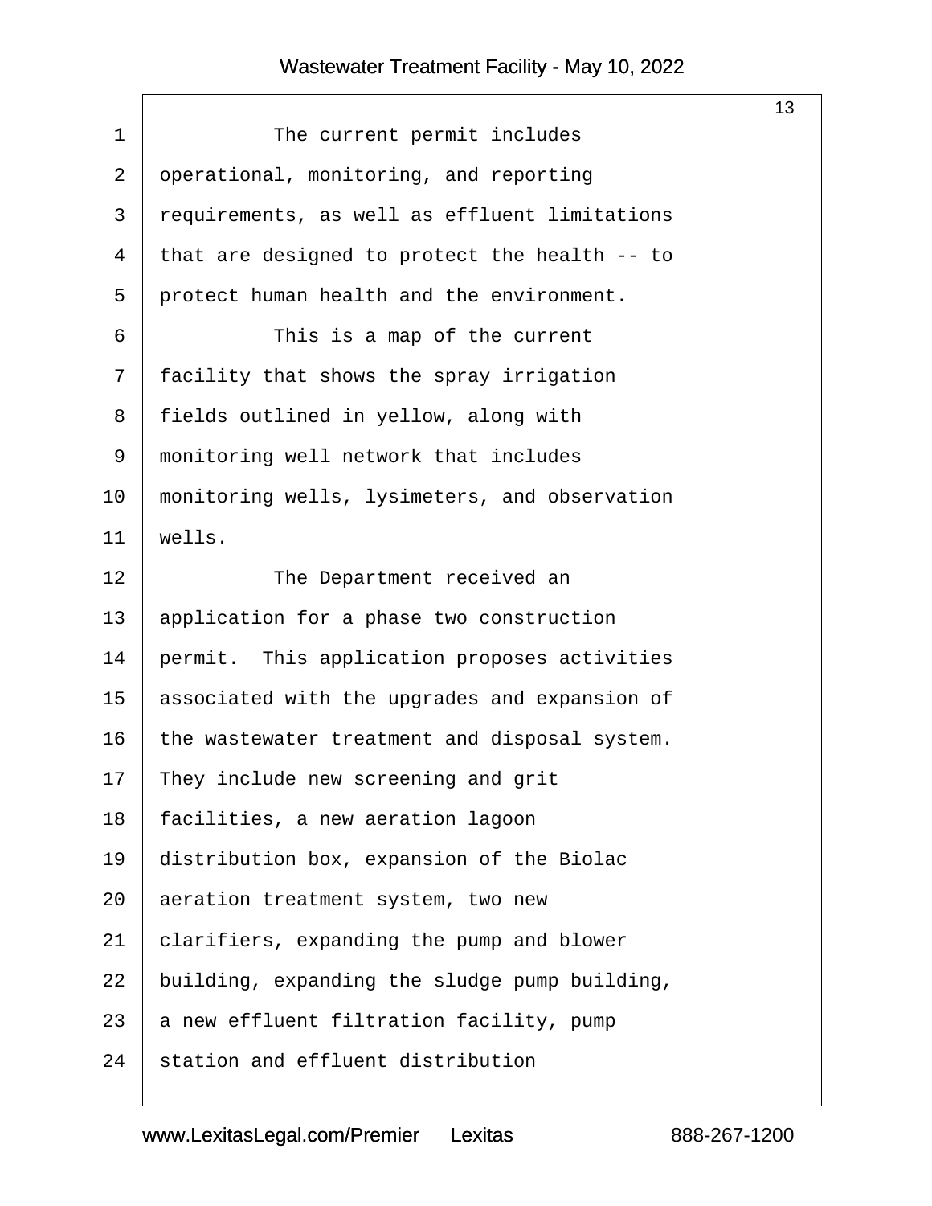The current permit includes operational, monitoring, and reporting requirements, as well as effluent limitations that are designed to protect the health -- to protect human health and the environment.

This is a map of the current facility that shows the spray irrigation fields outlined in yellow, along with monitoring well network that includes monitoring wells, lysimeters, and observation wells.

The Department received an application for a phase two construction permit. This application proposes activities associated with the upgrades and expansion of the wastewater treatment and disposal system. They include new screening and grit facilities, a new aeration lagoon distribution box, expansion of the Biolac aeration treatment system, two new clarifiers, expanding the pump and blower building, expanding the sludge pump building, a new effluent filtration facility, pump station and effluent distribution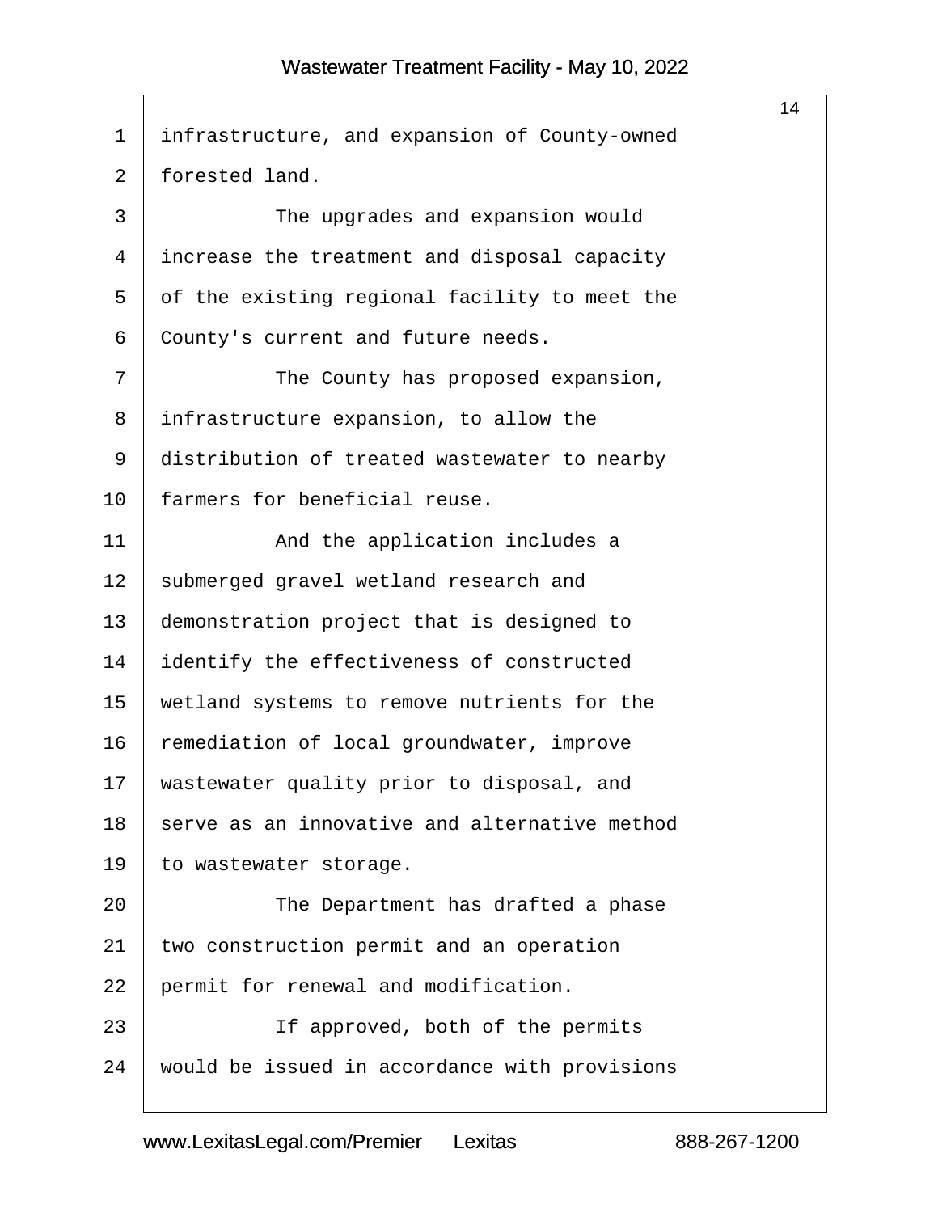infrastructure, and expansion of County-owned forested land.

The upgrades and expansion would increase the treatment and disposal capacity of the existing regional facility to meet the County's current and future needs.

The County has proposed expansion, infrastructure expansion, to allow the distribution of treated wastewater to nearby farmers for beneficial reuse.

And the application includes a submerged gravel wetland research and demonstration project that is designed to identify the effectiveness of constructed wetland systems to remove nutrients for the remediation of local groundwater, improve wastewater quality prior to disposal, and serve as an innovative and alternative method to wastewater storage.

The Department has drafted a phase two construction permit and an operation permit for renewal and modification.

If approved, both of the permits would be issued in accordance with provisions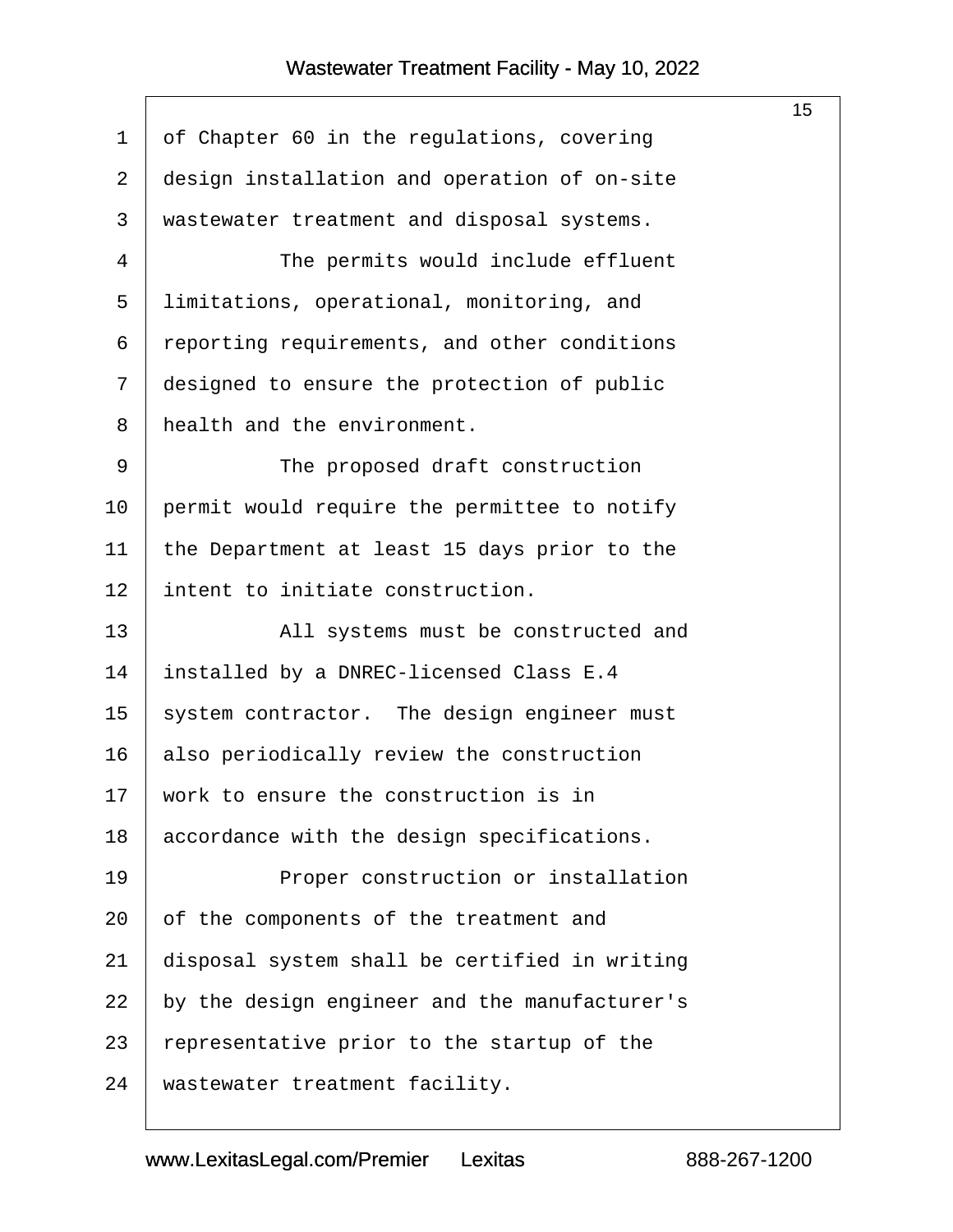of Chapter 60 in the regulations, covering design installation and operation of on-site wastewater treatment and disposal systems.

The permits would include effluent limitations, operational, monitoring, and reporting requirements, and other conditions designed to ensure the protection of public health and the environment.

The proposed draft construction permit would require the permittee to notify the Department at least 15 days prior to the intent to initiate construction.

All systems must be constructed and installed by a DNREC-licensed Class E.4 system contractor. The design engineer must also periodically review the construction work to ensure the construction is in accordance with the design specifications.

Proper construction or installation of the components of the treatment and disposal system shall be certified in writing by the design engineer and the manufacturer's representative prior to the startup of the wastewater treatment facility.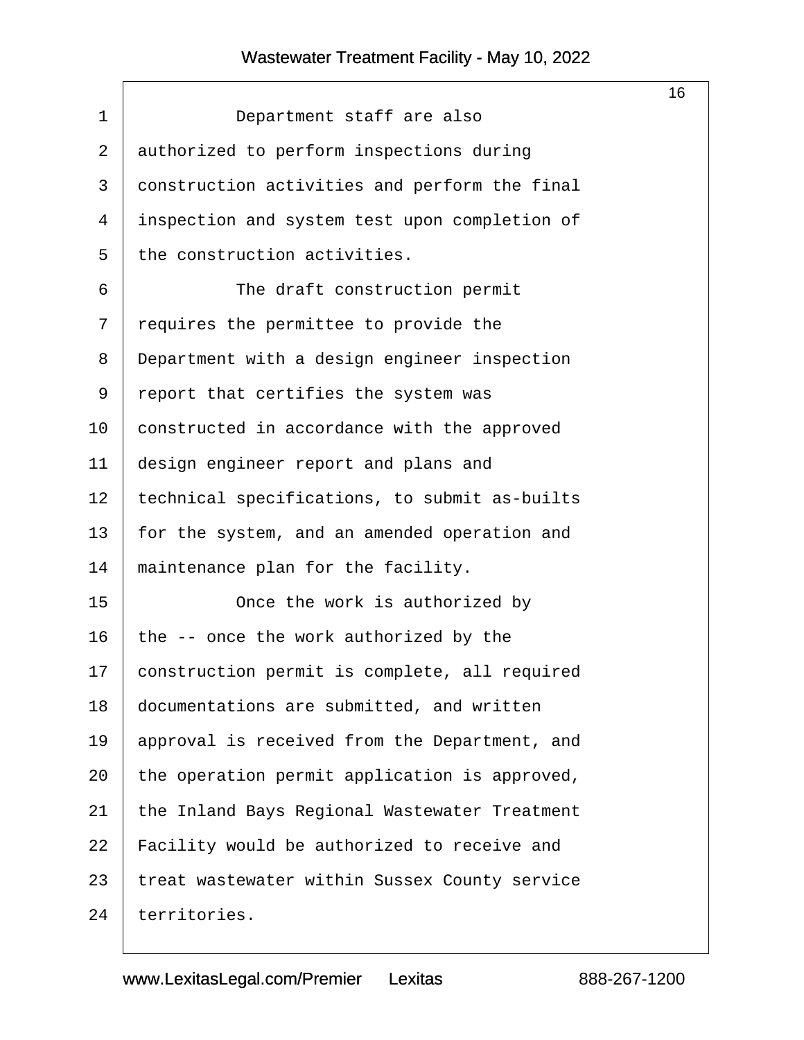Department staff are also authorized to perform inspections during construction activities and perform the final inspection and system test upon completion of the construction activities.

The draft construction permit requires the permittee to provide the Department with a design engineer inspection report that certifies the system was constructed in accordance with the approved design engineer report and plans and technical specifications, to submit as-builts for the system, and an amended operation and maintenance plan for the facility.

Once the work is authorized by the -- once the work authorized by the construction permit is complete, all required documentations are submitted, and written approval is received from the Department, and the operation permit application is approved, the Inland Bays Regional Wastewater Treatment Facility would be authorized to receive and treat wastewater within Sussex County service territories.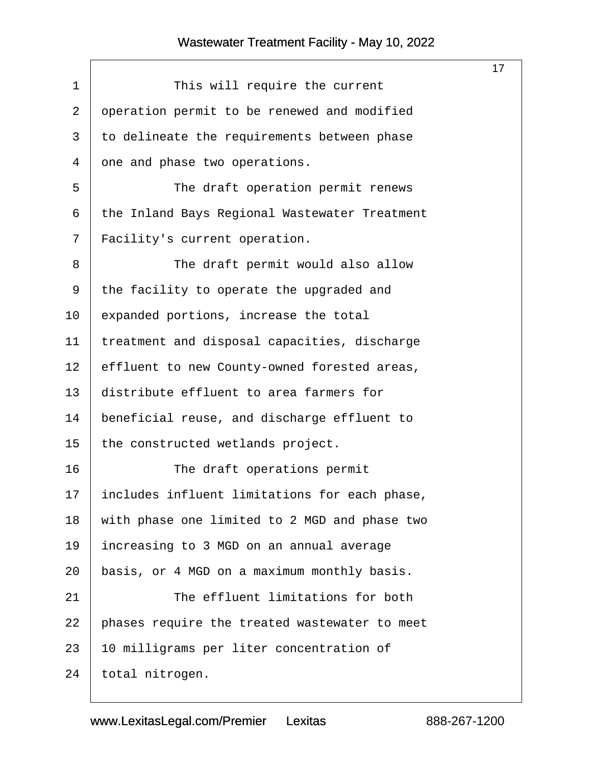This will require the current operation permit to be renewed and modified to delineate the requirements between phase one and phase two operations.

The draft operation permit renews the Inland Bays Regional Wastewater Treatment Facility's current operation.

The draft permit would also allow the facility to operate the upgraded and expanded portions, increase the total treatment and disposal capacities, discharge effluent to new County-owned forested areas, distribute effluent to area farmers for beneficial reuse, and discharge effluent to the constructed wetlands project.

The draft operations permit includes influent limitations for each phase, with phase one limited to 2 MGD and phase two increasing to 3 MGD on an annual average basis, or 4 MGD on a maximum monthly basis.

The effluent limitations for both phases require the treated wastewater to meet 10 milligrams per liter concentration of total nitrogen.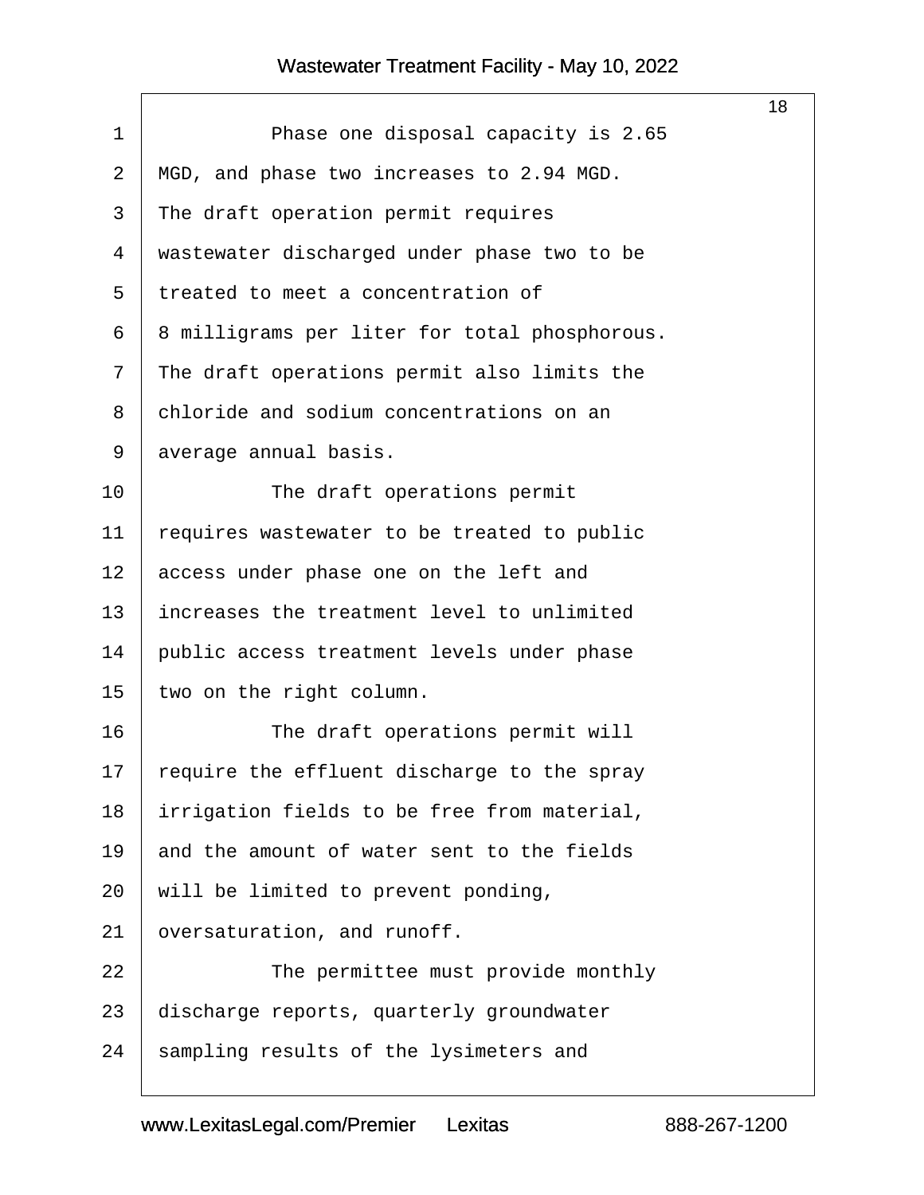Phase one disposal capacity is 2.65 MGD, and phase two increases to 2.94 MGD. The draft operation permit requires wastewater discharged under phase two to be treated to meet a concentration of 8 milligrams per liter for total phosphorous. The draft operations permit also limits the chloride and sodium concentrations on an average annual basis.

The draft operations permit requires wastewater to be treated to public access under phase one on the left and increases the treatment level to unlimited public access treatment levels under phase two on the right column.

The draft operations permit will require the effluent discharge to the spray irrigation fields to be free from material, and the amount of water sent to the fields will be limited to prevent ponding, oversaturation, and runoff.

The permittee must provide monthly discharge reports, quarterly groundwater sampling results of the lysimeters and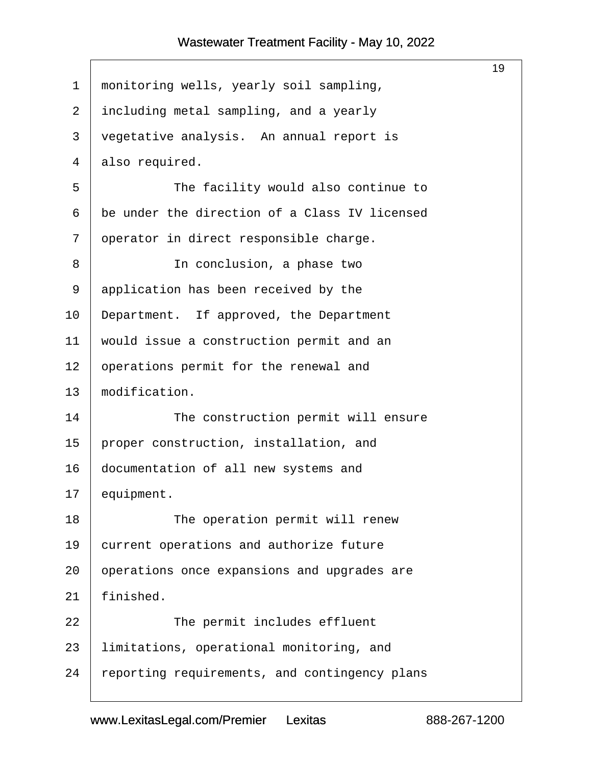monitoring wells, yearly soil sampling, including metal sampling, and a yearly vegetative analysis. An annual report is also required.

The facility would also continue to be under the direction of a Class IV licensed operator in direct responsible charge.

In conclusion, a phase two application has been received by the Department. If approved, the Department would issue a construction permit and an operations permit for the renewal and modification.

The construction permit will ensure proper construction, installation, and documentation of all new systems and equipment.

The operation permit will renew current operations and authorize future operations once expansions and upgrades are finished.

The permit includes effluent limitations, operational monitoring, and reporting requirements, and contingency plans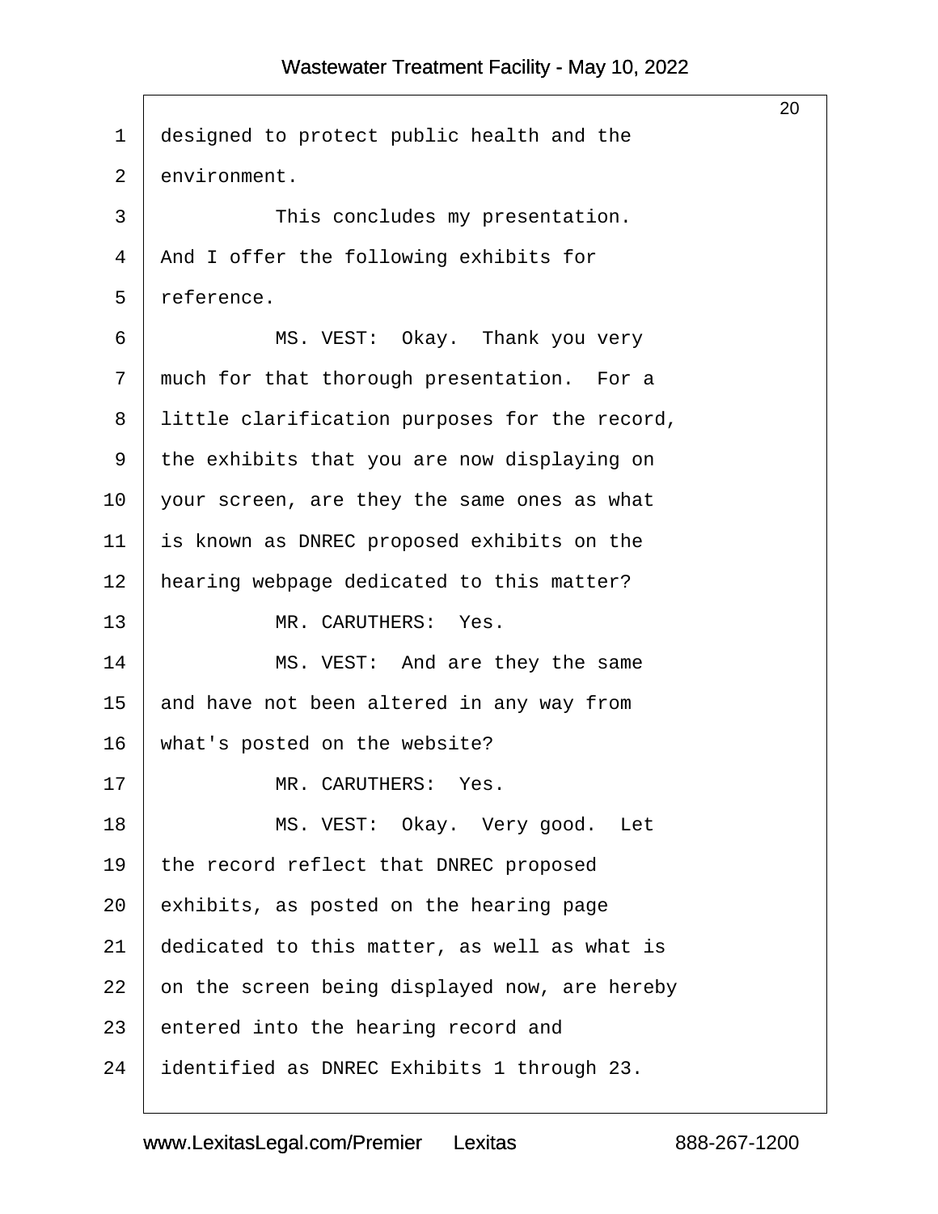designed to protect public health and the environment.

This concludes my presentation. And I offer the following exhibits for reference.

MS. VEST: Okay. Thank you very much for that thorough presentation. For a little clarification purposes for the record, the exhibits that you are now displaying on your screen, are they the same ones as what is known as DNREC proposed exhibits on the hearing webpage dedicated to this matter?

MR. CARUTHERS: Yes.

MS. VEST: And are they the same and have not been altered in any way from what's posted on the website?

MR. CARUTHERS: Yes.

MS. VEST: Okay. Very good. Let the record reflect that DNREC proposed exhibits, as posted on the hearing page dedicated to this matter, as well as what is on the screen being displayed now, are hereby entered into the hearing record and identified as DNREC Exhibits 1 through 23.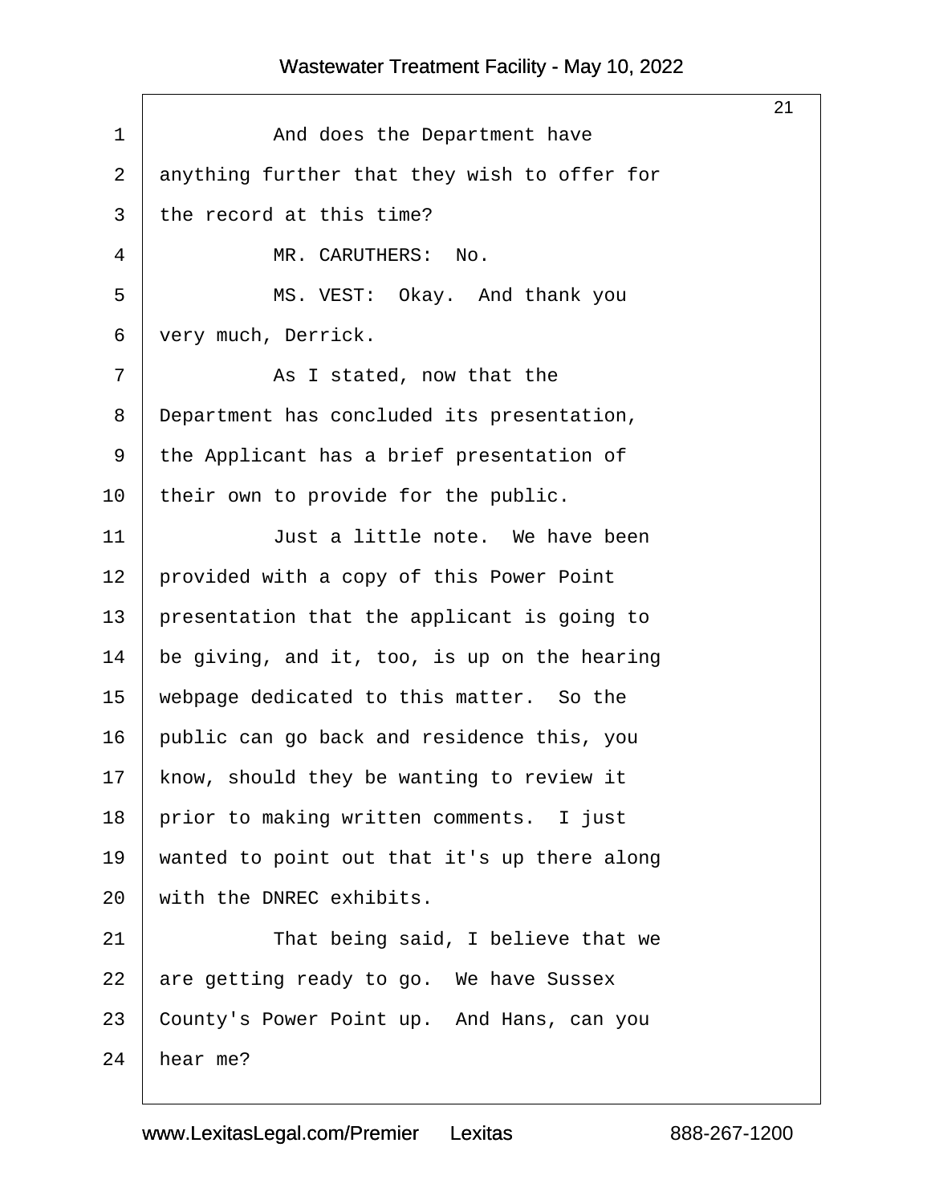And does the Department have anything further that they wish to offer for the record at this time?

MR. CARUTHERS: No.

MS. VEST: Okay. And thank you very much, Derrick.

As I stated, now that the Department has concluded its presentation, the Applicant has a brief presentation of their own to provide for the public.

Just a little note. We have been provided with a copy of this Power Point presentation that the applicant is going to be giving, and it, too, is up on the hearing webpage dedicated to this matter. So the public can go back and residence this, you know, should they be wanting to review it prior to making written comments. I just wanted to point out that it's up there along with the DNREC exhibits.

That being said, I believe that we are getting ready to go. We have Sussex County's Power Point up. And Hans, can you hear me?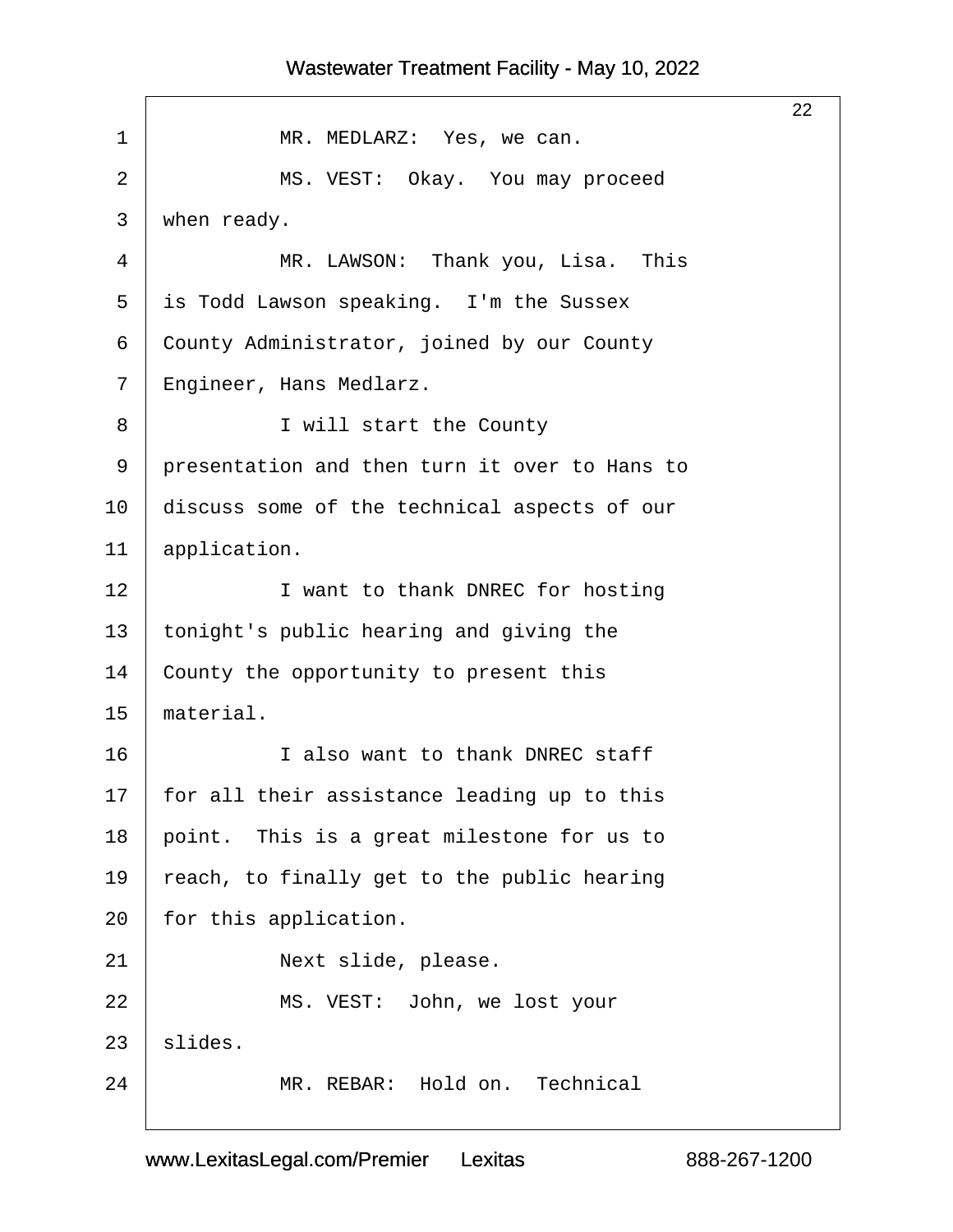MR. MEDLARZ: Yes, we can.

MS. VEST: Okay. You may proceed when ready.

MR. LAWSON: Thank you, Lisa. This is Todd Lawson speaking. I'm the Sussex County Administrator, joined by our County Engineer, Hans Medlarz.

I will start the County presentation and then turn it over to Hans to discuss some of the technical aspects of our application.

I want to thank DNREC for hosting tonight's public hearing and giving the County the opportunity to present this material.

I also want to thank DNREC staff for all their assistance leading up to this point. This is a great milestone for us to reach, to finally get to the public hearing for this application.

Next slide, please.

MS. VEST: John, we lost your slides.

MR. REBAR: Hold on. Technical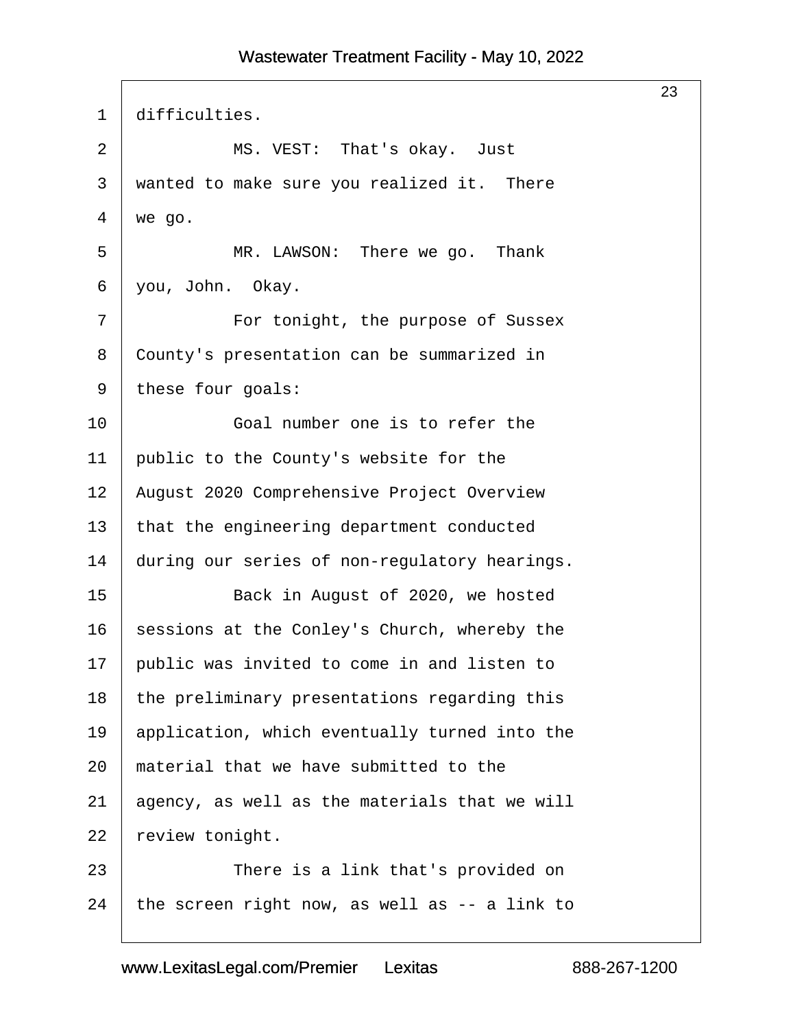difficulties.

MS. VEST: That's okay. Just wanted to make sure you realized it. There we go.

MR. LAWSON: There we go. Thank you, John. Okay.

For tonight, the purpose of Sussex County's presentation can be summarized in these four goals:

Goal number one is to refer the public to the County's website for the August 2020 Comprehensive Project Overview that the engineering department conducted during our series of non-regulatory hearings.

Back in August of 2020, we hosted sessions at the Conley's Church, whereby the public was invited to come in and listen to the preliminary presentations regarding this application, which eventually turned into the material that we have submitted to the agency, as well as the materials that we will review tonight.

There is a link that's provided on the screen right now, as well as -- a link to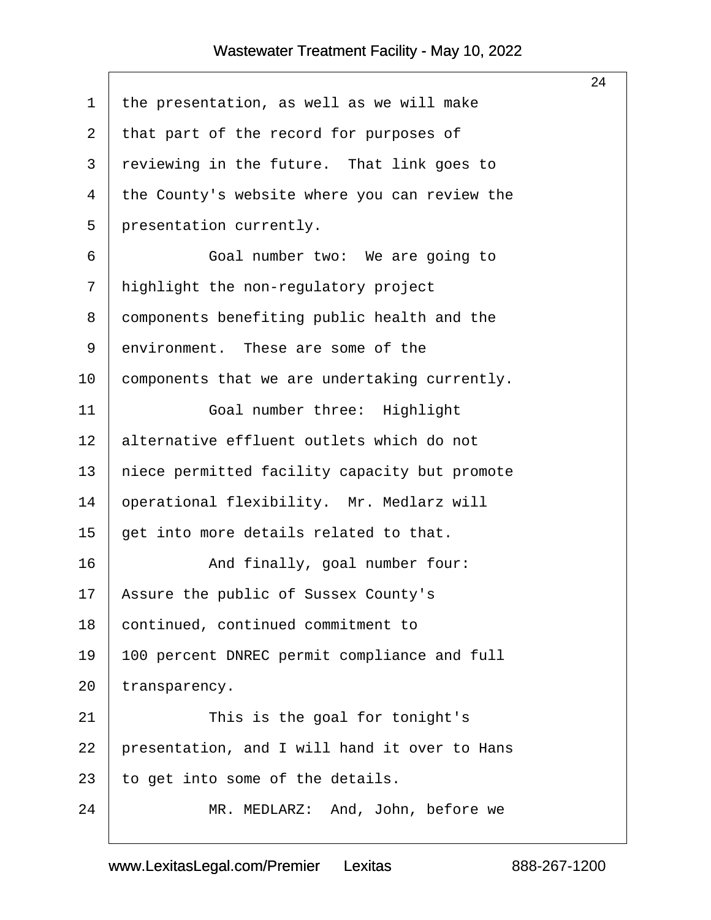the presentation, as well as we will make that part of the record for purposes of reviewing in the future. That link goes to the County's website where you can review the presentation currently.

Goal number two: We are going to highlight the non-regulatory project components benefiting public health and the environment. These are some of the components that we are undertaking currently.

Goal number three: Highlight alternative effluent outlets which do not niece permitted facility capacity but promote operational flexibility. Mr. Medlarz will get into more details related to that.

And finally, goal number four: Assure the public of Sussex County's continued, continued commitment to 100 percent DNREC permit compliance and full transparency.

This is the goal for tonight's presentation, and I will hand it over to Hans to get into some of the details.

MR. MEDLARZ: And, John, before we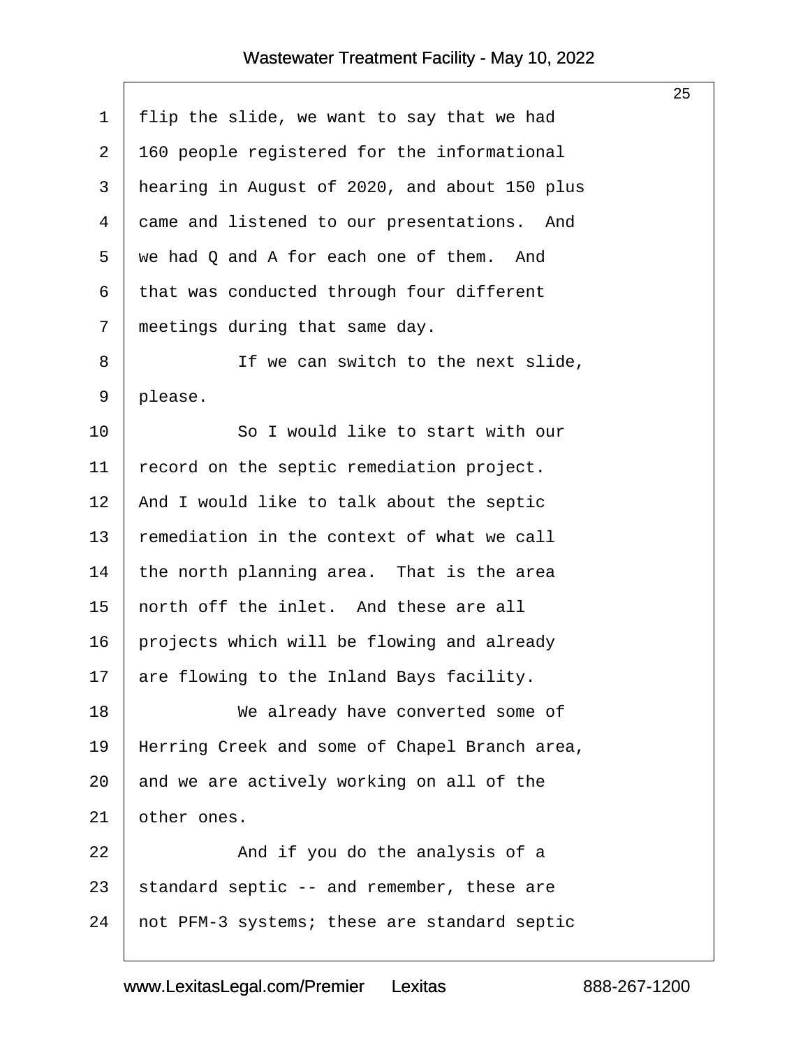flip the slide, we want to say that we had 160 people registered for the informational hearing in August of 2020, and about 150 plus came and listened to our presentations. And we had Q and A for each one of them. And that was conducted through four different meetings during that same day.

If we can switch to the next slide, please.

So I would like to start with our record on the septic remediation project. And I would like to talk about the septic remediation in the context of what we call the north planning area. That is the area north off the inlet. And these are all projects which will be flowing and already are flowing to the Inland Bays facility.

We already have converted some of Herring Creek and some of Chapel Branch area, and we are actively working on all of the other ones.

And if you do the analysis of a standard septic -- and remember, these are not PFM-3 systems; these are standard septic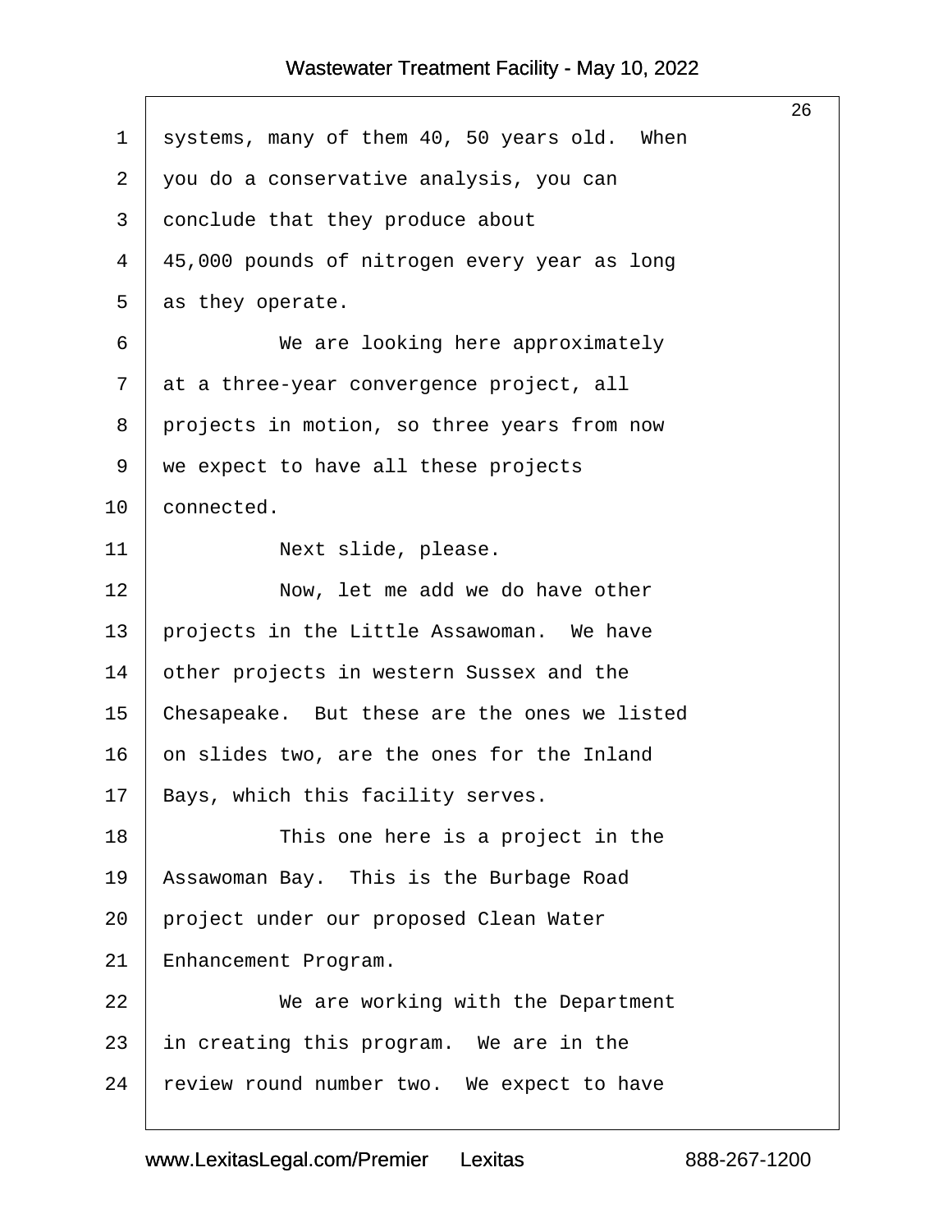systems, many of them 40, 50 years old. When you do a conservative analysis, you can conclude that they produce about 45,000 pounds of nitrogen every year as long as they operate.

We are looking here approximately at a three-year convergence project, all projects in motion, so three years from now we expect to have all these projects connected.

Next slide, please.

Now, let me add we do have other projects in the Little Assawoman. We have other projects in western Sussex and the Chesapeake. But these are the ones we listed on slides two, are the ones for the Inland Bays, which this facility serves.

This one here is a project in the Assawoman Bay. This is the Burbage Road project under our proposed Clean Water Enhancement Program.

We are working with the Department in creating this program. We are in the review round number two. We expect to have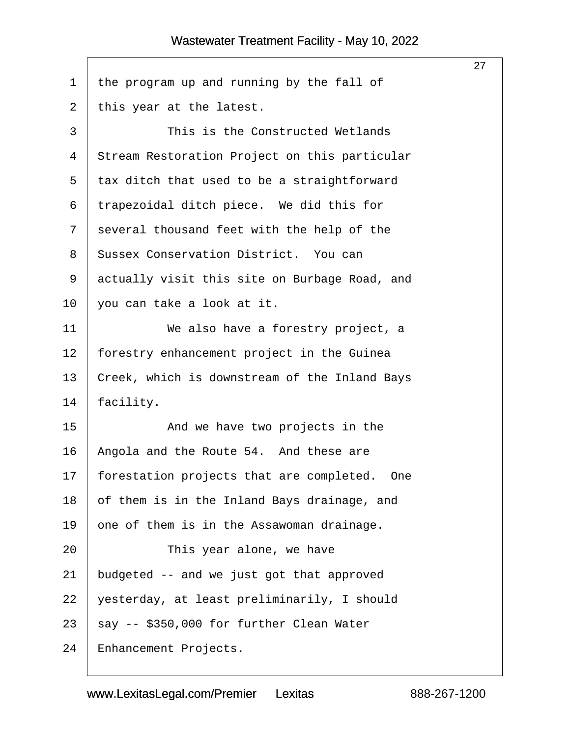the program up and running by the fall of this year at the latest.

This is the Constructed Wetlands Stream Restoration Project on this particular tax ditch that used to be a straightforward trapezoidal ditch piece. We did this for several thousand feet with the help of the Sussex Conservation District. You can actually visit this site on Burbage Road, and you can take a look at it.

We also have a forestry project, a forestry enhancement project in the Guinea Creek, which is downstream of the Inland Bays facility.

And we have two projects in the Angola and the Route 54. And these are forestation projects that are completed. One of them is in the Inland Bays drainage, and one of them is in the Assawoman drainage.

This year alone, we have budgeted -- and we just got that approved yesterday, at least preliminarily, I should say -- $350,000 for further Clean Water Enhancement Projects.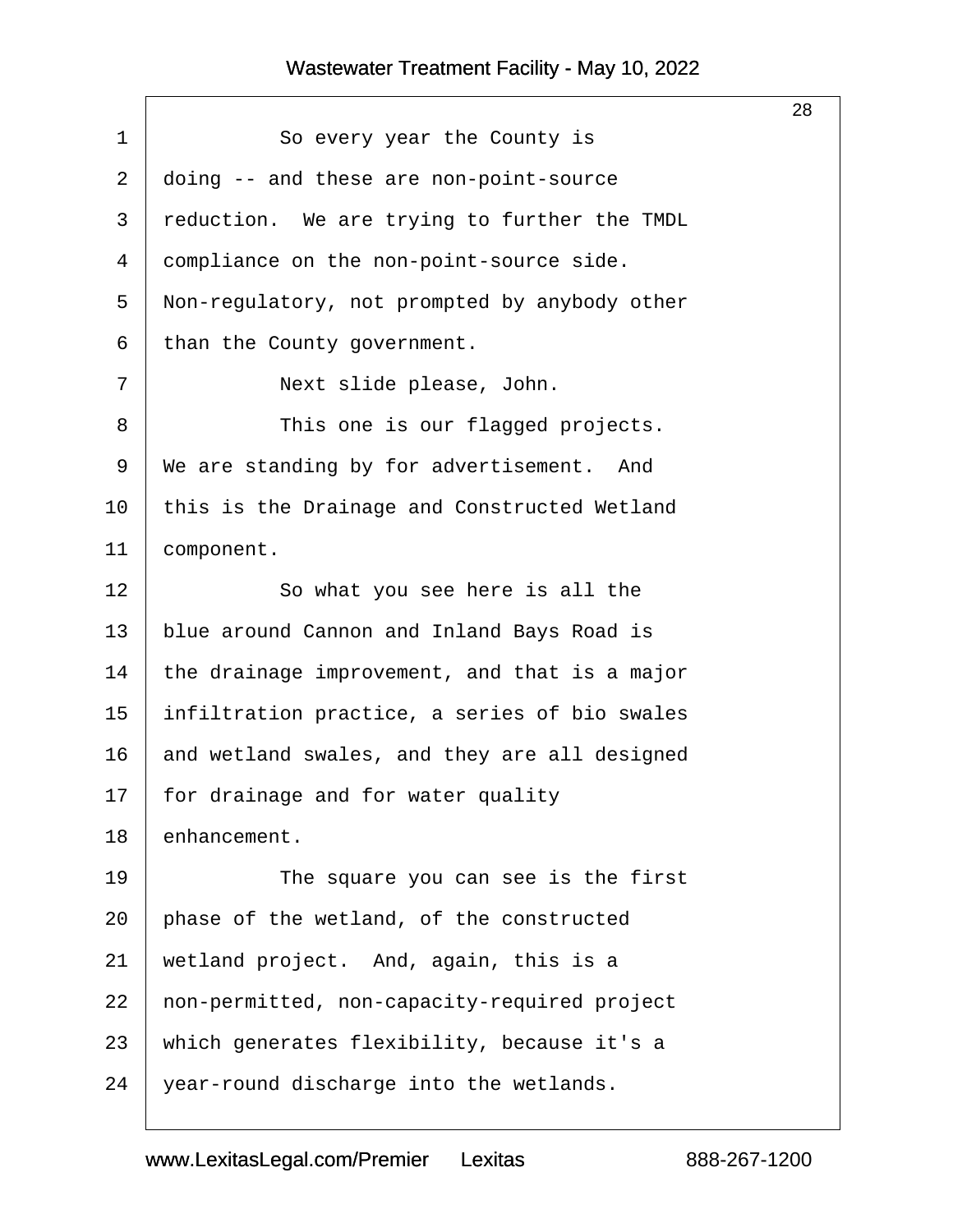So every year the County is doing -- and these are non-point-source reduction. We are trying to further the TMDL compliance on the non-point-source side. Non-regulatory, not prompted by anybody other than the County government.

Next slide please, John.

This one is our flagged projects. We are standing by for advertisement. And this is the Drainage and Constructed Wetland component.

So what you see here is all the blue around Cannon and Inland Bays Road is the drainage improvement, and that is a major infiltration practice, a series of bio swales and wetland swales, and they are all designed for drainage and for water quality enhancement.

The square you can see is the first phase of the wetland, of the constructed wetland project. And, again, this is a non-permitted, non-capacity-required project which generates flexibility, because it's a year-round discharge into the wetlands.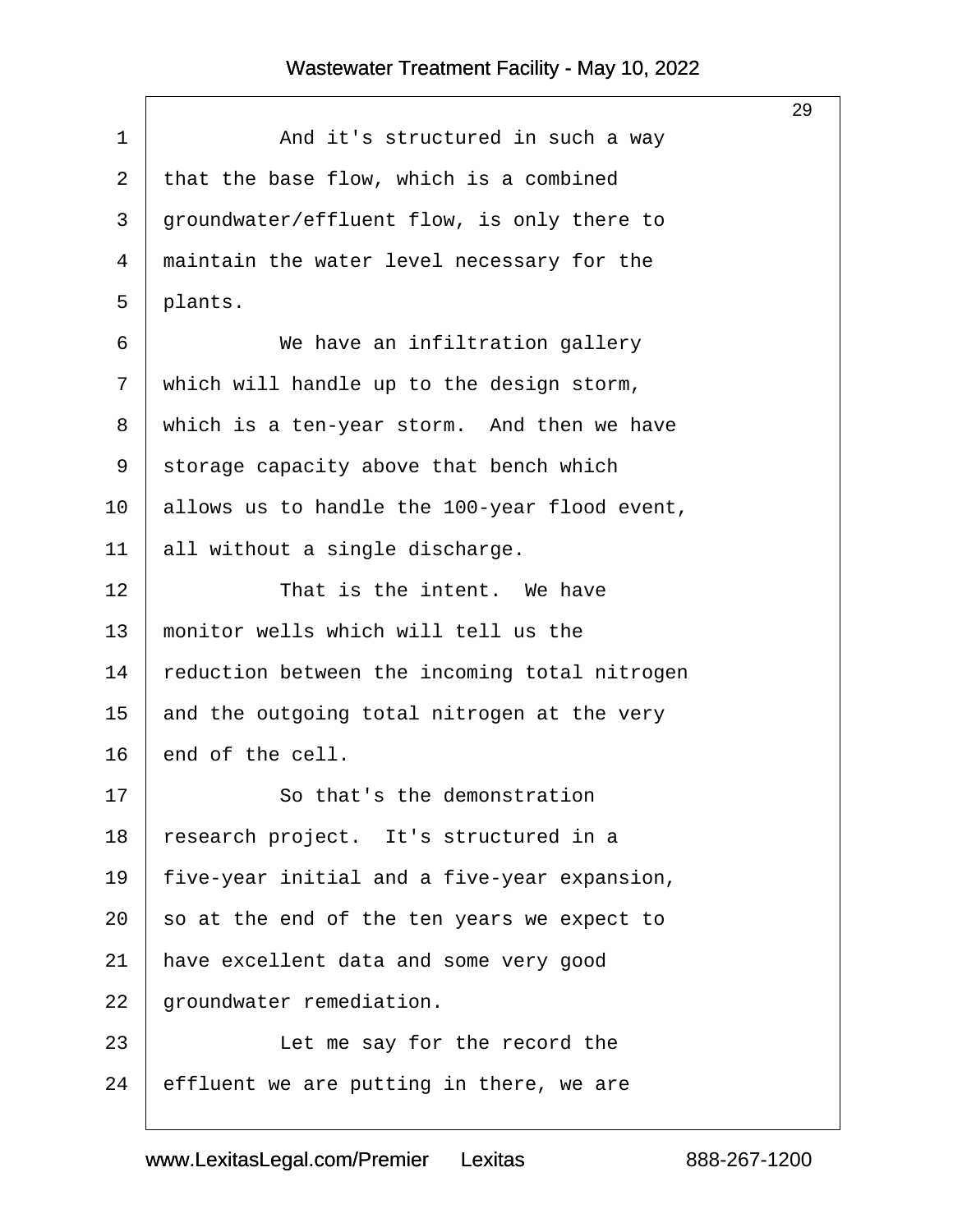And it's structured in such a way that the base flow, which is a combined groundwater/effluent flow, is only there to maintain the water level necessary for the plants.

We have an infiltration gallery which will handle up to the design storm, which is a ten-year storm. And then we have storage capacity above that bench which allows us to handle the 100-year flood event, all without a single discharge.

That is the intent. We have monitor wells which will tell us the reduction between the incoming total nitrogen and the outgoing total nitrogen at the very end of the cell.

So that's the demonstration research project. It's structured in a five-year initial and a five-year expansion, so at the end of the ten years we expect to have excellent data and some very good groundwater remediation.

Let me say for the record the effluent we are putting in there, we are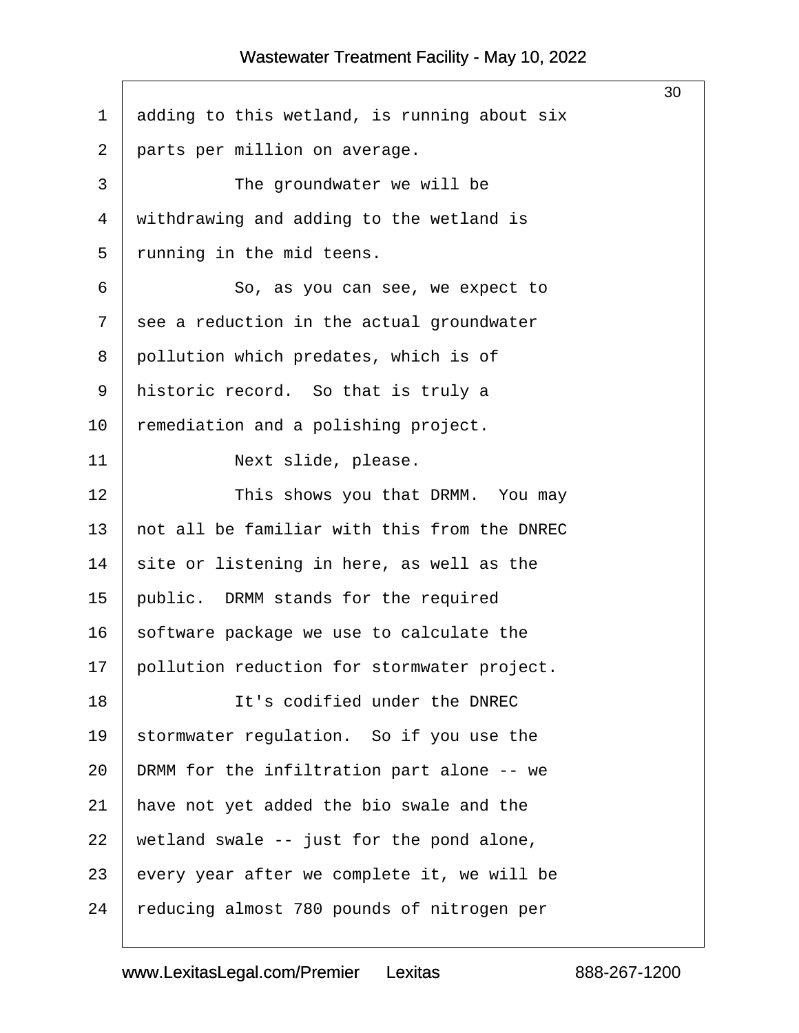adding to this wetland, is running about six parts per million on average.

The groundwater we will be withdrawing and adding to the wetland is running in the mid teens.

So, as you can see, we expect to see a reduction in the actual groundwater pollution which predates, which is of historic record. So that is truly a remediation and a polishing project.

Next slide, please.

This shows you that DRMM. You may not all be familiar with this from the DNREC site or listening in here, as well as the public. DRMM stands for the required software package we use to calculate the pollution reduction for stormwater project.

It's codified under the DNREC stormwater regulation. So if you use the DRMM for the infiltration part alone -- we have not yet added the bio swale and the wetland swale -- just for the pond alone, every year after we complete it, we will be reducing almost 780 pounds of nitrogen per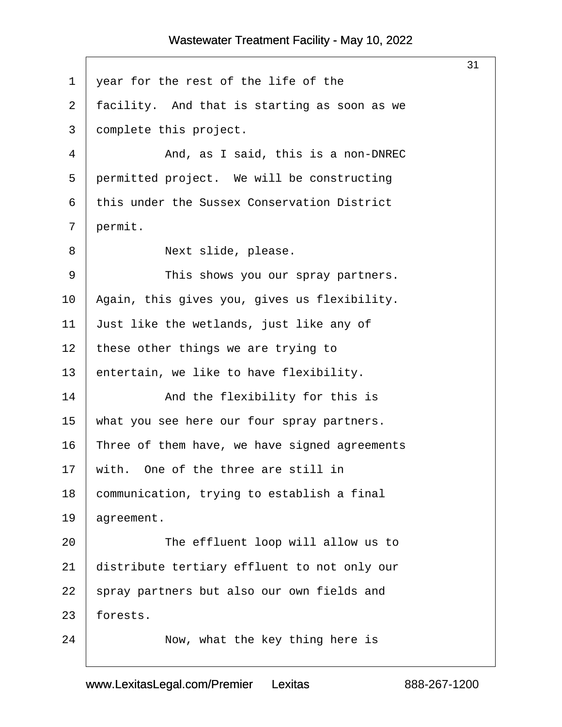year for the rest of the life of the facility. And that is starting as soon as we complete this project.

And, as I said, this is a non-DNREC permitted project. We will be constructing this under the Sussex Conservation District permit.

Next slide, please.

This shows you our spray partners. Again, this gives you, gives us flexibility. Just like the wetlands, just like any of these other things we are trying to entertain, we like to have flexibility.

And the flexibility for this is what you see here our four spray partners. Three of them have, we have signed agreements with. One of the three are still in communication, trying to establish a final agreement.

The effluent loop will allow us to distribute tertiary effluent to not only our spray partners but also our own fields and forests.

Now, what the key thing here is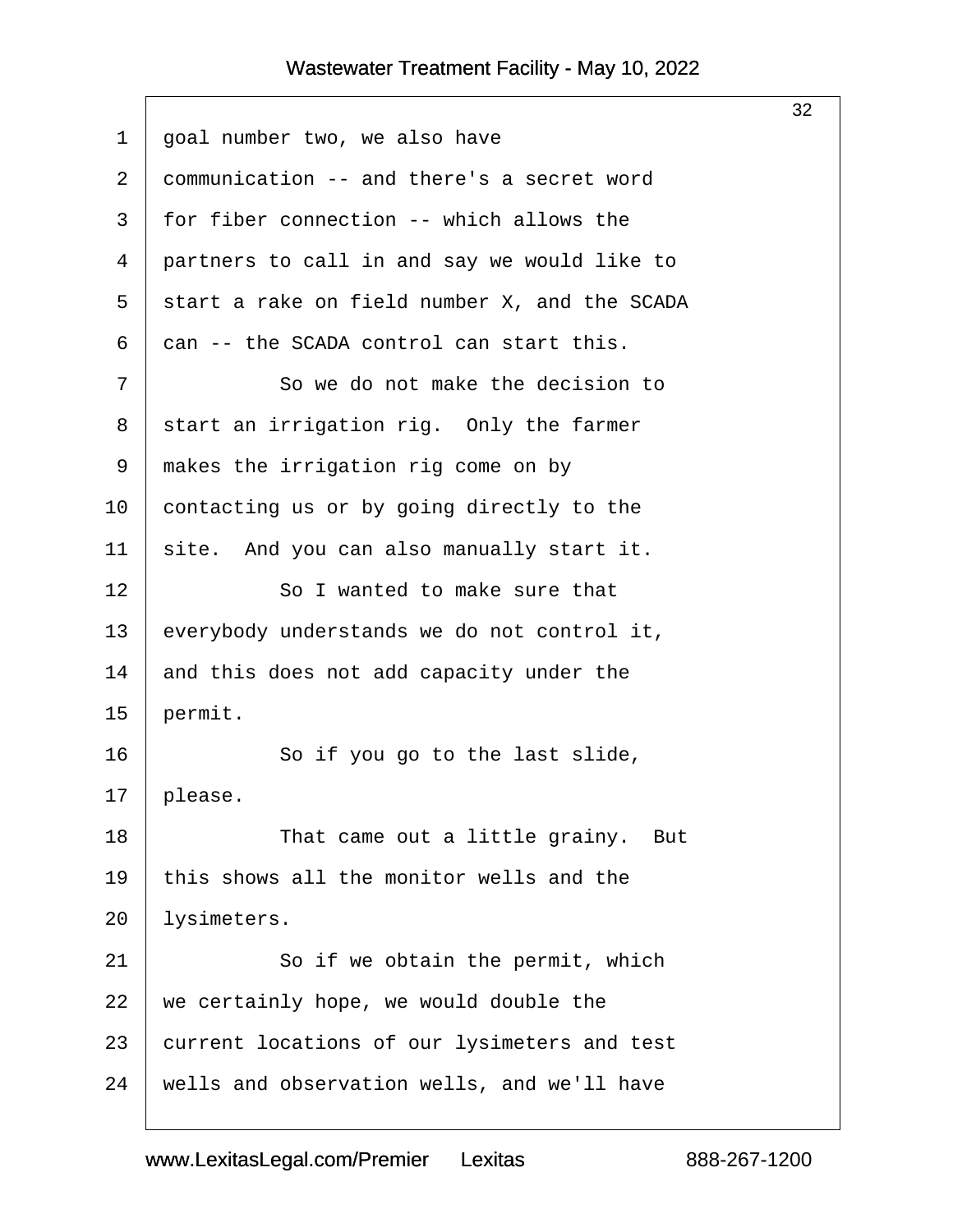goal number two, we also have communication -- and there's a secret word for fiber connection -- which allows the partners to call in and say we would like to start a rake on field number X, and the SCADA can -- the SCADA control can start this.

So we do not make the decision to start an irrigation rig. Only the farmer makes the irrigation rig come on by contacting us or by going directly to the site. And you can also manually start it.

So I wanted to make sure that everybody understands we do not control it, and this does not add capacity under the permit.

So if you go to the last slide, please.

That came out a little grainy. But this shows all the monitor wells and the lysimeters.

So if we obtain the permit, which we certainly hope, we would double the current locations of our lysimeters and test wells and observation wells, and we'll have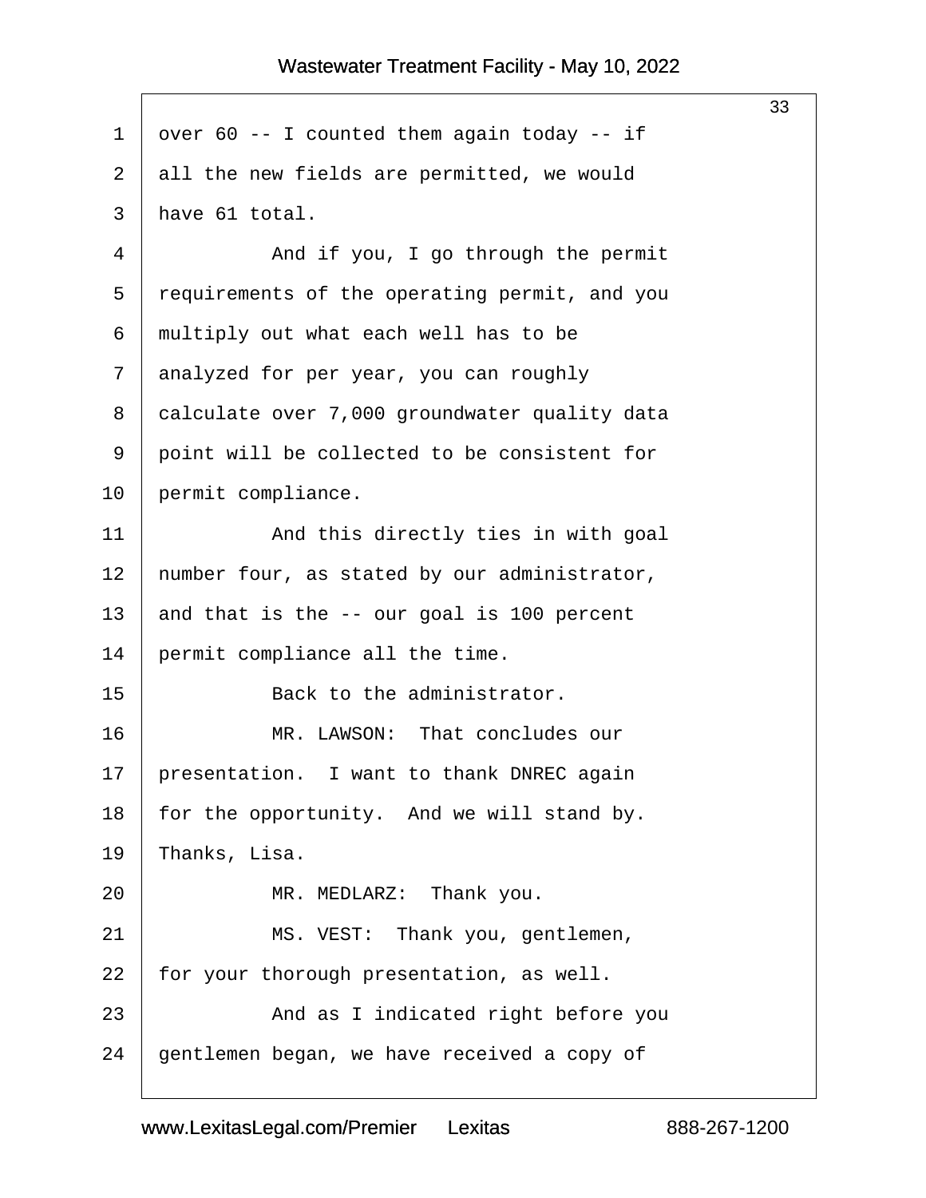over 60 -- I counted them again today -- if all the new fields are permitted, we would have 61 total.

And if you, I go through the permit requirements of the operating permit, and you multiply out what each well has to be analyzed for per year, you can roughly calculate over 7,000 groundwater quality data point will be collected to be consistent for permit compliance.

And this directly ties in with goal number four, as stated by our administrator, and that is the -- our goal is 100 percent permit compliance all the time.

Back to the administrator.

MR. LAWSON: That concludes our presentation. I want to thank DNREC again for the opportunity. And we will stand by. Thanks, Lisa.

MR. MEDLARZ: Thank you.

MS. VEST: Thank you, gentlemen, for your thorough presentation, as well.

And as I indicated right before you gentlemen began, we have received a copy of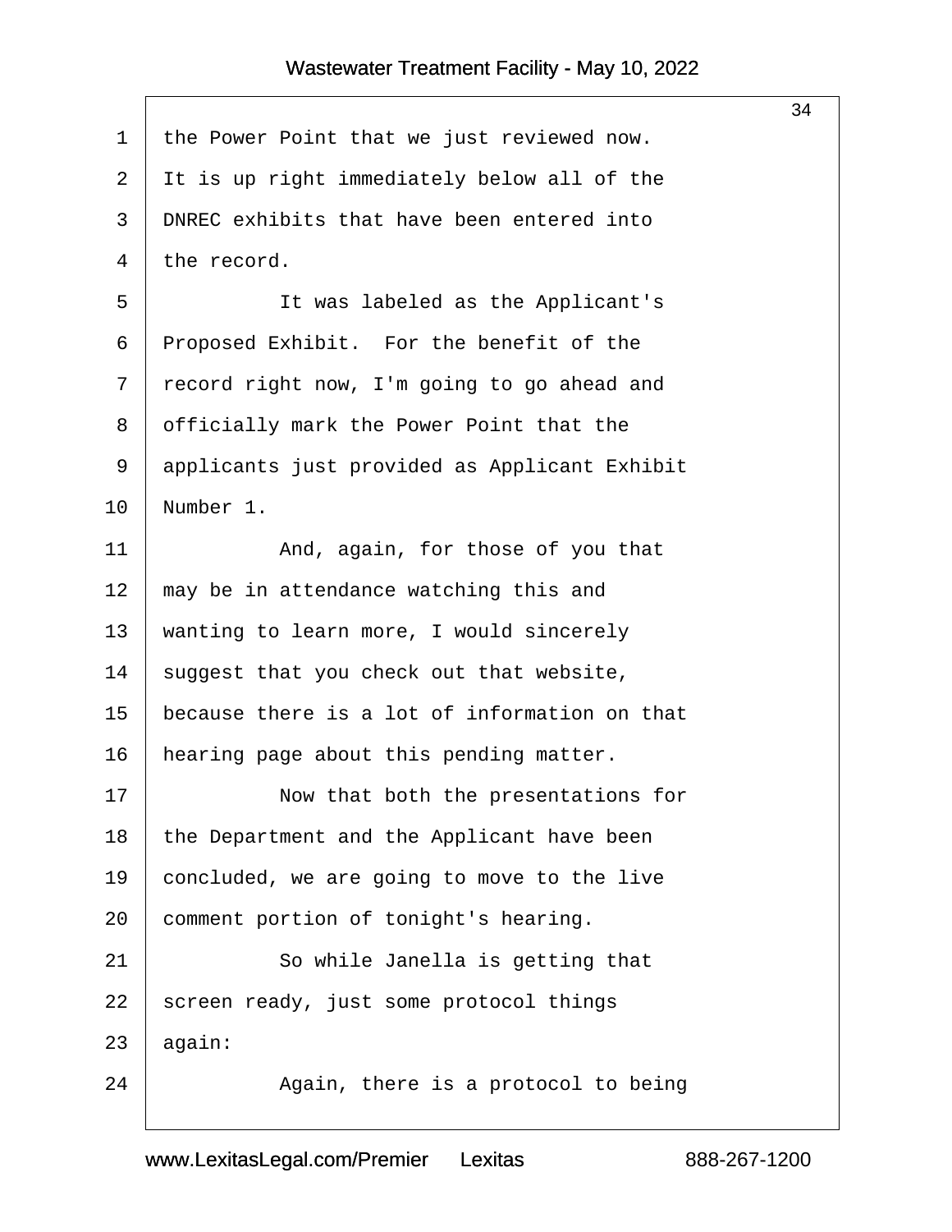the Power Point that we just reviewed now. It is up right immediately below all of the DNREC exhibits that have been entered into the record.

It was labeled as the Applicant's Proposed Exhibit. For the benefit of the record right now, I'm going to go ahead and officially mark the Power Point that the applicants just provided as Applicant Exhibit Number 1.

And, again, for those of you that may be in attendance watching this and wanting to learn more, I would sincerely suggest that you check out that website, because there is a lot of information on that hearing page about this pending matter.

Now that both the presentations for the Department and the Applicant have been concluded, we are going to move to the live comment portion of tonight's hearing.

So while Janella is getting that screen ready, just some protocol things again:

Again, there is a protocol to being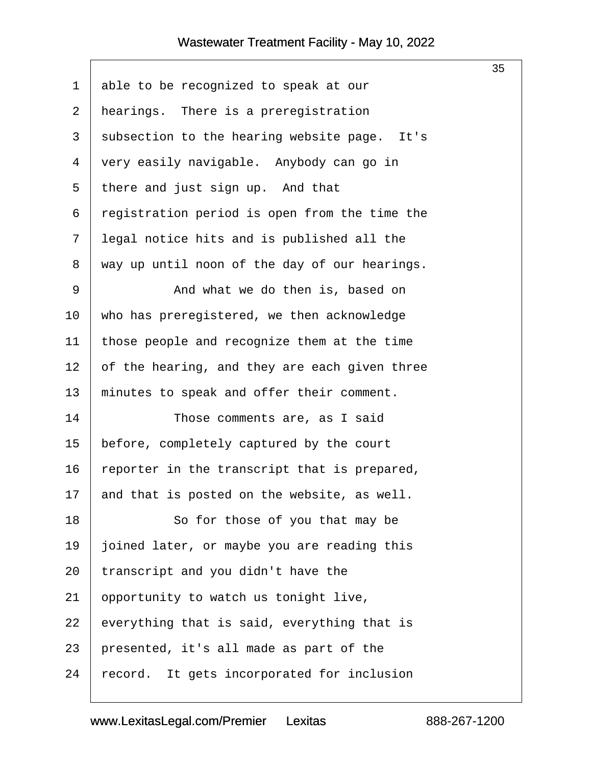able to be recognized to speak at our hearings. There is a preregistration subsection to the hearing website page. It's very easily navigable. Anybody can go in there and just sign up. And that registration period is open from the time the legal notice hits and is published all the way up until noon of the day of our hearings.

And what we do then is, based on who has preregistered, we then acknowledge those people and recognize them at the time of the hearing, and they are each given three minutes to speak and offer their comment.

Those comments are, as I said before, completely captured by the court reporter in the transcript that is prepared, and that is posted on the website, as well.

So for those of you that may be joined later, or maybe you are reading this transcript and you didn't have the opportunity to watch us tonight live, everything that is said, everything that is presented, it's all made as part of the record. It gets incorporated for inclusion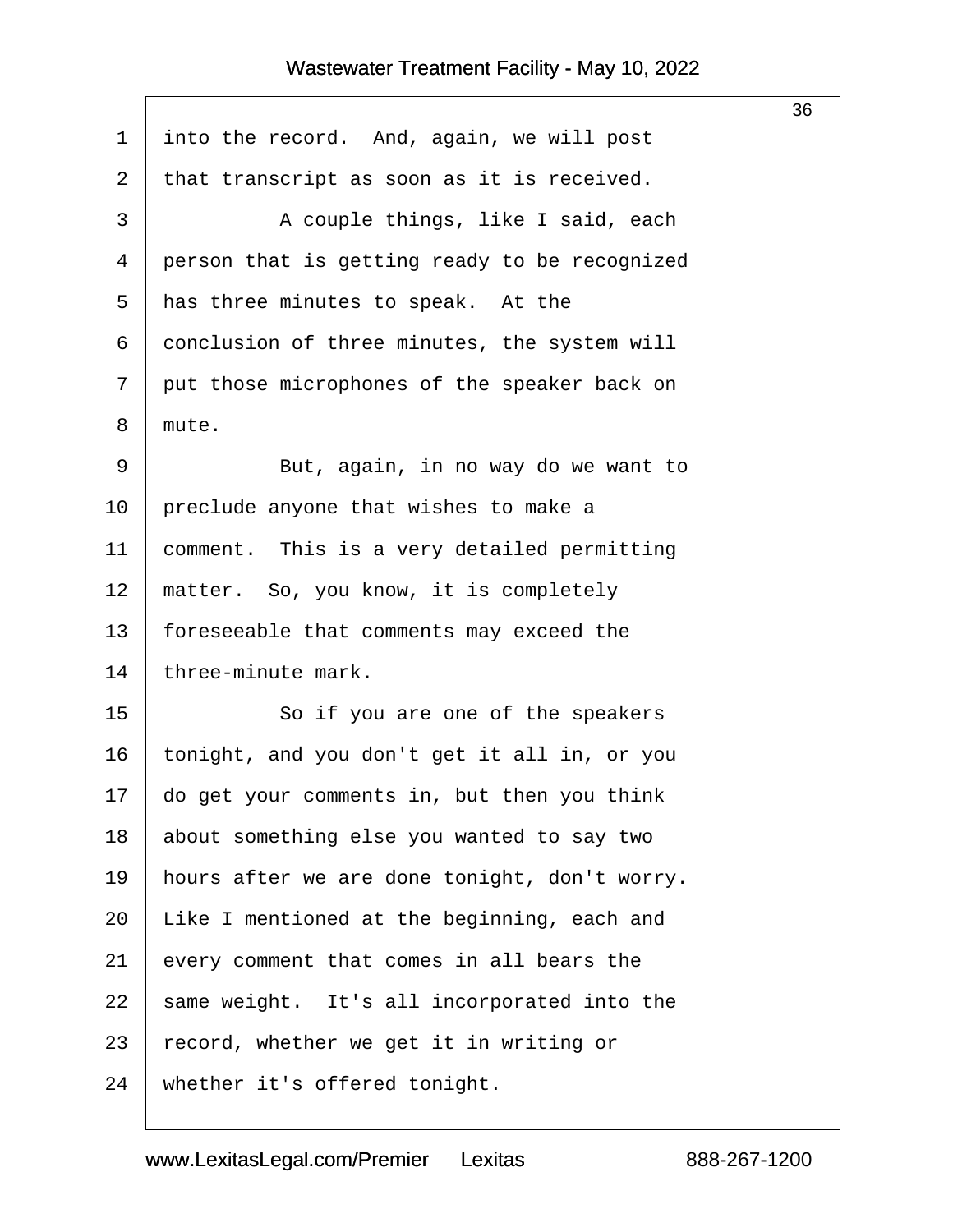into the record. And, again, we will post that transcript as soon as it is received.

A couple things, like I said, each person that is getting ready to be recognized has three minutes to speak. At the conclusion of three minutes, the system will put those microphones of the speaker back on mute.

But, again, in no way do we want to preclude anyone that wishes to make a comment. This is a very detailed permitting matter. So, you know, it is completely foreseeable that comments may exceed the three-minute mark.

So if you are one of the speakers tonight, and you don't get it all in, or you do get your comments in, but then you think about something else you wanted to say two hours after we are done tonight, don't worry. Like I mentioned at the beginning, each and every comment that comes in all bears the same weight. It's all incorporated into the record, whether we get it in writing or whether it's offered tonight.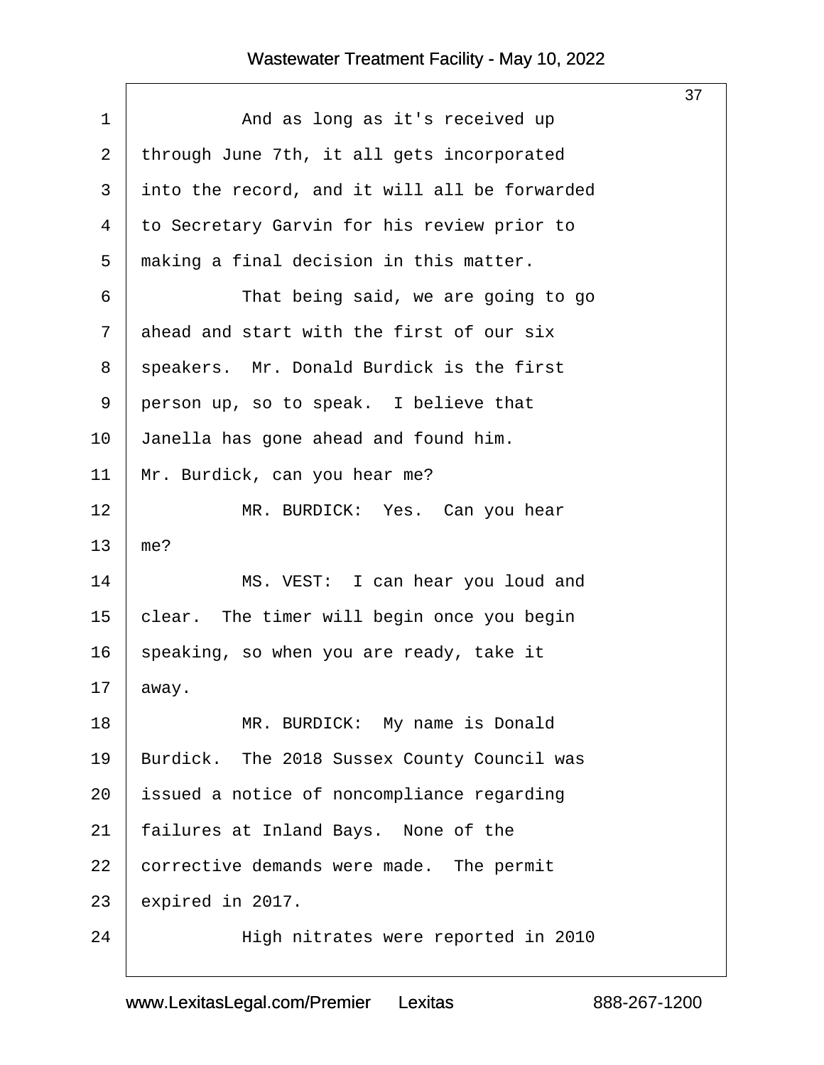And as long as it's received up through June 7th, it all gets incorporated into the record, and it will all be forwarded to Secretary Garvin for his review prior to making a final decision in this matter.

That being said, we are going to go ahead and start with the first of our six speakers. Mr. Donald Burdick is the first person up, so to speak. I believe that Janella has gone ahead and found him. Mr. Burdick, can you hear me?

MR. BURDICK: Yes. Can you hear me?

MS. VEST: I can hear you loud and clear. The timer will begin once you begin speaking, so when you are ready, take it away.

MR. BURDICK: My name is Donald Burdick. The 2018 Sussex County Council was issued a notice of noncompliance regarding failures at Inland Bays. None of the corrective demands were made. The permit expired in 2017.

High nitrates were reported in 2010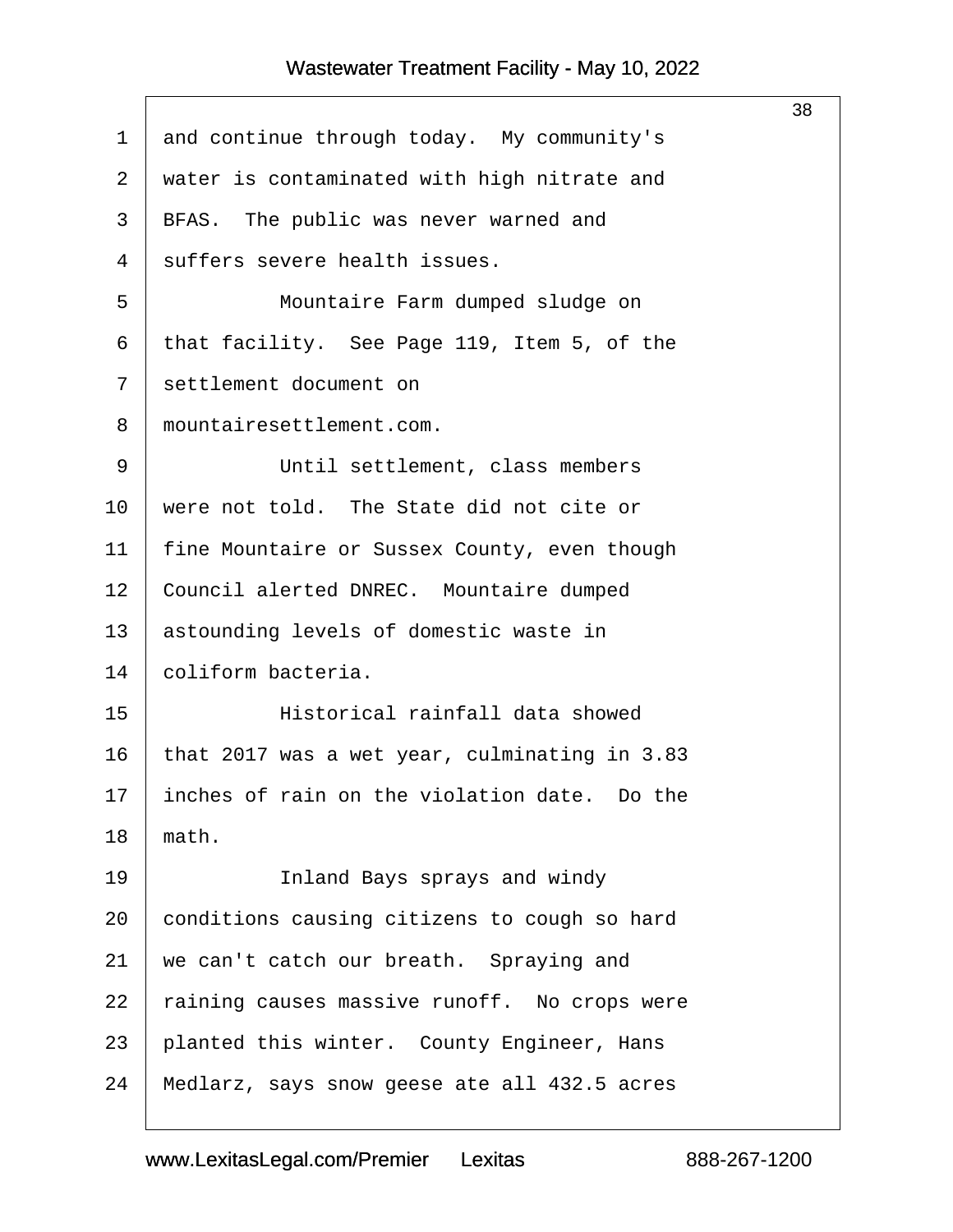and continue through today. My community's water is contaminated with high nitrate and BFAS. The public was never warned and suffers severe health issues.

Mountaire Farm dumped sludge on that facility. See Page 119, Item 5, of the settlement document on mountairesettlement.com.

Until settlement, class members were not told. The State did not cite or fine Mountaire or Sussex County, even though Council alerted DNREC. Mountaire dumped astounding levels of domestic waste in coliform bacteria.

Historical rainfall data showed that 2017 was a wet year, culminating in 3.83 inches of rain on the violation date. Do the math.

Inland Bays sprays and windy conditions causing citizens to cough so hard we can't catch our breath. Spraying and raining causes massive runoff. No crops were planted this winter. County Engineer, Hans Medlarz, says snow geese ate all 432.5 acres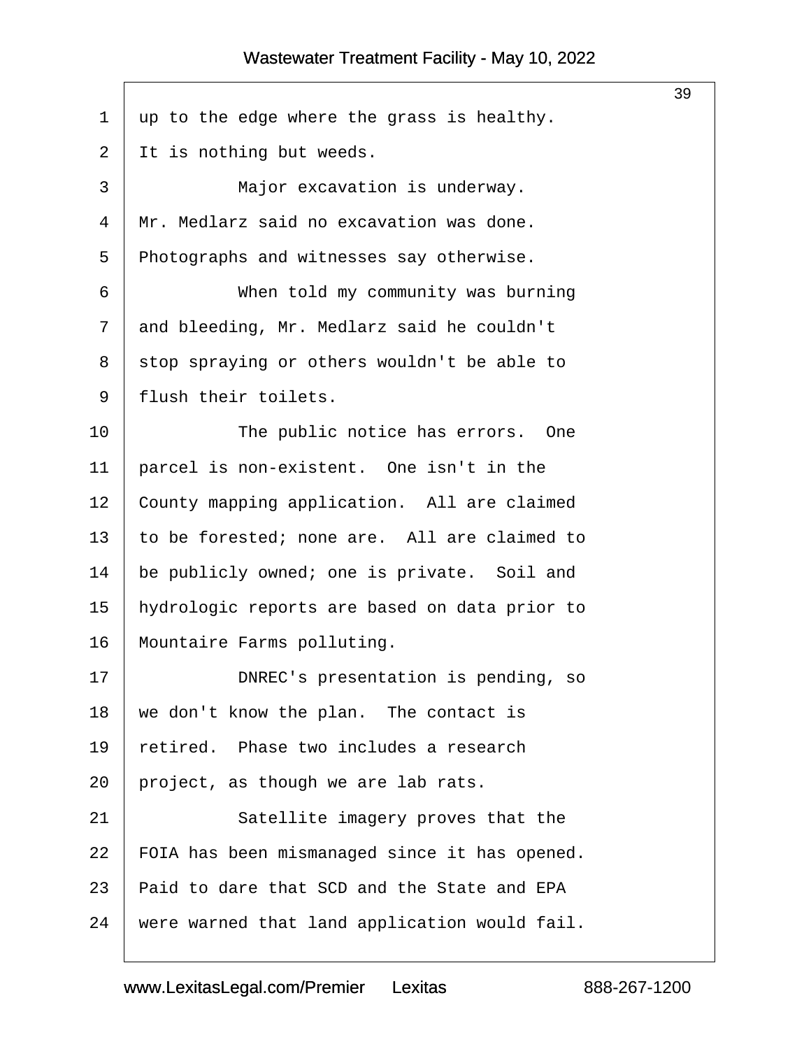up to the edge where the grass is healthy. It is nothing but weeds.

Major excavation is underway. Mr. Medlarz said no excavation was done. Photographs and witnesses say otherwise.

When told my community was burning and bleeding, Mr. Medlarz said he couldn't stop spraying or others wouldn't be able to flush their toilets.

The public notice has errors. One parcel is non-existent. One isn't in the County mapping application. All are claimed to be forested; none are. All are claimed to be publicly owned; one is private. Soil and hydrologic reports are based on data prior to Mountaire Farms polluting.

DNREC's presentation is pending, so we don't know the plan. The contact is retired. Phase two includes a research project, as though we are lab rats.

Satellite imagery proves that the FOIA has been mismanaged since it has opened. Paid to dare that SCD and the State and EPA were warned that land application would fail.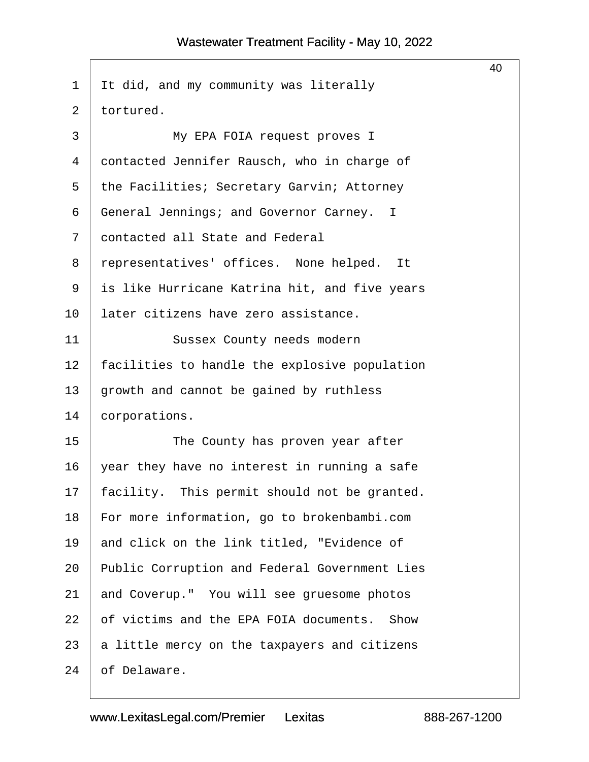It did, and my community was literally tortured.

My EPA FOIA request proves I contacted Jennifer Rausch, who in charge of the Facilities; Secretary Garvin; Attorney General Jennings; and Governor Carney. I contacted all State and Federal representatives' offices. None helped. It is like Hurricane Katrina hit, and five years later citizens have zero assistance.

Sussex County needs modern facilities to handle the explosive population growth and cannot be gained by ruthless corporations.

The County has proven year after year they have no interest in running a safe facility. This permit should not be granted. For more information, go to brokenbambi.com and click on the link titled, "Evidence of Public Corruption and Federal Government Lies and Coverup." You will see gruesome photos of victims and the EPA FOIA documents. Show a little mercy on the taxpayers and citizens of Delaware.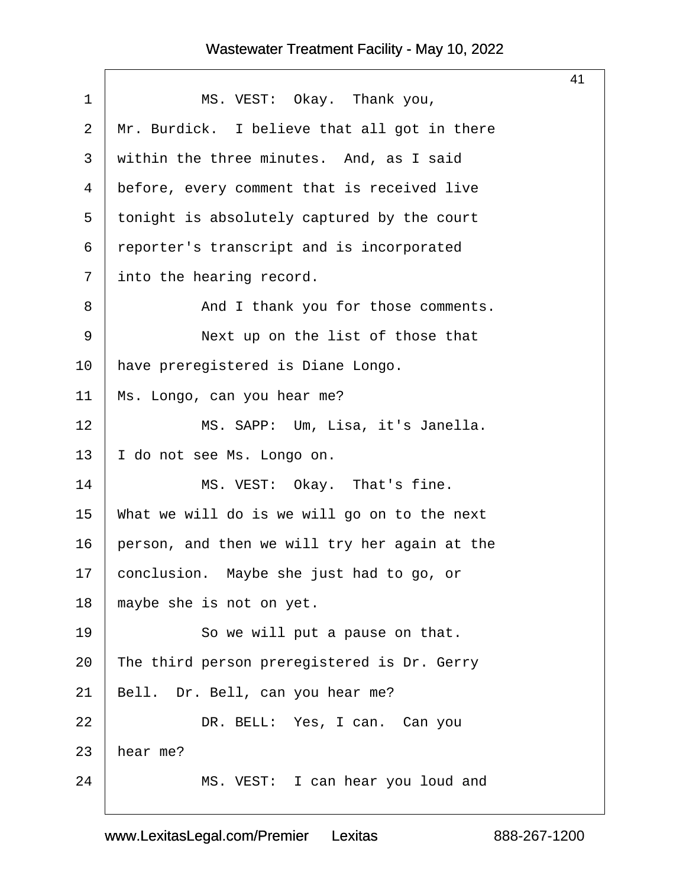MS. VEST: Okay. Thank you, Mr. Burdick. I believe that all got in there within the three minutes. And, as I said before, every comment that is received live tonight is absolutely captured by the court reporter's transcript and is incorporated into the hearing record.

And I thank you for those comments.

Next up on the list of those that have preregistered is Diane Longo. Ms. Longo, can you hear me?

MS. SAPP: Um, Lisa, it's Janella. I do not see Ms. Longo on.

MS. VEST: Okay. That's fine. What we will do is we will go on to the next person, and then we will try her again at the conclusion. Maybe she just had to go, or maybe she is not on yet.

So we will put a pause on that. The third person preregistered is Dr. Gerry Bell. Dr. Bell, can you hear me?

DR. BELL: Yes, I can. Can you hear me?

MS. VEST: I can hear you loud and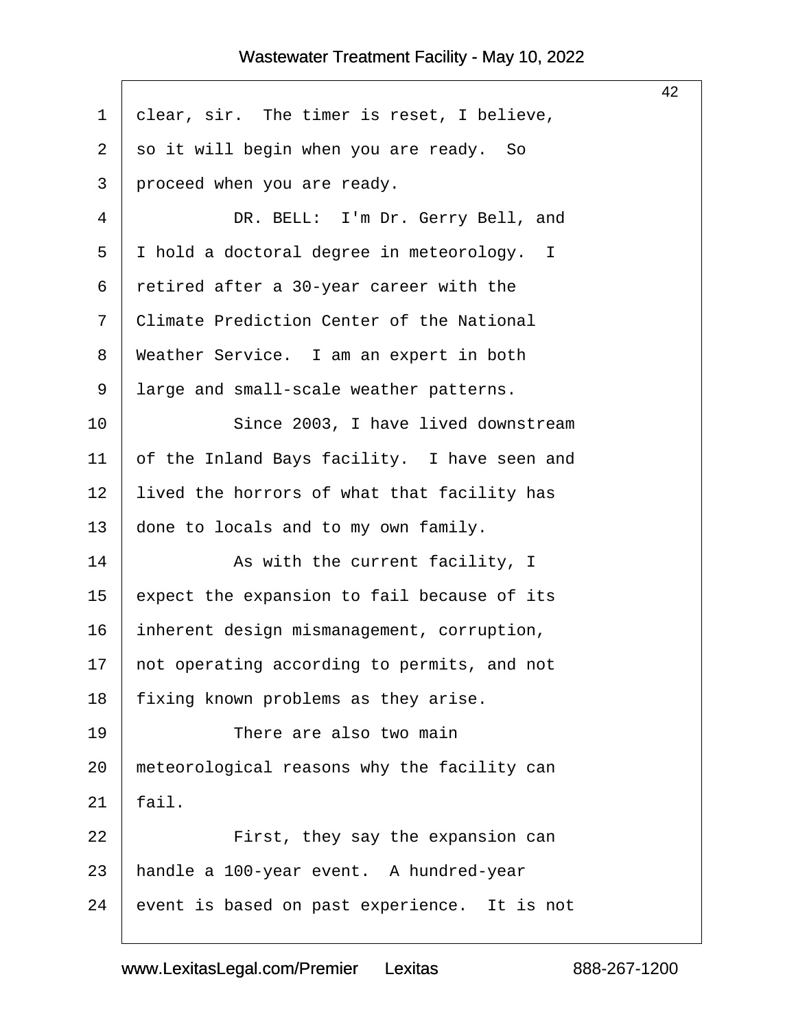clear, sir. The timer is reset, I believe, so it will begin when you are ready. So proceed when you are ready.

DR. BELL: I'm Dr. Gerry Bell, and I hold a doctoral degree in meteorology. I retired after a 30-year career with the Climate Prediction Center of the National Weather Service. I am an expert in both large and small-scale weather patterns.

Since 2003, I have lived downstream of the Inland Bays facility. I have seen and lived the horrors of what that facility has done to locals and to my own family.

As with the current facility, I expect the expansion to fail because of its inherent design mismanagement, corruption, not operating according to permits, and not fixing known problems as they arise.

There are also two main meteorological reasons why the facility can fail.

First, they say the expansion can handle a 100-year event. A hundred-year event is based on past experience. It is not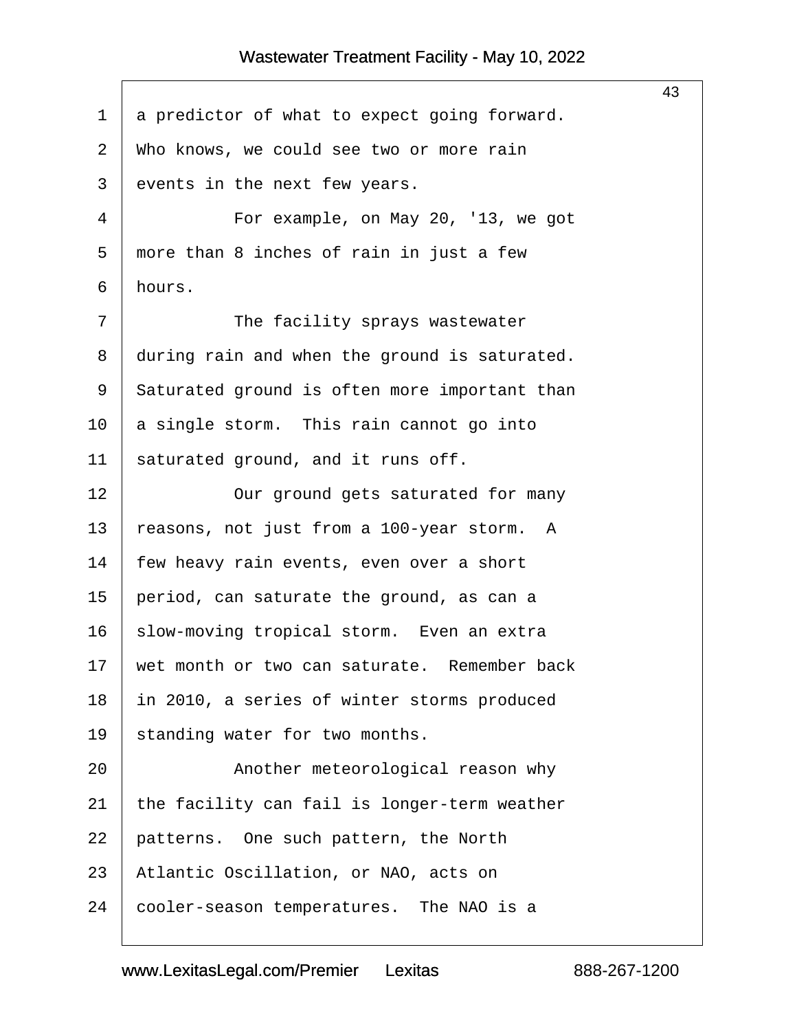a predictor of what to expect going forward. Who knows, we could see two or more rain events in the next few years.

For example, on May 20, '13, we got more than 8 inches of rain in just a few hours.

The facility sprays wastewater during rain and when the ground is saturated. Saturated ground is often more important than a single storm. This rain cannot go into saturated ground, and it runs off.

Our ground gets saturated for many reasons, not just from a 100-year storm. A few heavy rain events, even over a short period, can saturate the ground, as can a slow-moving tropical storm. Even an extra wet month or two can saturate. Remember back in 2010, a series of winter storms produced standing water for two months.

Another meteorological reason why the facility can fail is longer-term weather patterns. One such pattern, the North Atlantic Oscillation, or NAO, acts on cooler-season temperatures. The NAO is a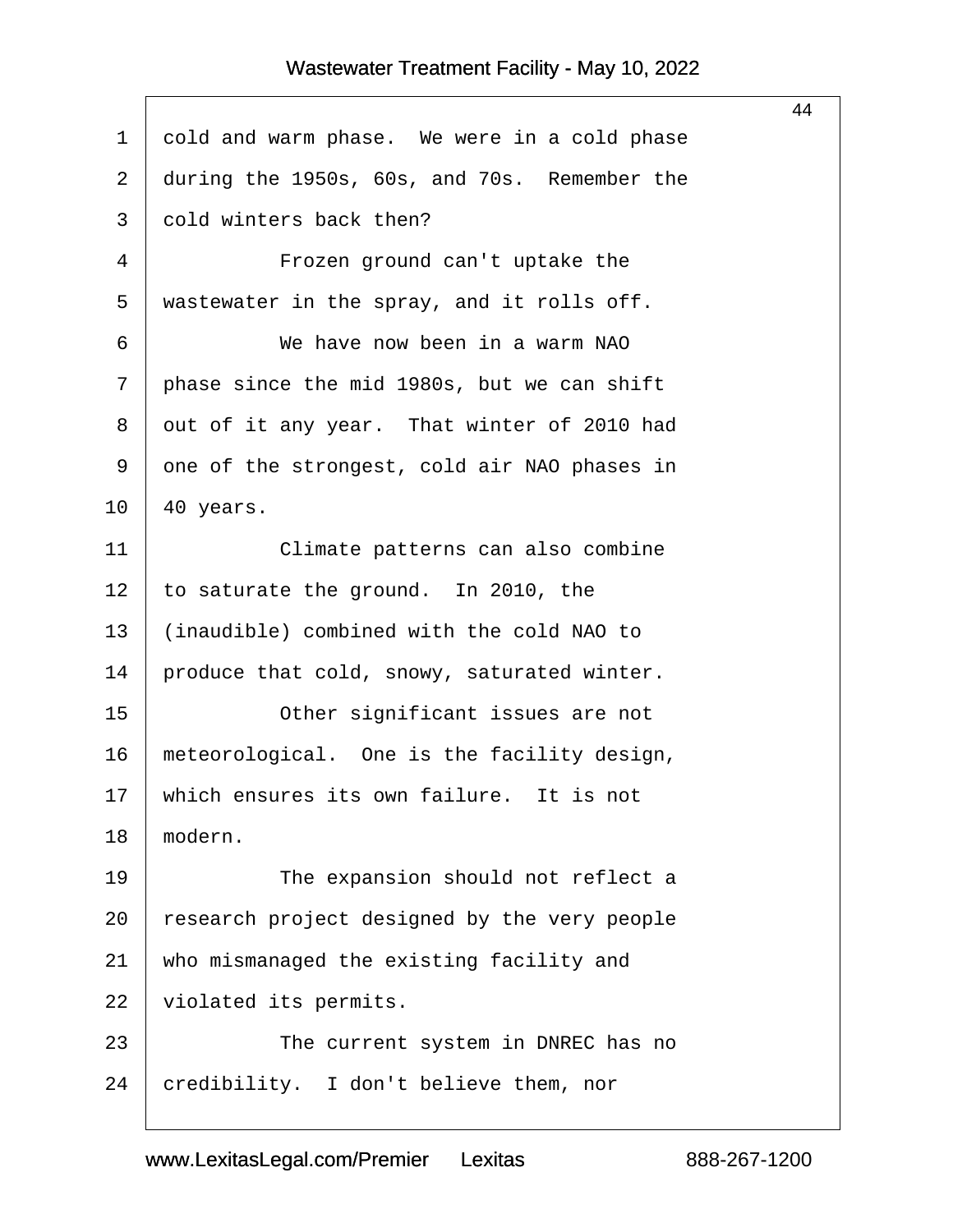cold and warm phase. We were in a cold phase during the 1950s, 60s, and 70s. Remember the cold winters back then?

Frozen ground can't uptake the wastewater in the spray, and it rolls off.

We have now been in a warm NAO phase since the mid 1980s, but we can shift out of it any year. That winter of 2010 had one of the strongest, cold air NAO phases in 40 years.

Climate patterns can also combine to saturate the ground. In 2010, the (inaudible) combined with the cold NAO to produce that cold, snowy, saturated winter.

Other significant issues are not meteorological. One is the facility design, which ensures its own failure. It is not modern.

The expansion should not reflect a research project designed by the very people who mismanaged the existing facility and violated its permits.

The current system in DNREC has no credibility. I don't believe them, nor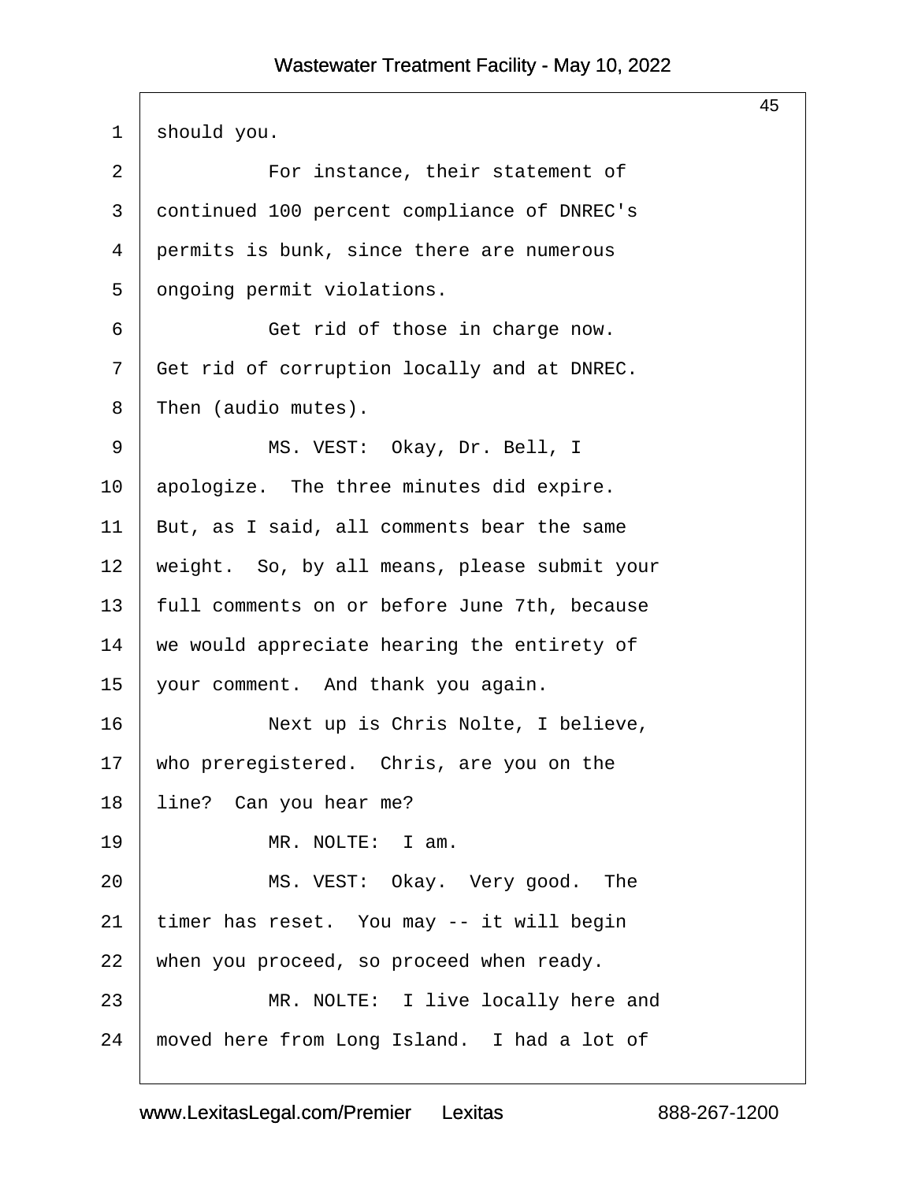should you.

For instance, their statement of continued 100 percent compliance of DNREC's permits is bunk, since there are numerous ongoing permit violations.

Get rid of those in charge now. Get rid of corruption locally and at DNREC. Then (audio mutes).

MS. VEST: Okay, Dr. Bell, I apologize. The three minutes did expire. But, as I said, all comments bear the same weight. So, by all means, please submit your full comments on or before June 7th, because we would appreciate hearing the entirety of your comment. And thank you again.

Next up is Chris Nolte, I believe, who preregistered. Chris, are you on the line? Can you hear me?

MR. NOLTE: I am.

MS. VEST: Okay. Very good. The timer has reset. You may -- it will begin when you proceed, so proceed when ready.

MR. NOLTE: I live locally here and moved here from Long Island. I had a lot of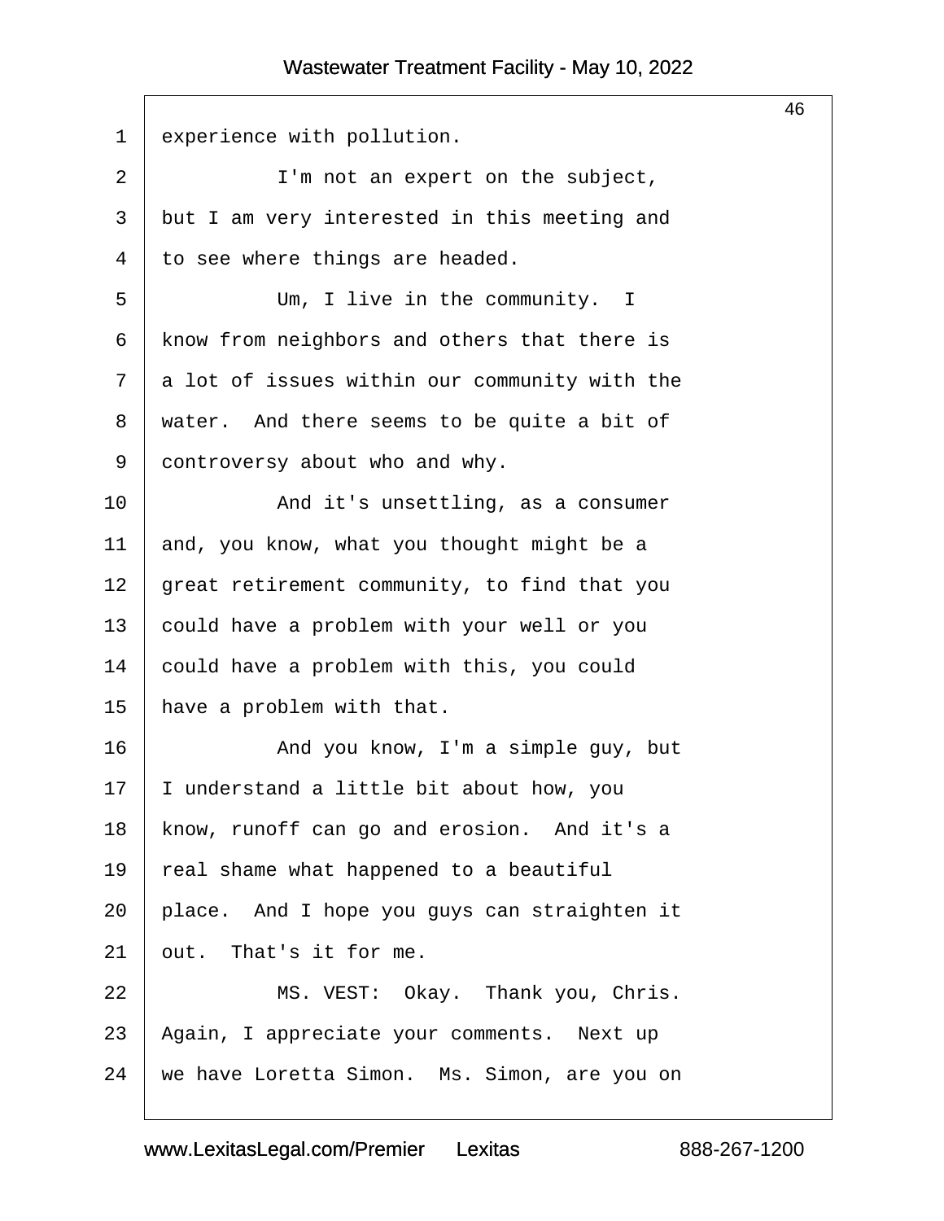experience with pollution.

I'm not an expert on the subject, but I am very interested in this meeting and to see where things are headed.

Um, I live in the community. I know from neighbors and others that there is a lot of issues within our community with the water. And there seems to be quite a bit of controversy about who and why.

And it's unsettling, as a consumer and, you know, what you thought might be a great retirement community, to find that you could have a problem with your well or you could have a problem with this, you could have a problem with that.

And you know, I'm a simple guy, but I understand a little bit about how, you know, runoff can go and erosion. And it's a real shame what happened to a beautiful place. And I hope you guys can straighten it out. That's it for me.

MS. VEST: Okay. Thank you, Chris. Again, I appreciate your comments. Next up we have Loretta Simon. Ms. Simon, are you on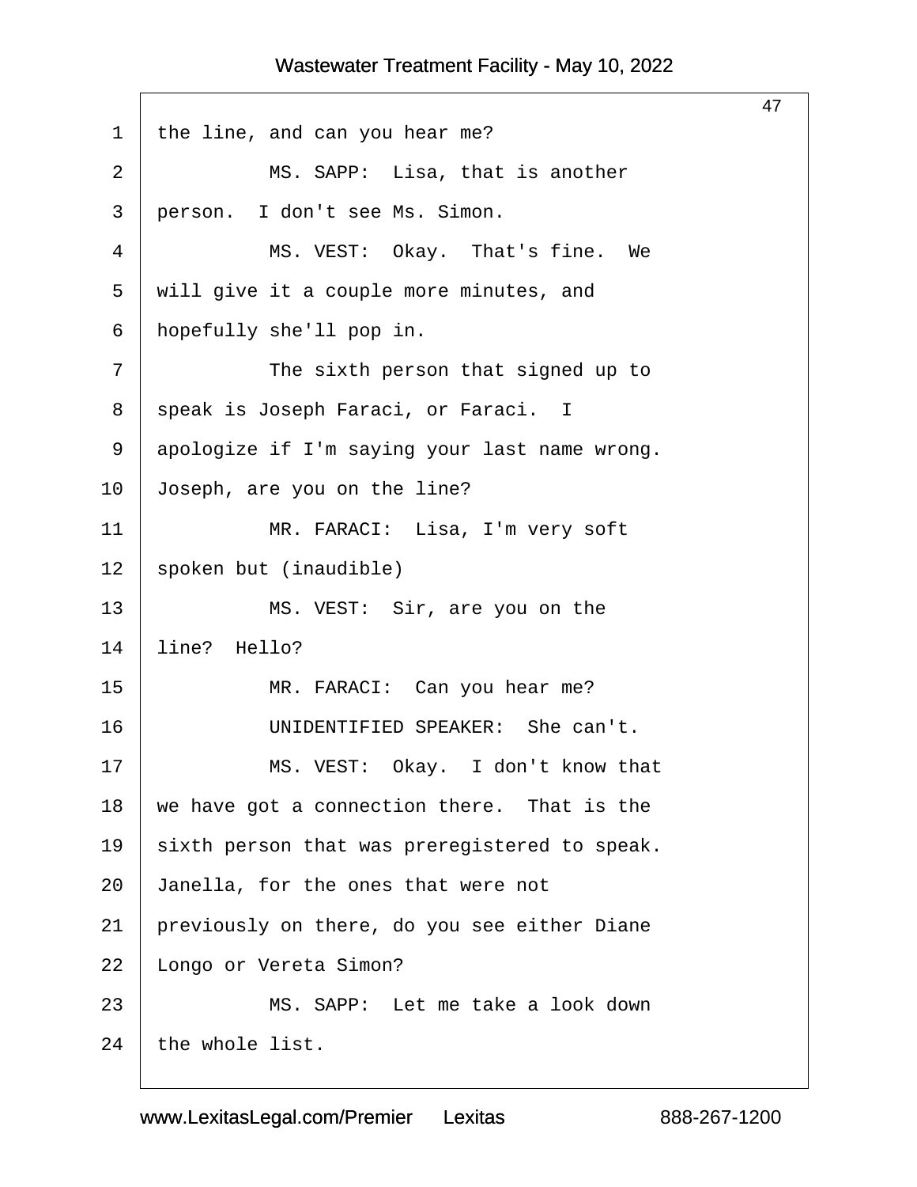1 the line, and can you hear me?

2 MS. SAPP: Lisa, that is another

3 person. I don't see Ms. Simon.

4 MS. VEST: Okay. That's fine. We

5 will give it a couple more minutes, and

6 hopefully she'll pop in.

7 The sixth person that signed up to

8 speak is Joseph Faraci, or Faraci. I

9 apologize if I'm saying your last name wrong.

10 Joseph, are you on the line?

11 MR. FARACI: Lisa, I'm very soft

12 spoken but (inaudible)

13 MS. VEST: Sir, are you on the

14 line? Hello?

15 MR. FARACI: Can you hear me?

16 UNIDENTIFIED SPEAKER: She can't.

17 MS. VEST: Okay. I don't know that

18 we have got a connection there. That is the

19 sixth person that was preregistered to speak.

20 Janella, for the ones that were not

21 previously on there, do you see either Diane

22 Longo or Vereta Simon?

23 MS. SAPP: Let me take a look down

24 the whole list.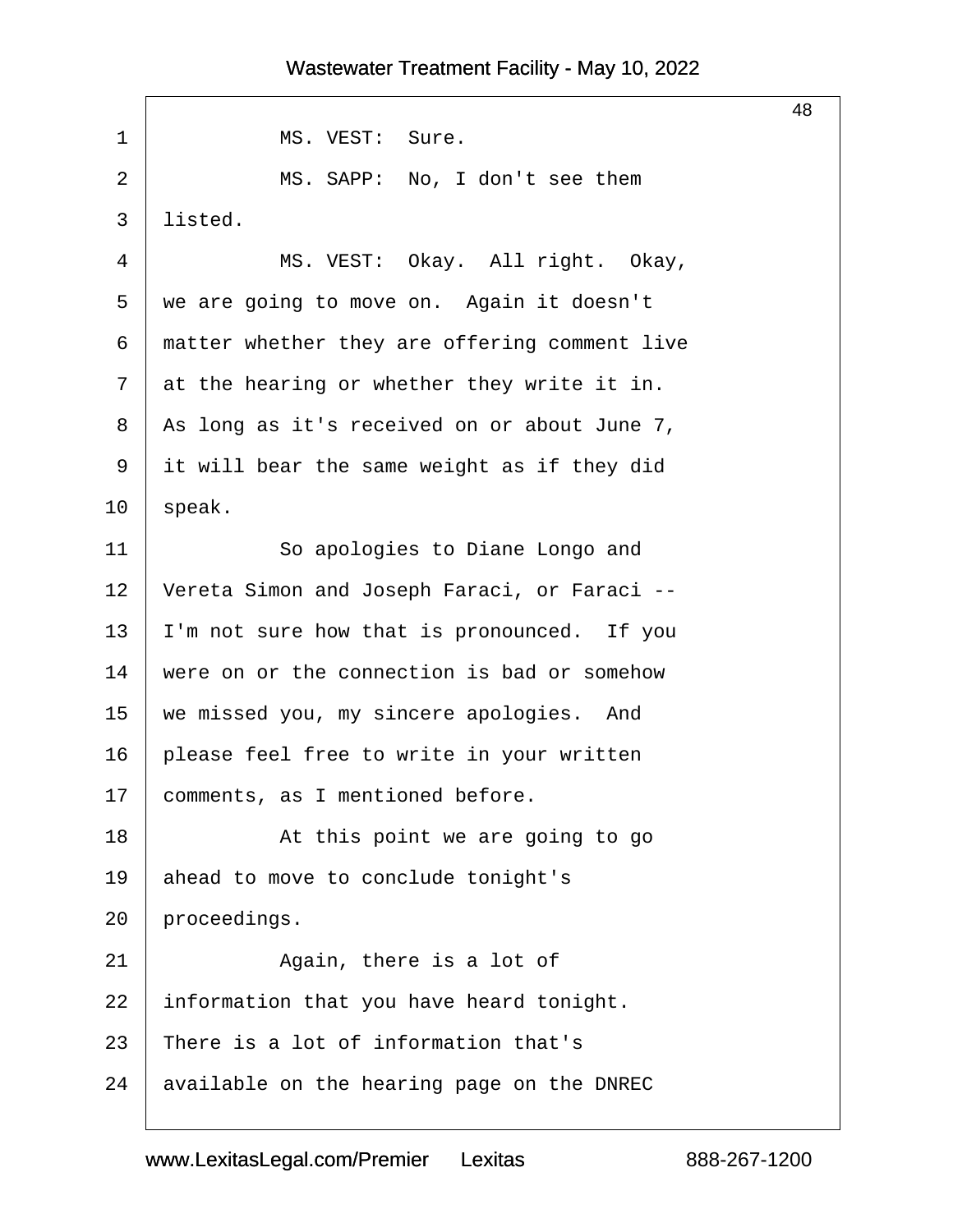MS. VEST: Sure.

MS. SAPP: No, I don't see them listed.

MS. VEST: Okay. All right. Okay, we are going to move on. Again it doesn't matter whether they are offering comment live at the hearing or whether they write it in. As long as it's received on or about June 7, it will bear the same weight as if they did speak.

So apologies to Diane Longo and Vereta Simon and Joseph Faraci, or Faraci -- I'm not sure how that is pronounced. If you were on or the connection is bad or somehow we missed you, my sincere apologies. And please feel free to write in your written comments, as I mentioned before.

At this point we are going to go ahead to move to conclude tonight's proceedings.

Again, there is a lot of information that you have heard tonight. There is a lot of information that's available on the hearing page on the DNREC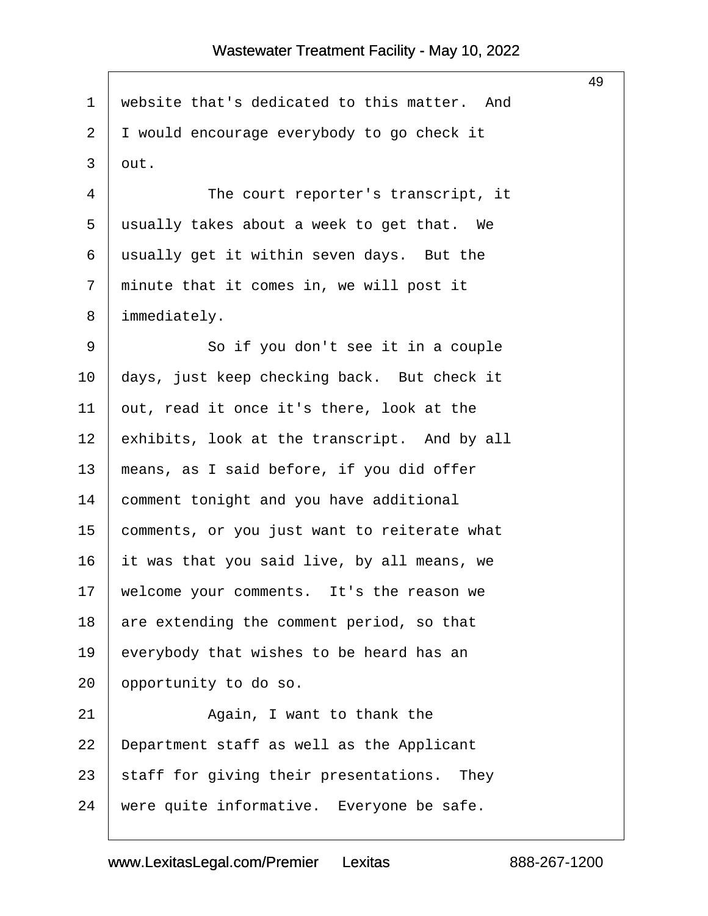website that's dedicated to this matter. And I would encourage everybody to go check it out.

The court reporter's transcript, it usually takes about a week to get that. We usually get it within seven days. But the minute that it comes in, we will post it immediately.

So if you don't see it in a couple days, just keep checking back. But check it out, read it once it's there, look at the exhibits, look at the transcript. And by all means, as I said before, if you did offer comment tonight and you have additional comments, or you just want to reiterate what it was that you said live, by all means, we welcome your comments. It's the reason we are extending the comment period, so that everybody that wishes to be heard has an opportunity to do so.

Again, I want to thank the Department staff as well as the Applicant staff for giving their presentations. They were quite informative. Everyone be safe.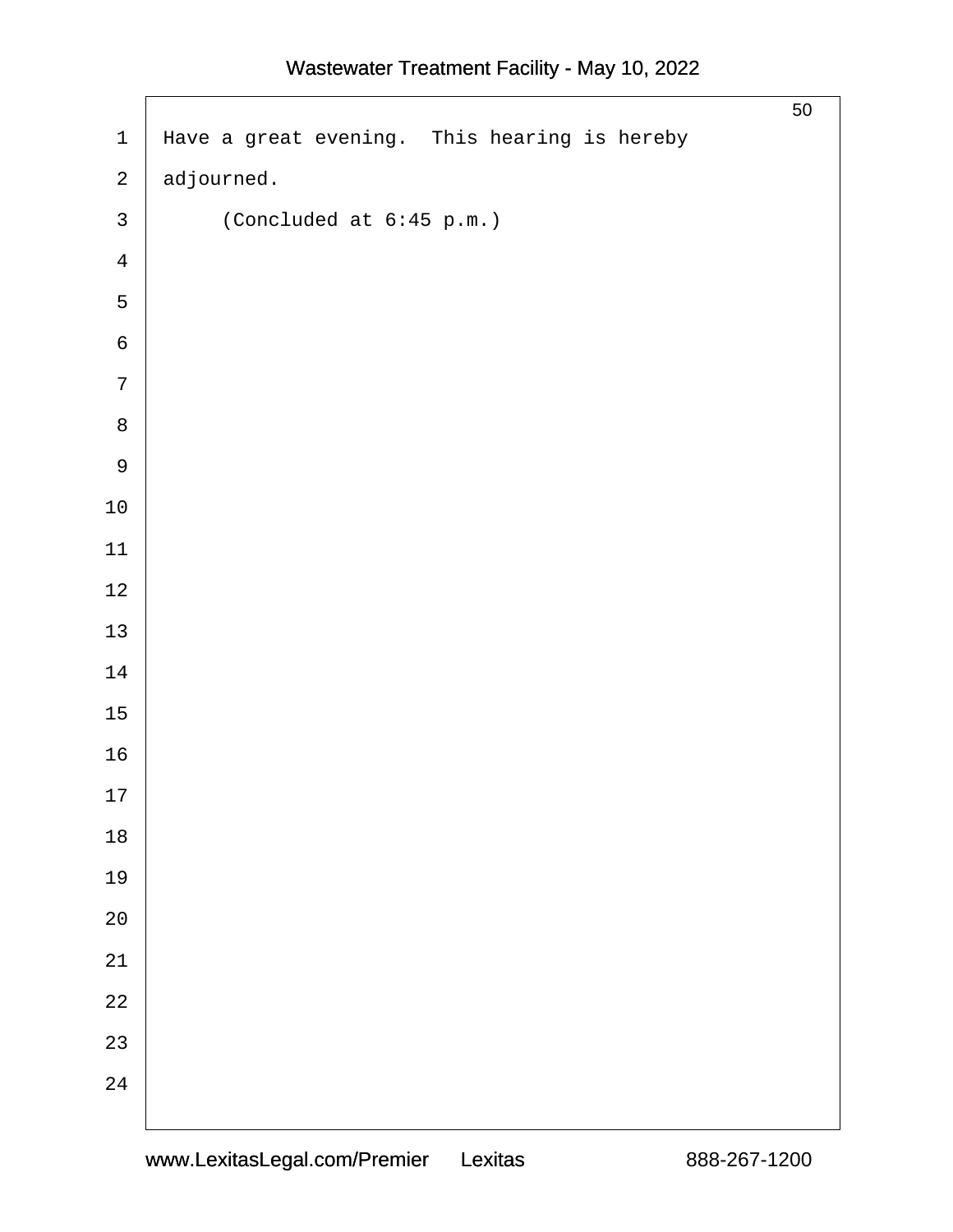Have a great evening. This hearing is hereby adjourned.

(Concluded at 6:45 p.m.)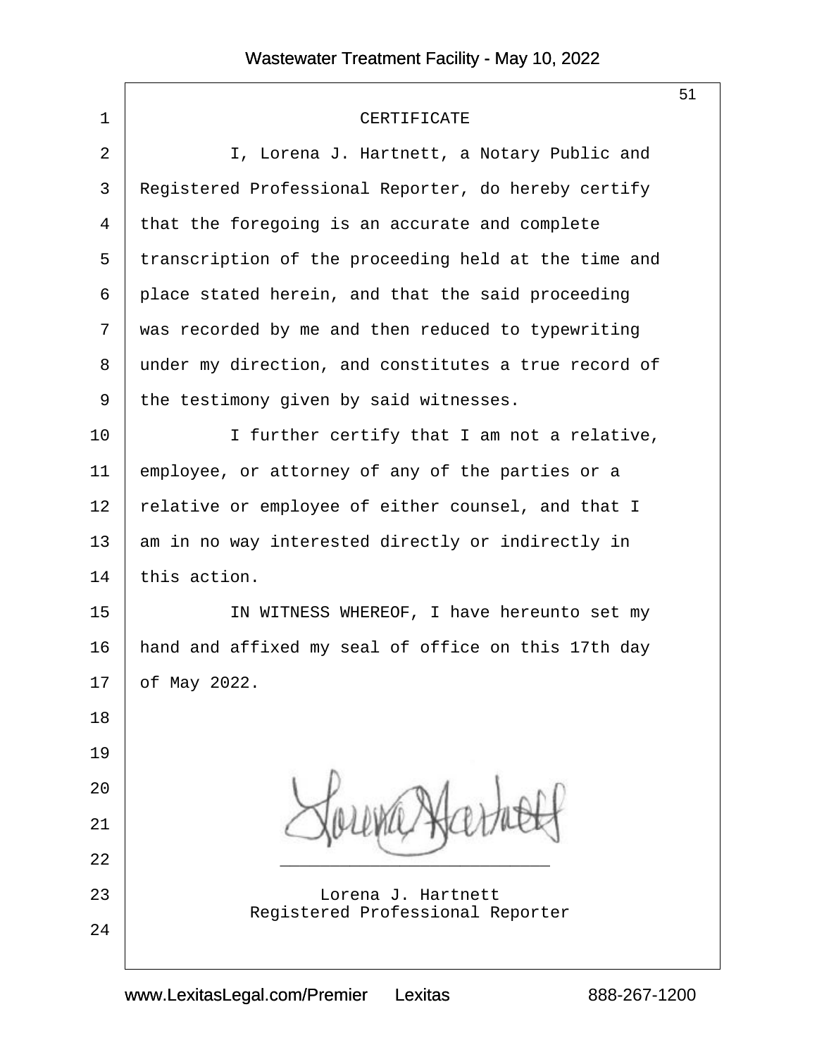# CERTIFICATE

I, Lorena J. Hartnett, a Notary Public and Registered Professional Reporter, do hereby certify that the foregoing is an accurate and complete transcription of the proceeding held at the time and place stated herein, and that the said proceeding was recorded by me and then reduced to typewriting under my direction, and constitutes a true record of the testimony given by said witnesses.

I further certify that I am not a relative, employee, or attorney of any of the parties or a relative or employee of either counsel, and that I am in no way interested directly or indirectly in this action.

IN WITNESS WHEREOF, I have hereunto set my hand and affixed my seal of office on this 17th day of May 2022.

\_\_\_\_\_\_\_\_\_\_\_\_\_\_\_\_\_\_\_\_\_\_\_\_\_\_\_\_

Lorena J. Hartnett
Registered Professional Reporter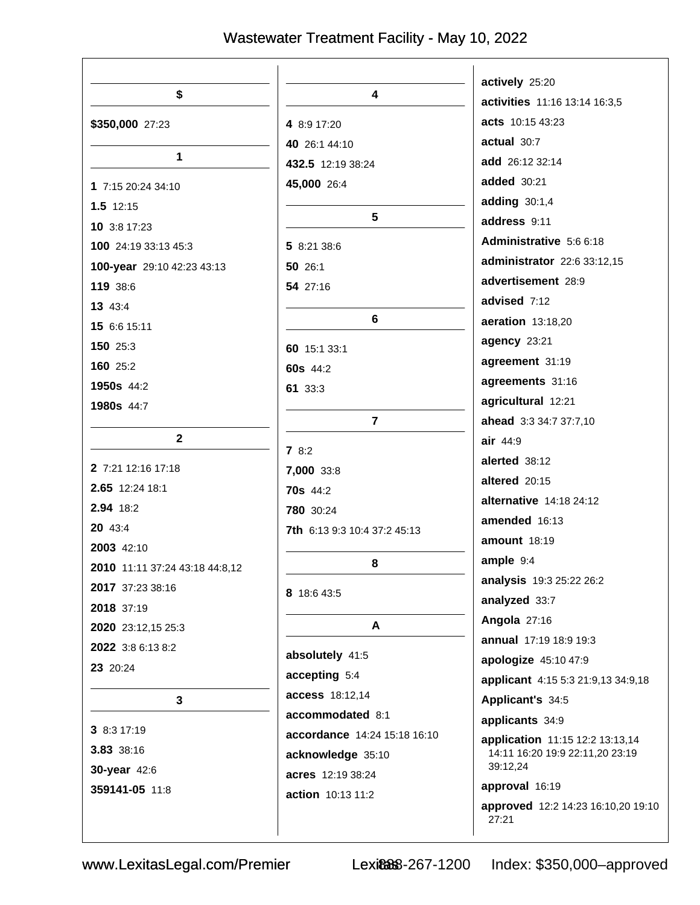## $

**$350,000** 27:23

## 1

**1** 7:15 20:24 34:10
**1.5** 12:15
**10** 3:8 17:23
**100** 24:19 33:13 45:3
**100-year** 29:10 42:23 43:13
**119** 38:6
**13** 43:4
**15** 6:6 15:11
**150** 25:3
**160** 25:2
**1950s** 44:2
**1980s** 44:7

## 2

**2** 7:21 12:16 17:18
**2.65** 12:24 18:1
**2.94** 18:2
**20** 43:4
**2003** 42:10
**2010** 11:11 37:24 43:18 44:8,12
**2017** 37:23 38:16
**2018** 37:19
**2020** 23:12,15 25:3
**2022** 3:8 6:13 8:2
**23** 20:24

## 3

**3** 8:3 17:19
**3.83** 38:16
**30-year** 42:6
**359141-05** 11:8

## 4

**4** 8:9 17:20
**40** 26:1 44:10
**432.5** 12:19 38:24
**45,000** 26:4

## 5

**5** 8:21 38:6
**50** 26:1
**54** 27:16

## 6

**60** 15:1 33:1
**60s** 44:2
**61** 33:3

## 7

**7** 8:2
**7,000** 33:8
**70s** 44:2
**780** 30:24
**7th** 6:13 9:3 10:4 37:2 45:13

## 8

**8** 18:6 43:5

## A

**absolutely** 41:5
**accepting** 5:4
**access** 18:12,14
**accommodated** 8:1
**accordance** 14:24 15:18 16:10
**acknowledge** 35:10
**acres** 12:19 38:24
**action** 10:13 11:2
**actively** 25:20
**activities** 11:16 13:14 16:3,5
**acts** 10:15 43:23
**actual** 30:7
**add** 26:12 32:14
**added** 30:21
**adding** 30:1,4
**address** 9:11
**Administrative** 5:6 6:18
**administrator** 22:6 33:12,15
**advertisement** 28:9
**advised** 7:12
**aeration** 13:18,20
**agency** 23:21
**agreement** 31:19
**agreements** 31:16
**agricultural** 12:21
**ahead** 3:3 34:7 37:7,10
**air** 44:9
**alerted** 38:12
**altered** 20:15
**alternative** 14:18 24:12
**amended** 16:13
**amount** 18:19
**ample** 9:4
**analysis** 19:3 25:22 26:2
**analyzed** 33:7
**Angola** 27:16
**annual** 17:19 18:9 19:3
**apologize** 45:10 47:9
**applicant** 4:15 5:3 21:9,13 34:9,18
**Applicant's** 34:5
**applicants** 34:9
**application** 11:15 12:2 13:13,14 14:11 16:20 19:9 22:11,20 23:19 39:12,24
**approval** 16:19
**approved** 12:2 14:23 16:10,20 19:10 27:21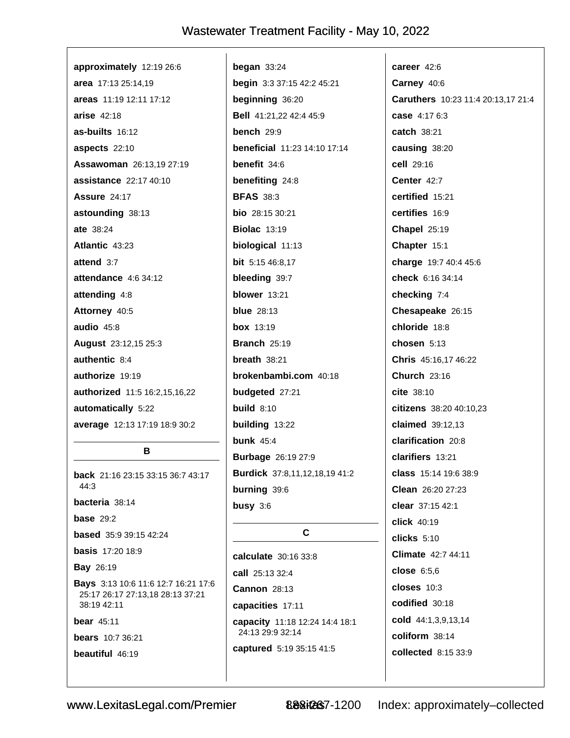**approximately** 12:19 26:6
**area** 17:13 25:14,19
**areas** 11:19 12:11 17:12
**arise** 42:18
**as-builts** 16:12
**aspects** 22:10
**Assawoman** 26:13,19 27:19
**assistance** 22:17 40:10
**Assure** 24:17
**astounding** 38:13
**ate** 38:24
**Atlantic** 43:23
**attend** 3:7
**attendance** 4:6 34:12
**attending** 4:8
**Attorney** 40:5
**audio** 45:8
**August** 23:12,15 25:3
**authentic** 8:4
**authorize** 19:19
**authorized** 11:5 16:2,15,16,22
**automatically** 5:22
**average** 12:13 17:19 18:9 30:2

## B

**back** 21:16 23:15 33:15 36:7 43:17 44:3
**bacteria** 38:14
**base** 29:2
**based** 35:9 39:15 42:24
**basis** 17:20 18:9
**Bay** 26:19
**Bays** 3:13 10:6 11:6 12:7 16:21 17:6 25:17 26:17 27:13,18 28:13 37:21 38:19 42:11
**bear** 45:11
**bears** 10:7 36:21
**beautiful** 46:19
**began** 33:24
**begin** 3:3 37:15 42:2 45:21
**beginning** 36:20
**Bell** 41:21,22 42:4 45:9
**bench** 29:9
**beneficial** 11:23 14:10 17:14
**benefit** 34:6
**benefiting** 24:8
**BFAS** 38:3
**bio** 28:15 30:21
**Biolac** 13:19
**biological** 11:13
**bit** 5:15 46:8,17
**bleeding** 39:7
**blower** 13:21
**blue** 28:13
**box** 13:19
**Branch** 25:19
**breath** 38:21
**brokenbambi.com** 40:18
**budgeted** 27:21
**build** 8:10
**building** 13:22
**bunk** 45:4
**Burbage** 26:19 27:9
**Burdick** 37:8,11,12,18,19 41:2
**burning** 39:6
**busy** 3:6

## C

**calculate** 30:16 33:8
**call** 25:13 32:4
**Cannon** 28:13
**capacities** 17:11
**capacity** 11:18 12:24 14:4 18:1 24:13 29:9 32:14
**captured** 5:19 35:15 41:5
**career** 42:6
**Carney** 40:6
**Caruthers** 10:23 11:4 20:13,17 21:4
**case** 4:17 6:3
**catch** 38:21
**causing** 38:20
**cell** 29:16
**Center** 42:7
**certified** 15:21
**certifies** 16:9
**Chapel** 25:19
**Chapter** 15:1
**charge** 19:7 40:4 45:6
**check** 6:16 34:14
**checking** 7:4
**Chesapeake** 26:15
**chloride** 18:8
**chosen** 5:13
**Chris** 45:16,17 46:22
**Church** 23:16
**cite** 38:10
**citizens** 38:20 40:10,23
**claimed** 39:12,13
**clarification** 20:8
**clarifiers** 13:21
**class** 15:14 19:6 38:9
**Clean** 26:20 27:23
**clear** 37:15 42:1
**click** 40:19
**clicks** 5:10
**Climate** 42:7 44:11
**close** 6:5,6
**closes** 10:3
**codified** 30:18
**cold** 44:1,3,9,13,14
**coliform** 38:14
**collected** 8:15 33:9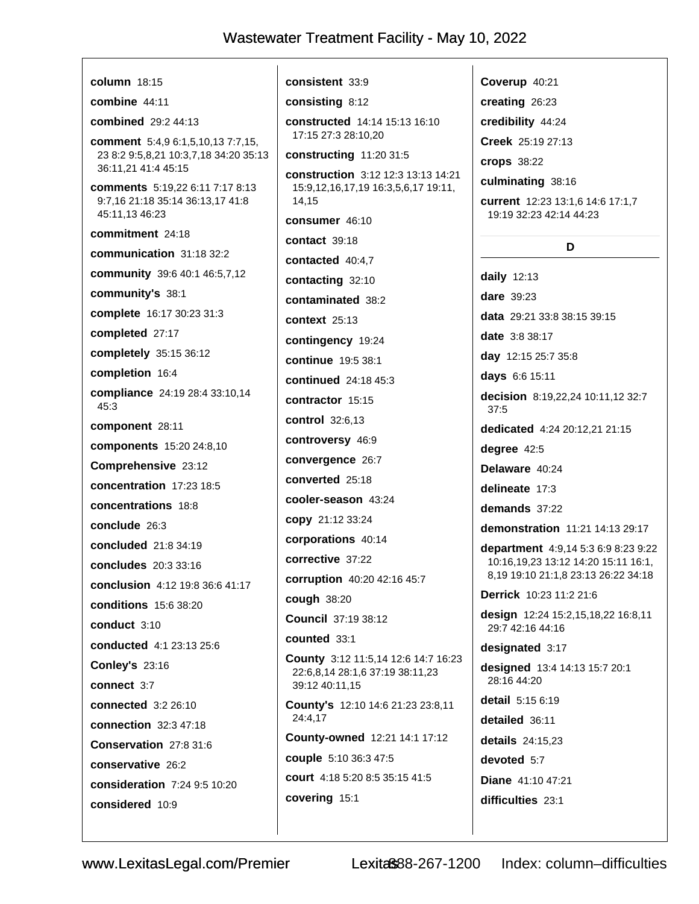**column** 18:15

**combine** 44:11

**combined** 29:2 44:13

**comment** 5:4,9 6:1,5,10,13 7:7,15, 23 8:2 9:5,8,21 10:3,7,18 34:20 35:13 36:11,21 41:4 45:15

**comments** 5:19,22 6:11 7:17 8:13 9:7,16 21:18 35:14 36:13,17 41:8 45:11,13 46:23

**commitment** 24:18

**communication** 31:18 32:2

**community** 39:6 40:1 46:5,7,12

**community's** 38:1

**complete** 16:17 30:23 31:3

**completed** 27:17

**completely** 35:15 36:12

**completion** 16:4

**compliance** 24:19 28:4 33:10,14 45:3

**component** 28:11

**components** 15:20 24:8,10

**Comprehensive** 23:12

**concentration** 17:23 18:5

**concentrations** 18:8

**conclude** 26:3

**concluded** 21:8 34:19

**concludes** 20:3 33:16

**conclusion** 4:12 19:8 36:6 41:17

**conditions** 15:6 38:20

**conduct** 3:10

**conducted** 4:1 23:13 25:6

**Conley's** 23:16

**connect** 3:7

**connected** 3:2 26:10

**connection** 32:3 47:18

**Conservation** 27:8 31:6

**conservative** 26:2

**consideration** 7:24 9:5 10:20

**considered** 10:9

**consistent** 33:9

**consisting** 8:12

**constructed** 14:14 15:13 16:10 17:15 27:3 28:10,20

**constructing** 11:20 31:5

**construction** 3:12 12:3 13:13 14:21 15:9,12,16,17,19 16:3,5,6,17 19:11, 14,15

**consumer** 46:10

**contact** 39:18

**contacted** 40:4,7

**contacting** 32:10

**contaminated** 38:2

**context** 25:13

**contingency** 19:24

**continue** 19:5 38:1

**continued** 24:18 45:3

**contractor** 15:15

**control** 32:6,13

**controversy** 46:9

**convergence** 26:7

**converted** 25:18

**cooler-season** 43:24

**copy** 21:12 33:24

**corporations** 40:14

**corrective** 37:22

**corruption** 40:20 42:16 45:7

**cough** 38:20

**Council** 37:19 38:12

**counted** 33:1

**County** 3:12 11:5,14 12:6 14:7 16:23 22:6,8,14 28:1,6 37:19 38:11,23 39:12 40:11,15

**County's** 12:10 14:6 21:23 23:8,11 24:4,17

**County-owned** 12:21 14:1 17:12

**couple** 5:10 36:3 47:5

**court** 4:18 5:20 8:5 35:15 41:5

**covering** 15:1

**Coverup** 40:21

**creating** 26:23

**credibility** 44:24

**Creek** 25:19 27:13

**crops** 38:22

**culminating** 38:16

**current** 12:23 13:1,6 14:6 17:1,7 19:19 32:23 42:14 44:23

## D

**daily** 12:13

**dare** 39:23

**data** 29:21 33:8 38:15 39:15

**date** 3:8 38:17

**day** 12:15 25:7 35:8

**days** 6:6 15:11

**decision** 8:19,22,24 10:11,12 32:7 37:5

**dedicated** 4:24 20:12,21 21:15

**degree** 42:5

**Delaware** 40:24

**delineate** 17:3

**demands** 37:22

**demonstration** 11:21 14:13 29:17

**department** 4:9,14 5:3 6:9 8:23 9:22 10:16,19,23 13:12 14:20 15:11 16:1, 8,19 19:10 21:1,8 23:13 26:22 34:18

**Derrick** 10:23 11:2 21:6

**design** 12:24 15:2,15,18,22 16:8,11 29:7 42:16 44:16

**designated** 3:17

**designed** 13:4 14:13 15:7 20:1 28:16 44:20

**detail** 5:15 6:19

**detailed** 36:11

**details** 24:15,23

**devoted** 5:7

**Diane** 41:10 47:21

**difficulties** 23:1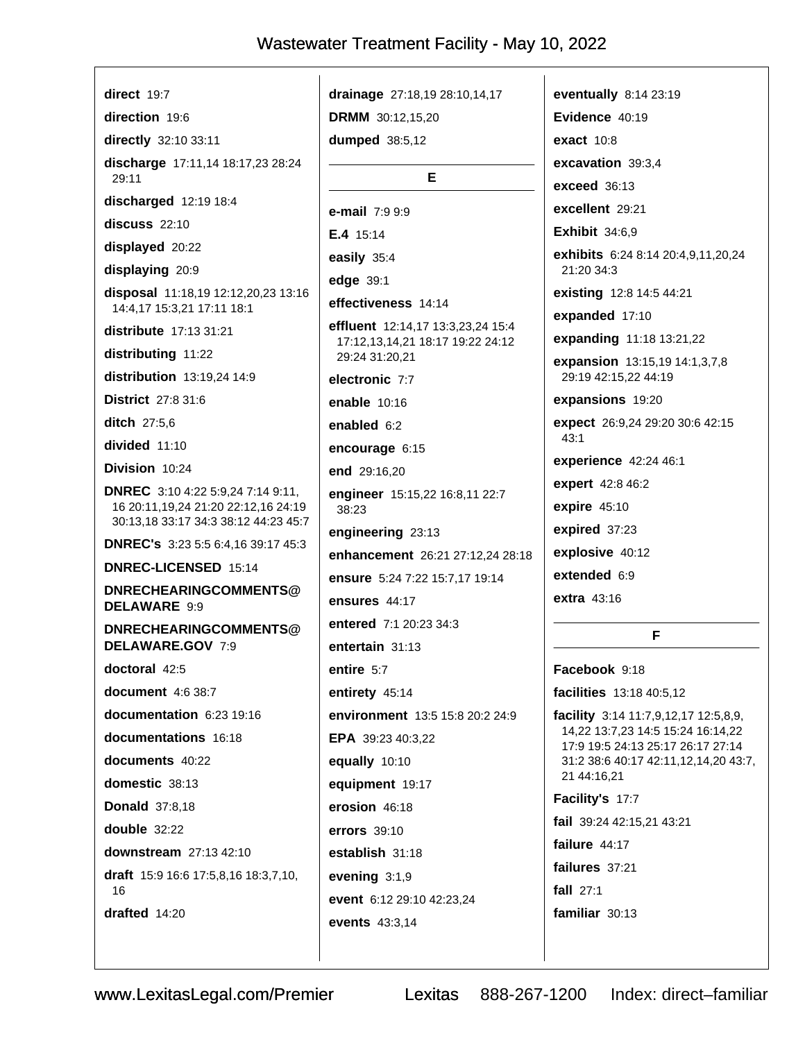**direct** 19:7

**direction** 19:6

**directly** 32:10 33:11

**discharge** 17:11,14 18:17,23 28:24 29:11

**discharged** 12:19 18:4

**discuss** 22:10

**displayed** 20:22

**displaying** 20:9

**disposal** 11:18,19 12:12,20,23 13:16 14:4,17 15:3,21 17:11 18:1

**distribute** 17:13 31:21

**distributing** 11:22

**distribution** 13:19,24 14:9

**District** 27:8 31:6

**ditch** 27:5,6

**divided** 11:10

**Division** 10:24

**DNREC** 3:10 4:22 5:9,24 7:14 9:11, 16 20:11,19,24 21:20 22:12,16 24:19 30:13,18 33:17 34:3 38:12 44:23 45:7

**DNREC's** 3:23 5:5 6:4,16 39:17 45:3

**DNREC-LICENSED** 15:14

**DNRECHEARINGCOMMENTS@DELAWARE** 9:9

**DNRECHEARINGCOMMENTS@DELAWARE.GOV** 7:9

**doctoral** 42:5

**document** 4:6 38:7

**documentation** 6:23 19:16

**documentations** 16:18

**documents** 40:22

**domestic** 38:13

**Donald** 37:8,18

**double** 32:22

**downstream** 27:13 42:10

**draft** 15:9 16:6 17:5,8,16 18:3,7,10, 16

**drafted** 14:20

**drainage** 27:18,19 28:10,14,17

**DRMM** 30:12,15,20

**dumped** 38:5,12

## E

**e-mail** 7:9 9:9

**E.4** 15:14

**easily** 35:4

**edge** 39:1

**effectiveness** 14:14

**effluent** 12:14,17 13:3,23,24 15:4 17:12,13,14,21 18:17 19:22 24:12 29:24 31:20,21

**electronic** 7:7

**enable** 10:16

**enabled** 6:2

**encourage** 6:15

**end** 29:16,20

**engineer** 15:15,22 16:8,11 22:7 38:23

**engineering** 23:13

**enhancement** 26:21 27:12,24 28:18

**ensure** 5:24 7:22 15:7,17 19:14

**ensures** 44:17

**entered** 7:1 20:23 34:3

**entertain** 31:13

**entire** 5:7

**entirety** 45:14

**environment** 13:5 15:8 20:2 24:9

**EPA** 39:23 40:3,22

**equally** 10:10

**equipment** 19:17

**erosion** 46:18

**errors** 39:10

**establish** 31:18

**evening** 3:1,9

**event** 6:12 29:10 42:23,24

**events** 43:3,14

**eventually** 8:14 23:19

**Evidence** 40:19

**exact** 10:8

**excavation** 39:3,4

**exceed** 36:13

**excellent** 29:21

**Exhibit** 34:6,9

**exhibits** 6:24 8:14 20:4,9,11,20,24 21:20 34:3

**existing** 12:8 14:5 44:21

**expanded** 17:10

**expanding** 11:18 13:21,22

**expansion** 13:15,19 14:1,3,7,8 29:19 42:15,22 44:19

**expansions** 19:20

**expect** 26:9,24 29:20 30:6 42:15 43:1

**experience** 42:24 46:1

**expert** 42:8 46:2

**expire** 45:10

**expired** 37:23

**explosive** 40:12

**extended** 6:9

**extra** 43:16

## F

**Facebook** 9:18

**facilities** 13:18 40:5,12

**facility** 3:14 11:7,9,12,17 12:5,8,9, 14,22 13:7,23 14:5 15:24 16:14,22 17:9 19:5 24:13 25:17 26:17 27:14 31:2 38:6 40:17 42:11,12,14,20 43:7, 21 44:16,21

**Facility's** 17:7

**fail** 39:24 42:15,21 43:21

**failure** 44:17

**failures** 37:21

**fall** 27:1

**familiar** 30:13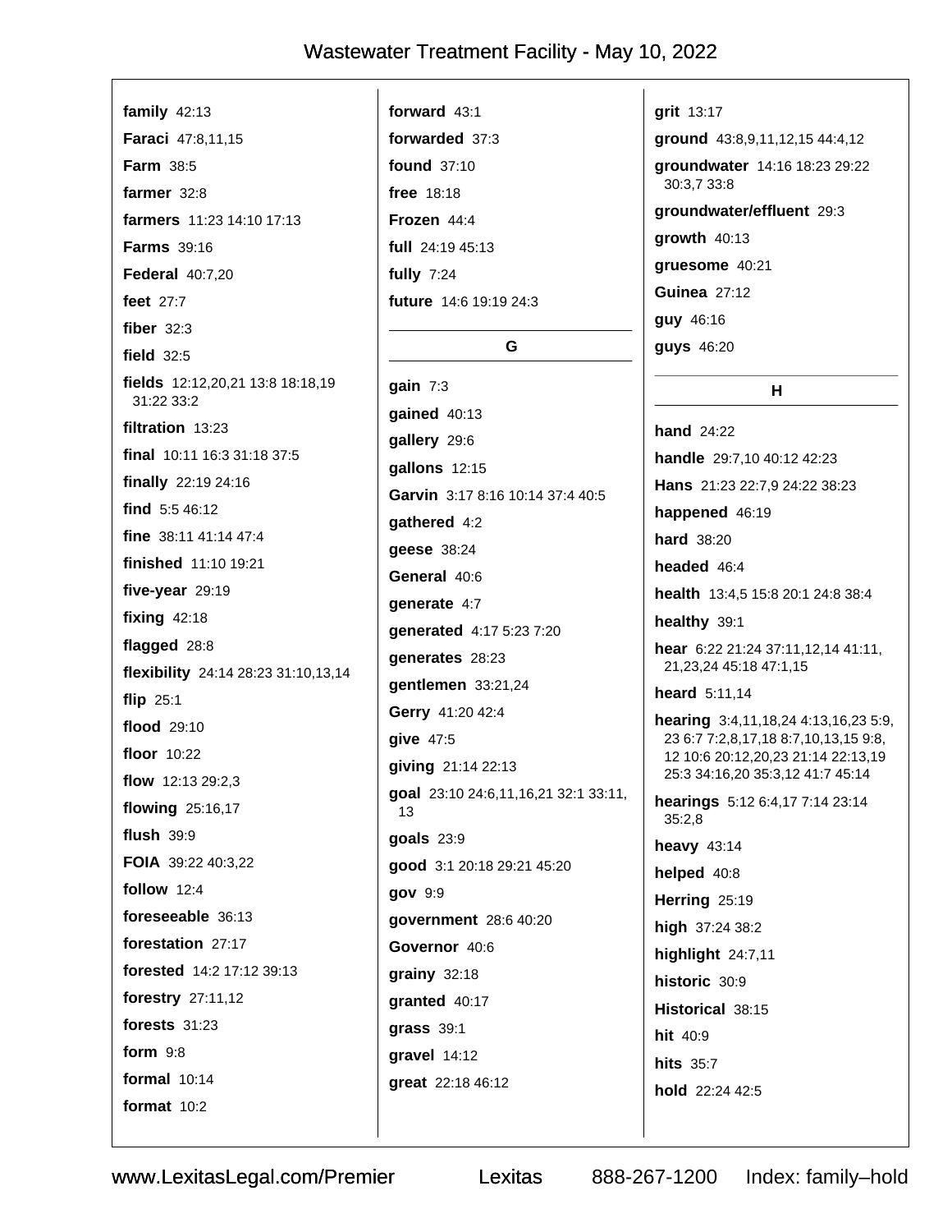**family** 42:13
**Faraci** 47:8,11,15
**Farm** 38:5
**farmer** 32:8
**farmers** 11:23 14:10 17:13
**Farms** 39:16
**Federal** 40:7,20
**feet** 27:7
**fiber** 32:3
**field** 32:5
**fields** 12:12,20,21 13:8 18:18,19 31:22 33:2
**filtration** 13:23
**final** 10:11 16:3 31:18 37:5
**finally** 22:19 24:16
**find** 5:5 46:12
**fine** 38:11 41:14 47:4
**finished** 11:10 19:21
**five-year** 29:19
**fixing** 42:18
**flagged** 28:8
**flexibility** 24:14 28:23 31:10,13,14
**flip** 25:1
**flood** 29:10
**floor** 10:22
**flow** 12:13 29:2,3
**flowing** 25:16,17
**flush** 39:9
**FOIA** 39:22 40:3,22
**follow** 12:4
**foreseeable** 36:13
**forestation** 27:17
**forested** 14:2 17:12 39:13
**forestry** 27:11,12
**forests** 31:23
**form** 9:8
**formal** 10:14
**format** 10:2
**forward** 43:1
**forwarded** 37:3
**found** 37:10
**free** 18:18
**Frozen** 44:4
**full** 24:19 45:13
**fully** 7:24
**future** 14:6 19:19 24:3

## G

**gain** 7:3
**gained** 40:13
**gallery** 29:6
**gallons** 12:15
**Garvin** 3:17 8:16 10:14 37:4 40:5
**gathered** 4:2
**geese** 38:24
**General** 40:6
**generate** 4:7
**generated** 4:17 5:23 7:20
**generates** 28:23
**gentlemen** 33:21,24
**Gerry** 41:20 42:4
**give** 47:5
**giving** 21:14 22:13
**goal** 23:10 24:6,11,16,21 32:1 33:11,13
**goals** 23:9
**good** 3:1 20:18 29:21 45:20
**gov** 9:9
**government** 28:6 40:20
**Governor** 40:6
**grainy** 32:18
**granted** 40:17
**grass** 39:1
**gravel** 14:12
**great** 22:18 46:12
**grit** 13:17
**ground** 43:8,9,11,12,15 44:4,12
**groundwater** 14:16 18:23 29:22 30:3,7 33:8
**groundwater/effluent** 29:3
**growth** 40:13
**gruesome** 40:21
**Guinea** 27:12
**guy** 46:16
**guys** 46:20

## H

**hand** 24:22
**handle** 29:7,10 40:12 42:23
**Hans** 21:23 22:7,9 24:22 38:23
**happened** 46:19
**hard** 38:20
**headed** 46:4
**health** 13:4,5 15:8 20:1 24:8 38:4
**healthy** 39:1
**hear** 6:22 21:24 37:11,12,14 41:11,21,23,24 45:18 47:1,15
**heard** 5:11,14
**hearing** 3:4,11,18,24 4:13,16,23 5:9,23 6:7 7:2,8,17,18 8:7,10,13,15 9:8,12 10:6 20:12,20,23 21:14 22:13,19 25:3 34:16,20 35:3,12 41:7 45:14
**hearings** 5:12 6:4,17 7:14 23:14 35:2,8
**heavy** 43:14
**helped** 40:8
**Herring** 25:19
**high** 37:24 38:2
**highlight** 24:7,11
**historic** 30:9
**Historical** 38:15
**hit** 40:9
**hits** 35:7
**hold** 22:24 42:5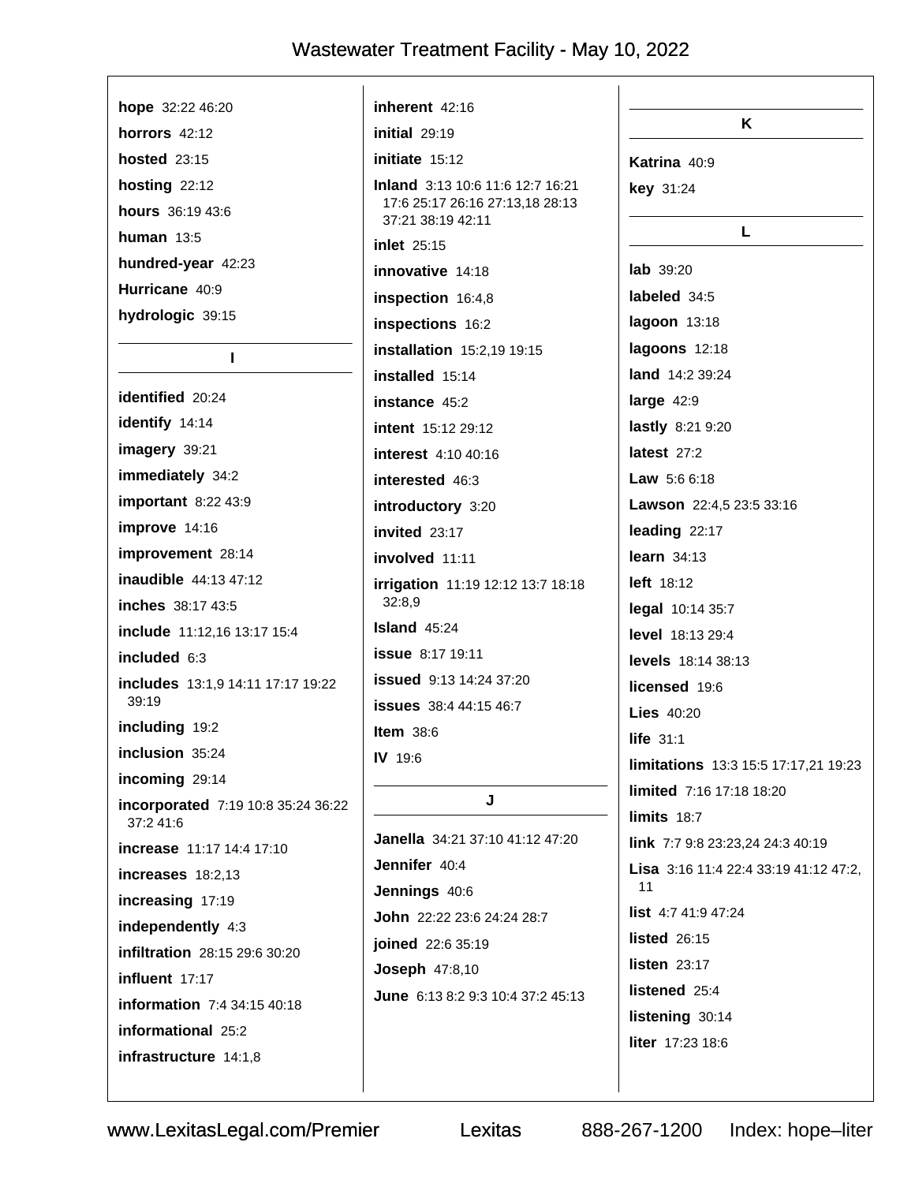**hope** 32:22 46:20

**horrors** 42:12

**hosted** 23:15

**hosting** 22:12

**hours** 36:19 43:6

**human** 13:5

**hundred-year** 42:23

**Hurricane** 40:9

**hydrologic** 39:15

## I

**identified** 20:24

**identify** 14:14

**imagery** 39:21

**immediately** 34:2

**important** 8:22 43:9

**improve** 14:16

**improvement** 28:14

**inaudible** 44:13 47:12

**inches** 38:17 43:5

**include** 11:12,16 13:17 15:4

**included** 6:3

**includes** 13:1,9 14:11 17:17 19:22 39:19

**including** 19:2

**inclusion** 35:24

**incoming** 29:14

**incorporated** 7:19 10:8 35:24 36:22 37:2 41:6

**increase** 11:17 14:4 17:10

**increases** 18:2,13

**increasing** 17:19

**independently** 4:3

**infiltration** 28:15 29:6 30:20

**influent** 17:17

**information** 7:4 34:15 40:18

**informational** 25:2

**infrastructure** 14:1,8

**inherent** 42:16

**initial** 29:19

**initiate** 15:12

**Inland** 3:13 10:6 11:6 12:7 16:21 17:6 25:17 26:16 27:13,18 28:13 37:21 38:19 42:11

**inlet** 25:15

**innovative** 14:18

**inspection** 16:4,8

**inspections** 16:2

**installation** 15:2,19 19:15

**installed** 15:14

**instance** 45:2

**intent** 15:12 29:12

**interest** 4:10 40:16

**interested** 46:3

**introductory** 3:20

**invited** 23:17

**involved** 11:11

**irrigation** 11:19 12:12 13:7 18:18 32:8,9

**Island** 45:24

**issue** 8:17 19:11

**issued** 9:13 14:24 37:20

**issues** 38:4 44:15 46:7

**Item** 38:6

**IV** 19:6

## J

**Janella** 34:21 37:10 41:12 47:20

**Jennifer** 40:4

**Jennings** 40:6

**John** 22:22 23:6 24:24 28:7

**joined** 22:6 35:19

**Joseph** 47:8,10

**June** 6:13 8:2 9:3 10:4 37:2 45:13

## K

**Katrina** 40:9

**key** 31:24

## L

**lab** 39:20

**labeled** 34:5

**lagoon** 13:18

**lagoons** 12:18

**land** 14:2 39:24

**large** 42:9

**lastly** 8:21 9:20

**latest** 27:2

**Law** 5:6 6:18

**Lawson** 22:4,5 23:5 33:16

**leading** 22:17

**learn** 34:13

**left** 18:12

**legal** 10:14 35:7

**level** 18:13 29:4

**levels** 18:14 38:13

**licensed** 19:6

**Lies** 40:20

**life** 31:1

**limitations** 13:3 15:5 17:17,21 19:23

**limited** 7:16 17:18 18:20

**limits** 18:7

**link** 7:7 9:8 23:23,24 24:3 40:19

**Lisa** 3:16 11:4 22:4 33:19 41:12 47:2, 11

**list** 4:7 41:9 47:24

**listed** 26:15

**listen** 23:17

**listened** 25:4

**listening** 30:14

**liter** 17:23 18:6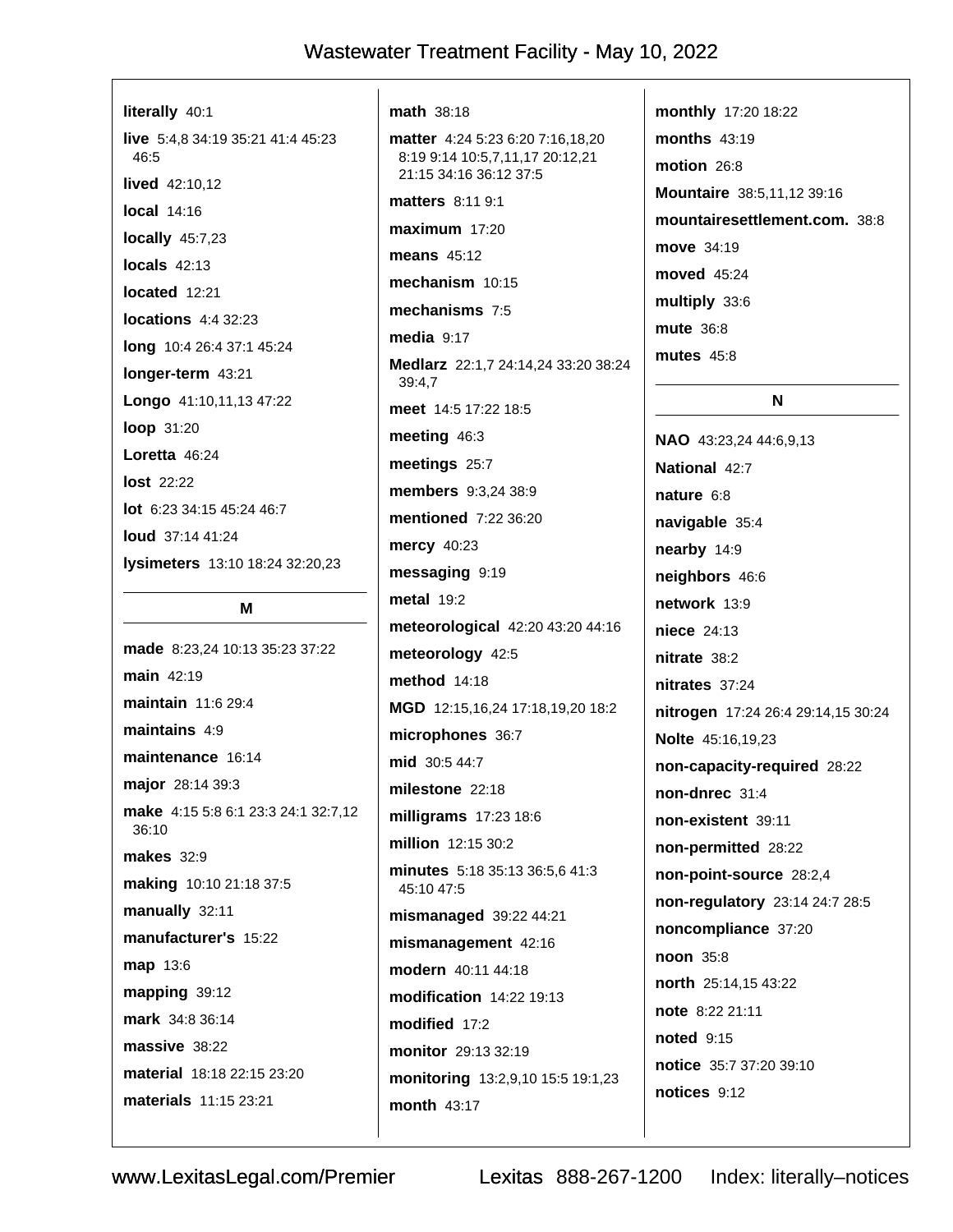**literally** 40:1

**live** 5:4,8 34:19 35:21 41:4 45:23 46:5

**lived** 42:10,12

**local** 14:16

**locally** 45:7,23

**locals** 42:13

**located** 12:21

**locations** 4:4 32:23

**long** 10:4 26:4 37:1 45:24

**longer-term** 43:21

**Longo** 41:10,11,13 47:22

**loop** 31:20

**Loretta** 46:24

**lost** 22:22

**lot** 6:23 34:15 45:24 46:7

**loud** 37:14 41:24

**lysimeters** 13:10 18:24 32:20,23

## M

**made** 8:23,24 10:13 35:23 37:22

**main** 42:19

**maintain** 11:6 29:4

**maintains** 4:9

**maintenance** 16:14

**major** 28:14 39:3

**make** 4:15 5:8 6:1 23:3 24:1 32:7,12 36:10

**makes** 32:9

**making** 10:10 21:18 37:5

**manually** 32:11

**manufacturer's** 15:22

**map** 13:6

**mapping** 39:12

**mark** 34:8 36:14

**massive** 38:22

**material** 18:18 22:15 23:20

**materials** 11:15 23:21

**math** 38:18

**matter** 4:24 5:23 6:20 7:16,18,20 8:19 9:14 10:5,7,11,17 20:12,21 21:15 34:16 36:12 37:5

**matters** 8:11 9:1

**maximum** 17:20

**means** 45:12

**mechanism** 10:15

**mechanisms** 7:5

**media** 9:17

**Medlarz** 22:1,7 24:14,24 33:20 38:24 39:4,7

**meet** 14:5 17:22 18:5

**meeting** 46:3

**meetings** 25:7

**members** 9:3,24 38:9

**mentioned** 7:22 36:20

**mercy** 40:23

**messaging** 9:19

**metal** 19:2

**meteorological** 42:20 43:20 44:16

**meteorology** 42:5

**method** 14:18

**MGD** 12:15,16,24 17:18,19,20 18:2

**microphones** 36:7

**mid** 30:5 44:7

**milestone** 22:18

**milligrams** 17:23 18:6

**million** 12:15 30:2

**minutes** 5:18 35:13 36:5,6 41:3 45:10 47:5

**mismanaged** 39:22 44:21

**mismanagement** 42:16

**modern** 40:11 44:18

**modification** 14:22 19:13

**modified** 17:2

**monitor** 29:13 32:19

**monitoring** 13:2,9,10 15:5 19:1,23

**month** 43:17

**monthly** 17:20 18:22

**months** 43:19

**motion** 26:8

**Mountaire** 38:5,11,12 39:16

**mountairesettlement.com.** 38:8

**move** 34:19

**moved** 45:24

**multiply** 33:6

**mute** 36:8

**mutes** 45:8

## N

**NAO** 43:23,24 44:6,9,13

**National** 42:7

**nature** 6:8

**navigable** 35:4

**nearby** 14:9

**neighbors** 46:6

**network** 13:9

**niece** 24:13

**nitrate** 38:2

**nitrates** 37:24

**nitrogen** 17:24 26:4 29:14,15 30:24

**Nolte** 45:16,19,23

**non-capacity-required** 28:22

**non-dnrec** 31:4

**non-existent** 39:11

**non-permitted** 28:22

**non-point-source** 28:2,4

**non-regulatory** 23:14 24:7 28:5

**noncompliance** 37:20

**noon** 35:8

**north** 25:14,15 43:22

**note** 8:22 21:11

**noted** 9:15

**notice** 35:7 37:20 39:10

**notices** 9:12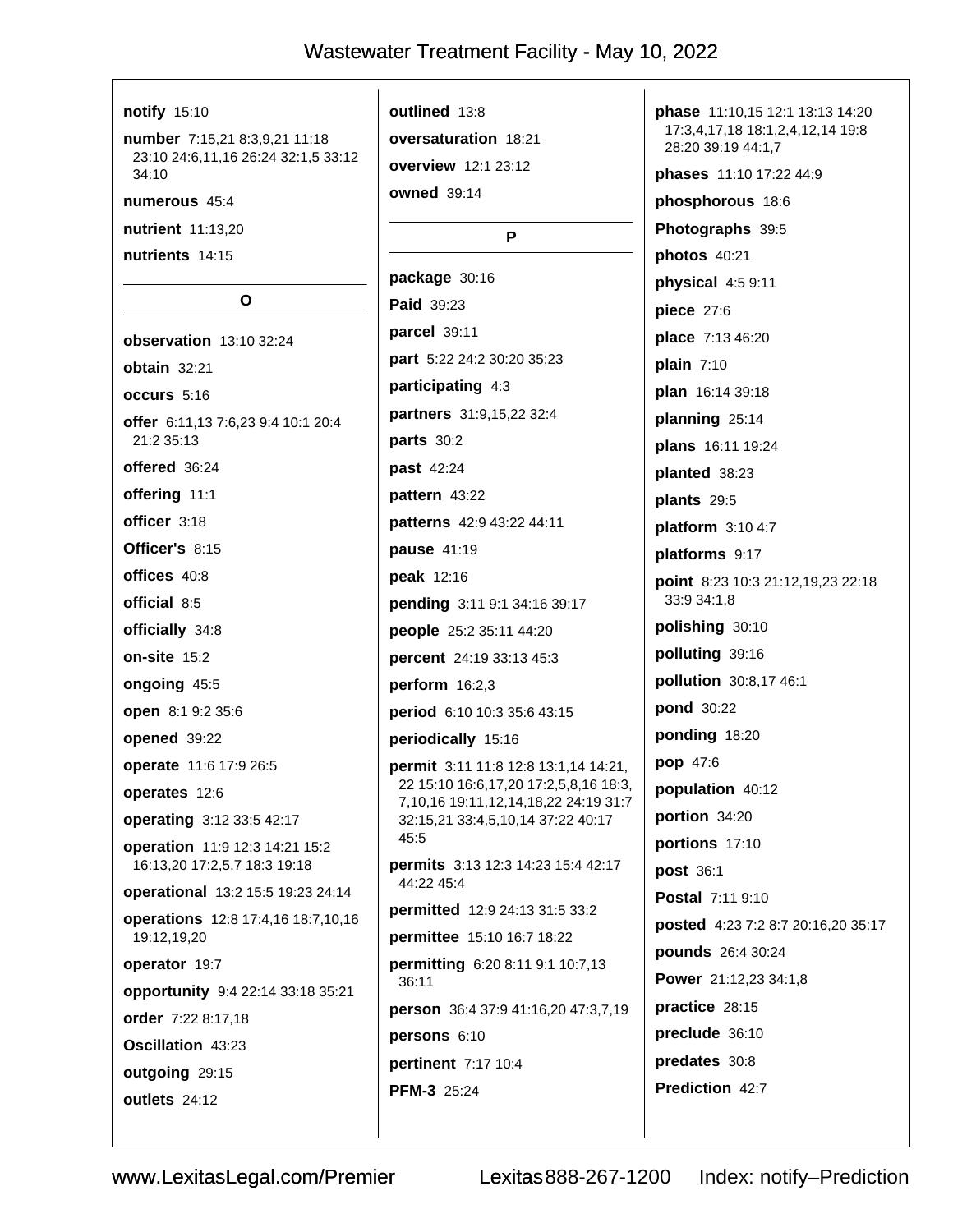**notify** 15:10

**number** 7:15,21 8:3,9,21 11:18 23:10 24:6,11,16 26:24 32:1,5 33:12 34:10

**numerous** 45:4

**nutrient** 11:13,20

**nutrients** 14:15

## O

**observation** 13:10 32:24

**obtain** 32:21

**occurs** 5:16

**offer** 6:11,13 7:6,23 9:4 10:1 20:4 21:2 35:13

**offered** 36:24

**offering** 11:1

**officer** 3:18

**Officer's** 8:15

**offices** 40:8

**official** 8:5

**officially** 34:8

**on-site** 15:2

**ongoing** 45:5

**open** 8:1 9:2 35:6

**opened** 39:22

**operate** 11:6 17:9 26:5

**operates** 12:6

**operating** 3:12 33:5 42:17

**operation** 11:9 12:3 14:21 15:2 16:13,20 17:2,5,7 18:3 19:18

**operational** 13:2 15:5 19:23 24:14

**operations** 12:8 17:4,16 18:7,10,16 19:12,19,20

**operator** 19:7

**opportunity** 9:4 22:14 33:18 35:21

**order** 7:22 8:17,18

**Oscillation** 43:23

**outgoing** 29:15

**outlets** 24:12

**outlined** 13:8

**oversaturation** 18:21

**overview** 12:1 23:12

**owned** 39:14

## P

**package** 30:16

**Paid** 39:23

**parcel** 39:11

**part** 5:22 24:2 30:20 35:23

**participating** 4:3

**partners** 31:9,15,22 32:4

**parts** 30:2

**past** 42:24

**pattern** 43:22

**patterns** 42:9 43:22 44:11

**pause** 41:19

**peak** 12:16

**pending** 3:11 9:1 34:16 39:17

**people** 25:2 35:11 44:20

**percent** 24:19 33:13 45:3

**perform** 16:2,3

**period** 6:10 10:3 35:6 43:15

**periodically** 15:16

**permit** 3:11 11:8 12:8 13:1,14 14:21,22 15:10 16:6,17,20 17:2,5,8,16 18:3,7,10,16 19:11,12,14,18,22 24:19 31:7 32:15,21 33:4,5,10,14 37:22 40:17 45:5

**permits** 3:13 12:3 14:23 15:4 42:17 44:22 45:4

**permitted** 12:9 24:13 31:5 33:2

**permittee** 15:10 16:7 18:22

**permitting** 6:20 8:11 9:1 10:7,13 36:11

**person** 36:4 37:9 41:16,20 47:3,7,19

**persons** 6:10

**pertinent** 7:17 10:4

**PFM-3** 25:24

**phase** 11:10,15 12:1 13:13 14:20 17:3,4,17,18 18:1,2,4,12,14 19:8 28:20 39:19 44:1,7

**phases** 11:10 17:22 44:9

**phosphorous** 18:6

**Photographs** 39:5

**photos** 40:21

**physical** 4:5 9:11

**piece** 27:6

**place** 7:13 46:20

**plain** 7:10

**plan** 16:14 39:18

**planning** 25:14

**plans** 16:11 19:24

**planted** 38:23

**plants** 29:5

**platform** 3:10 4:7

**platforms** 9:17

**point** 8:23 10:3 21:12,19,23 22:18 33:9 34:1,8

**polishing** 30:10

**polluting** 39:16

**pollution** 30:8,17 46:1

**pond** 30:22

**ponding** 18:20

**pop** 47:6

**population** 40:12

**portion** 34:20

**portions** 17:10

**post** 36:1

**Postal** 7:11 9:10

**posted** 4:23 7:2 8:7 20:16,20 35:17

**pounds** 26:4 30:24

**Power** 21:12,23 34:1,8

**practice** 28:15

**preclude** 36:10

**predates** 30:8

**Prediction** 42:7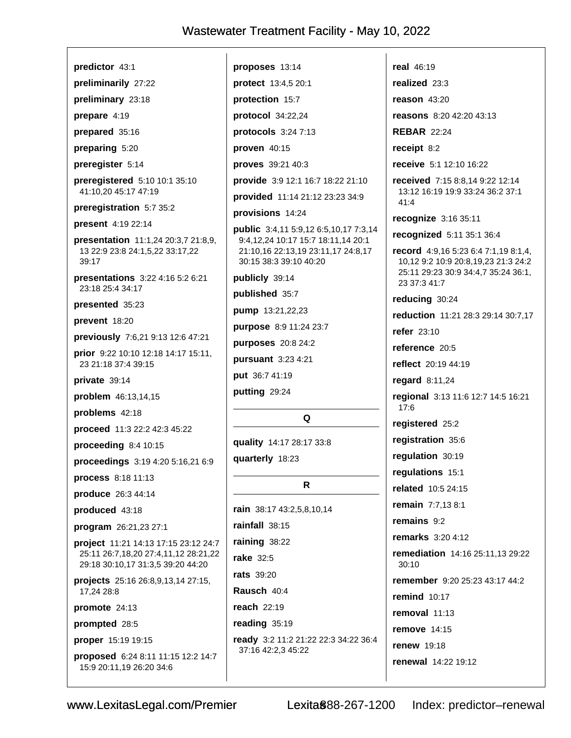**predictor** 43:1

**preliminarily** 27:22

**preliminary** 23:18

**prepare** 4:19

**prepared** 35:16

**preparing** 5:20

**preregister** 5:14

**preregistered** 5:10 10:1 35:10 41:10,20 45:17 47:19

**preregistration** 5:7 35:2

**present** 4:19 22:14

**presentation** 11:1,24 20:3,7 21:8,9, 13 22:9 23:8 24:1,5,22 33:17,22 39:17

**presentations** 3:22 4:16 5:2 6:21 23:18 25:4 34:17

**presented** 35:23

**prevent** 18:20

**previously** 7:6,21 9:13 12:6 47:21

**prior** 9:22 10:10 12:18 14:17 15:11, 23 21:18 37:4 39:15

**private** 39:14

**problem** 46:13,14,15

**problems** 42:18

**proceed** 11:3 22:2 42:3 45:22

**proceeding** 8:4 10:15

**proceedings** 3:19 4:20 5:16,21 6:9

**process** 8:18 11:13

**produce** 26:3 44:14

**produced** 43:18

**program** 26:21,23 27:1

**project** 11:21 14:13 17:15 23:12 24:7 25:11 26:7,18,20 27:4,11,12 28:21,22 29:18 30:10,17 31:3,5 39:20 44:20

**projects** 25:16 26:8,9,13,14 27:15, 17,24 28:8

**promote** 24:13

**prompted** 28:5

**proper** 15:19 19:15

**proposed** 6:24 8:11 11:15 12:2 14:7 15:9 20:11,19 26:20 34:6

**proposes** 13:14

**protect** 13:4,5 20:1

**protection** 15:7

**protocol** 34:22,24

**protocols** 3:24 7:13

**proven** 40:15

**proves** 39:21 40:3

**provide** 3:9 12:1 16:7 18:22 21:10

**provided** 11:14 21:12 23:23 34:9

**provisions** 14:24

**public** 3:4,11 5:9,12 6:5,10,17 7:3,14 9:4,12,24 10:17 15:7 18:11,14 20:1 21:10,16 22:13,19 23:11,17 24:8,17 30:15 38:3 39:10 40:20

**publicly** 39:14

**published** 35:7

**pump** 13:21,22,23

**purpose** 8:9 11:24 23:7

**purposes** 20:8 24:2

**pursuant** 3:23 4:21

**put** 36:7 41:19

**putting** 29:24

## Q

**quality** 14:17 28:17 33:8

**quarterly** 18:23

## R

**rain** 38:17 43:2,5,8,10,14

**rainfall** 38:15

**raining** 38:22

**rake** 32:5

**rats** 39:20

**Rausch** 40:4

**reach** 22:19

**reading** 35:19

**ready** 3:2 11:2 21:22 22:3 34:22 36:4 37:16 42:2,3 45:22

**real** 46:19

**realized** 23:3

**reason** 43:20

**reasons** 8:20 42:20 43:13

**REBAR** 22:24

**receipt** 8:2

**receive** 5:1 12:10 16:22

**received** 7:15 8:8,14 9:22 12:14 13:12 16:19 19:9 33:24 36:2 37:1 41:4

**recognize** 3:16 35:11

**recognized** 5:11 35:1 36:4

**record** 4:9,16 5:23 6:4 7:1,19 8:1,4, 10,12 9:2 10:9 20:8,19,23 21:3 24:2 25:11 29:23 30:9 34:4,7 35:24 36:1, 23 37:3 41:7

**reducing** 30:24

**reduction** 11:21 28:3 29:14 30:7,17

**refer** 23:10

**reference** 20:5

**reflect** 20:19 44:19

**regard** 8:11,24

**regional** 3:13 11:6 12:7 14:5 16:21 17:6

**registered** 25:2

**registration** 35:6

**regulation** 30:19

**regulations** 15:1

**related** 10:5 24:15

**remain** 7:7,13 8:1

**remains** 9:2

**remarks** 3:20 4:12

**remediation** 14:16 25:11,13 29:22 30:10

**remember** 9:20 25:23 43:17 44:2

**remind** 10:17

**removal** 11:13

**remove** 14:15

**renew** 19:18

**renewal** 14:22 19:12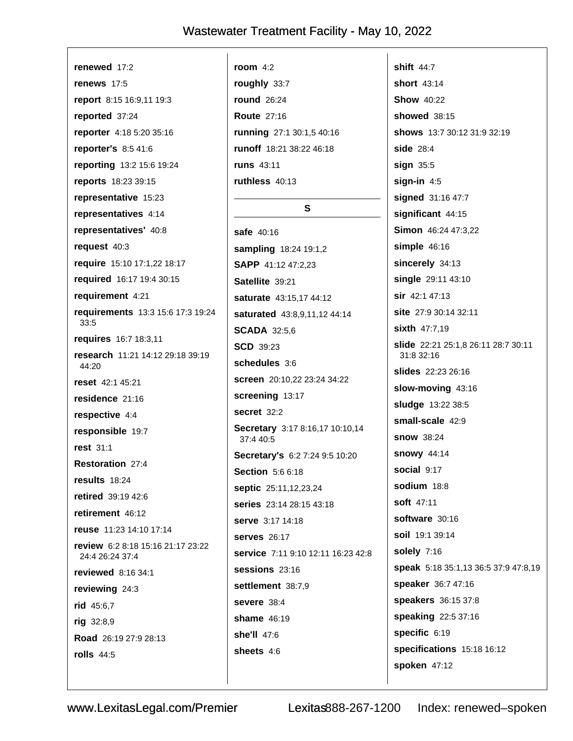**renewed** 17:2

**renews** 17:5

**report** 8:15 16:9,11 19:3

**reported** 37:24

**reporter** 4:18 5:20 35:16

**reporter's** 8:5 41:6

**reporting** 13:2 15:6 19:24

**reports** 18:23 39:15

**representative** 15:23

**representatives** 4:14

**representatives'** 40:8

**request** 40:3

**require** 15:10 17:1,22 18:17

**required** 16:17 19:4 30:15

**requirement** 4:21

**requirements** 13:3 15:6 17:3 19:24 33:5

**requires** 16:7 18:3,11

**research** 11:21 14:12 29:18 39:19 44:20

**reset** 42:1 45:21

**residence** 21:16

**respective** 4:4

**responsible** 19:7

**rest** 31:1

**Restoration** 27:4

**results** 18:24

**retired** 39:19 42:6

**retirement** 46:12

**reuse** 11:23 14:10 17:14

**review** 6:2 8:18 15:16 21:17 23:22 24:4 26:24 37:4

**reviewed** 8:16 34:1

**reviewing** 24:3

**rid** 45:6,7

**rig** 32:8,9

**Road** 26:19 27:9 28:13

**rolls** 44:5

**room** 4:2

**roughly** 33:7

**round** 26:24

**Route** 27:16

**running** 27:1 30:1,5 40:16

**runoff** 18:21 38:22 46:18

**runs** 43:11

**ruthless** 40:13

## S

**safe** 40:16

**sampling** 18:24 19:1,2

**SAPP** 41:12 47:2,23

**Satellite** 39:21

**saturate** 43:15,17 44:12

**saturated** 43:8,9,11,12 44:14

**SCADA** 32:5,6

**SCD** 39:23

**schedules** 3:6

**screen** 20:10,22 23:24 34:22

**screening** 13:17

**secret** 32:2

**Secretary** 3:17 8:16,17 10:10,14 37:4 40:5

**Secretary's** 6:2 7:24 9:5 10:20

**Section** 5:6 6:18

**septic** 25:11,12,23,24

**series** 23:14 28:15 43:18

**serve** 3:17 14:18

**serves** 26:17

**service** 7:11 9:10 12:11 16:23 42:8

**sessions** 23:16

**settlement** 38:7,9

**severe** 38:4

**shame** 46:19

**she'll** 47:6

**sheets** 4:6

**shift** 44:7

**short** 43:14

**Show** 40:22

**showed** 38:15

**shows** 13:7 30:12 31:9 32:19

**side** 28:4

**sign** 35:5

**sign-in** 4:5

**signed** 31:16 47:7

**significant** 44:15

**Simon** 46:24 47:3,22

**simple** 46:16

**sincerely** 34:13

**single** 29:11 43:10

**sir** 42:1 47:13

**site** 27:9 30:14 32:11

**sixth** 47:7,19

**slide** 22:21 25:1,8 26:11 28:7 30:11 31:8 32:16

**slides** 22:23 26:16

**slow-moving** 43:16

**sludge** 13:22 38:5

**small-scale** 42:9

**snow** 38:24

**snowy** 44:14

**social** 9:17

**sodium** 18:8

**soft** 47:11

**software** 30:16

**soil** 19:1 39:14

**solely** 7:16

**speak** 5:18 35:1,13 36:5 37:9 47:8,19

**speaker** 36:7 47:16

**speakers** 36:15 37:8

**speaking** 22:5 37:16

**specific** 6:19

**specifications** 15:18 16:12

**spoken** 47:12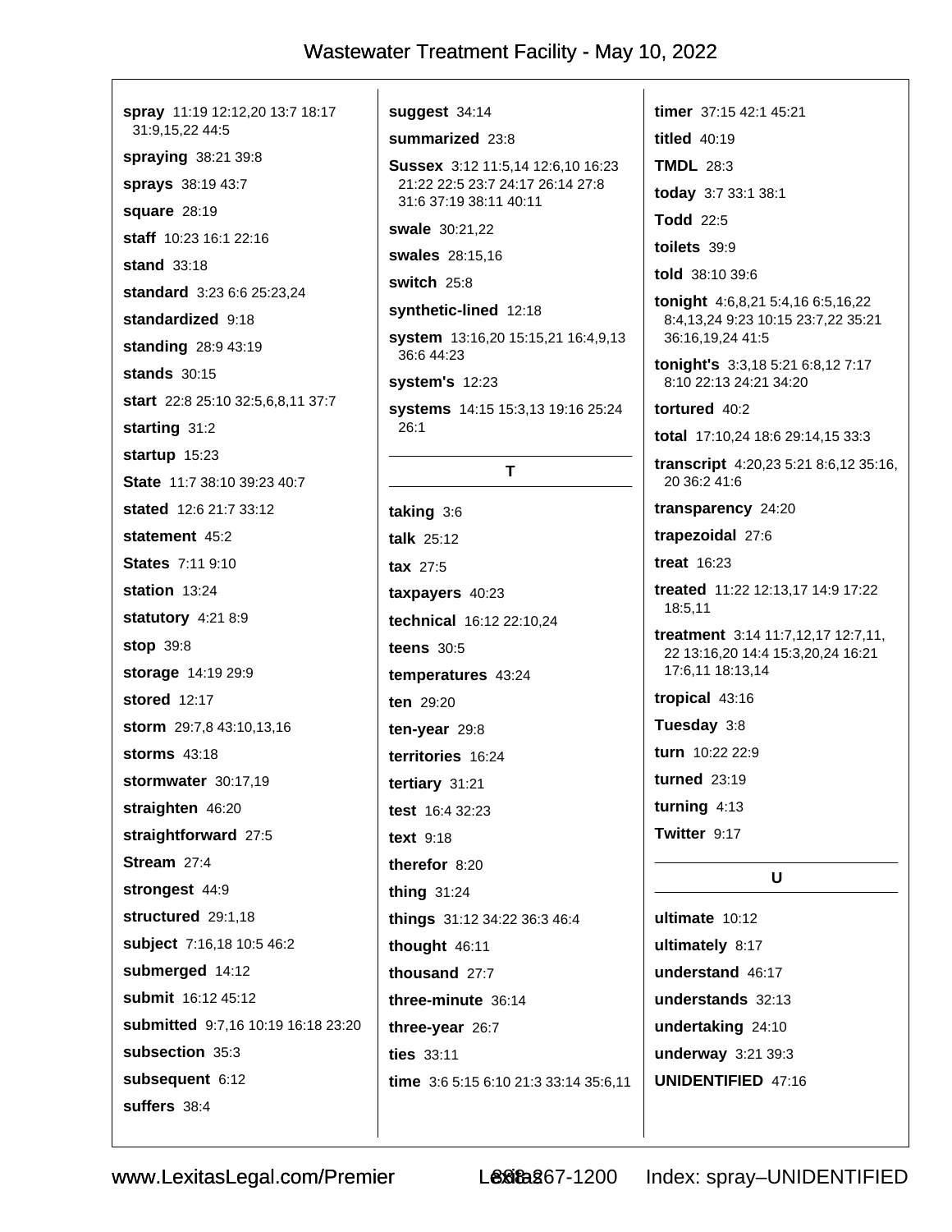**spray** 11:19 12:12,20 13:7 18:17 31:9,15,22 44:5

**spraying** 38:21 39:8

**sprays** 38:19 43:7

**square** 28:19

**staff** 10:23 16:1 22:16

**stand** 33:18

**standard** 3:23 6:6 25:23,24

**standardized** 9:18

**standing** 28:9 43:19

**stands** 30:15

**start** 22:8 25:10 32:5,6,8,11 37:7

**starting** 31:2

**startup** 15:23

**State** 11:7 38:10 39:23 40:7

**stated** 12:6 21:7 33:12

**statement** 45:2

**States** 7:11 9:10

**station** 13:24

**statutory** 4:21 8:9

**stop** 39:8

**storage** 14:19 29:9

**stored** 12:17

**storm** 29:7,8 43:10,13,16

**storms** 43:18

**stormwater** 30:17,19

**straighten** 46:20

**straightforward** 27:5

**Stream** 27:4

**strongest** 44:9

**structured** 29:1,18

**subject** 7:16,18 10:5 46:2

**submerged** 14:12

**submit** 16:12 45:12

**submitted** 9:7,16 10:19 16:18 23:20

**subsection** 35:3

**subsequent** 6:12

**suffers** 38:4

**suggest** 34:14

**summarized** 23:8

**Sussex** 3:12 11:5,14 12:6,10 16:23 21:22 22:5 23:7 24:17 26:14 27:8 31:6 37:19 38:11 40:11

**swale** 30:21,22

**swales** 28:15,16

**switch** 25:8

**synthetic-lined** 12:18

**system** 13:16,20 15:15,21 16:4,9,13 36:6 44:23

**system's** 12:23

**systems** 14:15 15:3,13 19:16 25:24 26:1

## T

**taking** 3:6

**talk** 25:12

**tax** 27:5

**taxpayers** 40:23

**technical** 16:12 22:10,24

**teens** 30:5

**temperatures** 43:24

**ten** 29:20

**ten-year** 29:8

**territories** 16:24

**tertiary** 31:21

**test** 16:4 32:23

**text** 9:18

**therefor** 8:20

**thing** 31:24

**things** 31:12 34:22 36:3 46:4

**thought** 46:11

**thousand** 27:7

**three-minute** 36:14

**three-year** 26:7

**ties** 33:11

**time** 3:6 5:15 6:10 21:3 33:14 35:6,11

**timer** 37:15 42:1 45:21

**titled** 40:19

**TMDL** 28:3

**today** 3:7 33:1 38:1

**Todd** 22:5

**toilets** 39:9

**told** 38:10 39:6

**tonight** 4:6,8,21 5:4,16 6:5,16,22 8:4,13,24 9:23 10:15 23:7,22 35:21 36:16,19,24 41:5

**tonight's** 3:3,18 5:21 6:8,12 7:17 8:10 22:13 24:21 34:20

**tortured** 40:2

**total** 17:10,24 18:6 29:14,15 33:3

**transcript** 4:20,23 5:21 8:6,12 35:16, 20 36:2 41:6

**transparency** 24:20

**trapezoidal** 27:6

**treat** 16:23

**treated** 11:22 12:13,17 14:9 17:22 18:5,11

**treatment** 3:14 11:7,12,17 12:7,11, 22 13:16,20 14:4 15:3,20,24 16:21 17:6,11 18:13,14

**tropical** 43:16

**Tuesday** 3:8

**turn** 10:22 22:9

**turned** 23:19

**turning** 4:13

**Twitter** 9:17

## U

**ultimate** 10:12

**ultimately** 8:17

**understand** 46:17

**understands** 32:13

**undertaking** 24:10

**underway** 3:21 39:3

**UNIDENTIFIED** 47:16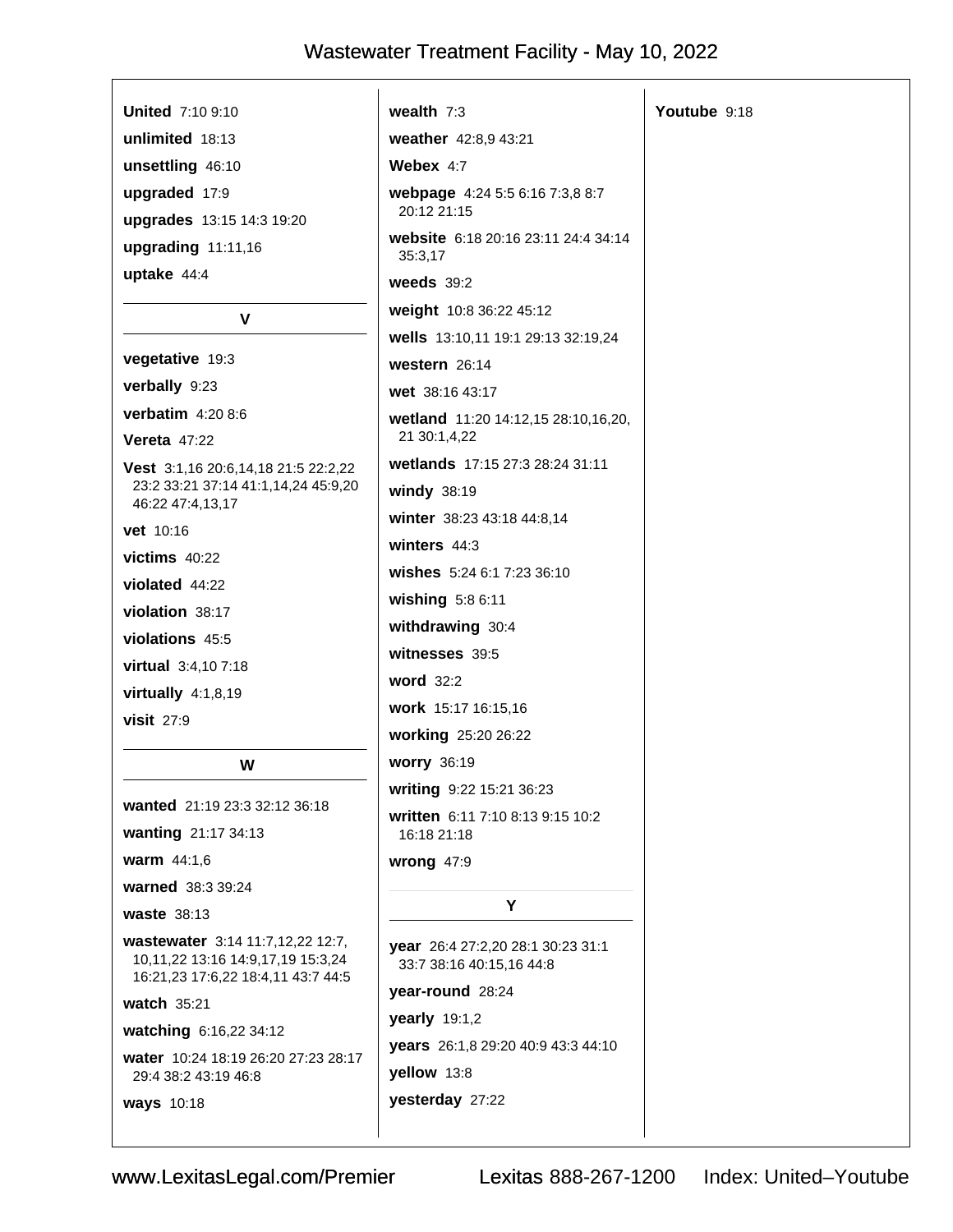**United** 7:10 9:10

**unlimited** 18:13

**unsettling** 46:10

**upgraded** 17:9

**upgrades** 13:15 14:3 19:20

**upgrading** 11:11,16

**uptake** 44:4

## V

**vegetative** 19:3

**verbally** 9:23

**verbatim** 4:20 8:6

**Vereta** 47:22

**Vest** 3:1,16 20:6,14,18 21:5 22:2,22 23:2 33:21 37:14 41:1,14,24 45:9,20 46:22 47:4,13,17

**vet** 10:16

**victims** 40:22

**violated** 44:22

**violation** 38:17

**violations** 45:5

**virtual** 3:4,10 7:18

**virtually** 4:1,8,19

**visit** 27:9

## W

**wanted** 21:19 23:3 32:12 36:18

**wanting** 21:17 34:13

**warm** 44:1,6

**warned** 38:3 39:24

**waste** 38:13

**wastewater** 3:14 11:7,12,22 12:7,10,11,22 13:16 14:9,17,19 15:3,24 16:21,23 17:6,22 18:4,11 43:7 44:5

**watch** 35:21

**watching** 6:16,22 34:12

**water** 10:24 18:19 26:20 27:23 28:17 29:4 38:2 43:19 46:8

**ways** 10:18

**wealth** 7:3

**weather** 42:8,9 43:21

**Webex** 4:7

**webpage** 4:24 5:5 6:16 7:3,8 8:7 20:12 21:15

**website** 6:18 20:16 23:11 24:4 34:14 35:3,17

**weeds** 39:2

**weight** 10:8 36:22 45:12

**wells** 13:10,11 19:1 29:13 32:19,24

**western** 26:14

**wet** 38:16 43:17

**wetland** 11:20 14:12,15 28:10,16,20,21 30:1,4,22

**wetlands** 17:15 27:3 28:24 31:11

**windy** 38:19

**winter** 38:23 43:18 44:8,14

**winters** 44:3

**wishes** 5:24 6:1 7:23 36:10

**wishing** 5:8 6:11

**withdrawing** 30:4

**witnesses** 39:5

**word** 32:2

**work** 15:17 16:15,16

**working** 25:20 26:22

**worry** 36:19

**writing** 9:22 15:21 36:23

**written** 6:11 7:10 8:13 9:15 10:2 16:18 21:18

**wrong** 47:9

## Y

**year** 26:4 27:2,20 28:1 30:23 31:1 33:7 38:16 40:15,16 44:8

**year-round** 28:24

**yearly** 19:1,2

**years** 26:1,8 29:20 40:9 43:3 44:10

**yellow** 13:8

**yesterday** 27:22

**Youtube** 9:18